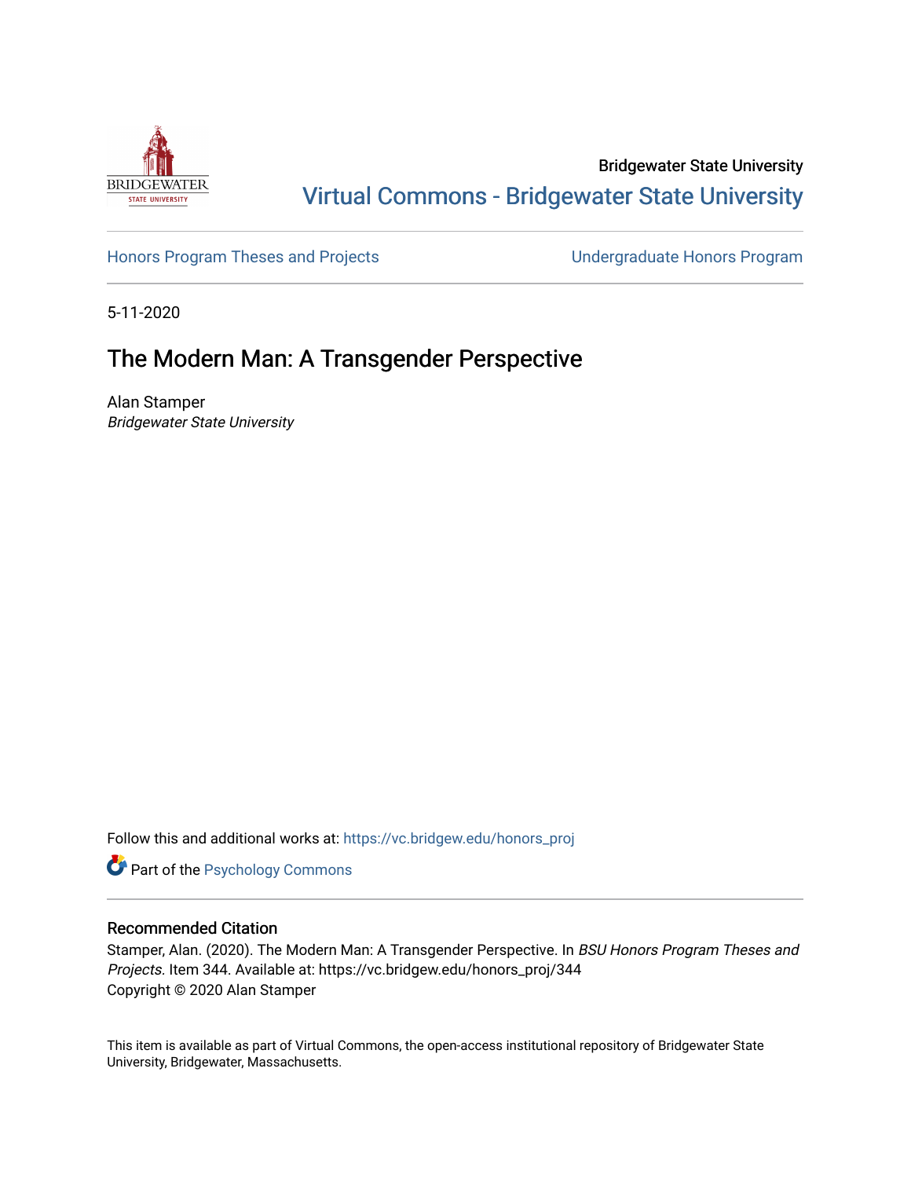Bridgewater State University

Virtual Commons - Bridgewater State University

Honors Program Theses and Projects

Undergraduate Honors Program

5-11-2020

# The Modern Man: A Transgender Perspective

Alan Stamper
*Bridgewater State University*

Follow this and additional works at: https://vc.bridgew.edu/honors_proj

Part of the Psychology Commons

## Recommended Citation

Stamper, Alan. (2020). The Modern Man: A Transgender Perspective. In *BSU Honors Program Theses and Projects.* Item 344. Available at: https://vc.bridgew.edu/honors_proj/344
Copyright © 2020 Alan Stamper

This item is available as part of Virtual Commons, the open-access institutional repository of Bridgewater State University, Bridgewater, Massachusetts.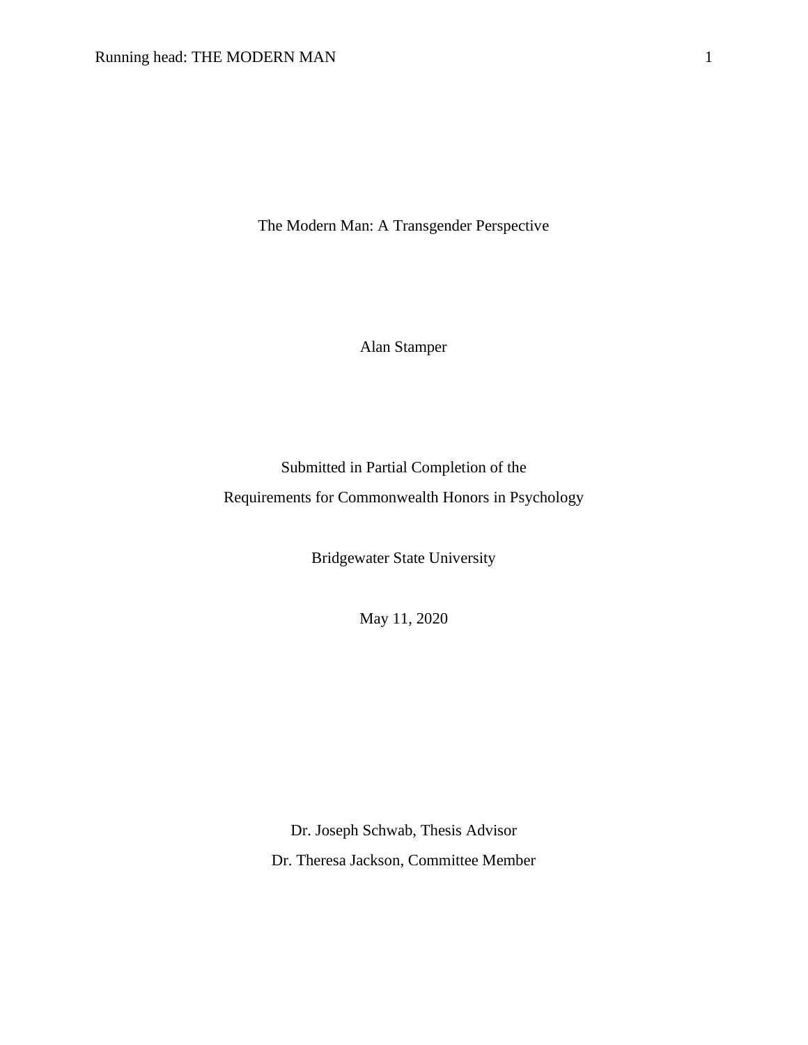# The Modern Man: A Transgender Perspective

Alan Stamper

Submitted in Partial Completion of the
Requirements for Commonwealth Honors in Psychology

Bridgewater State University

May 11, 2020

Dr. Joseph Schwab, Thesis Advisor
Dr. Theresa Jackson, Committee Member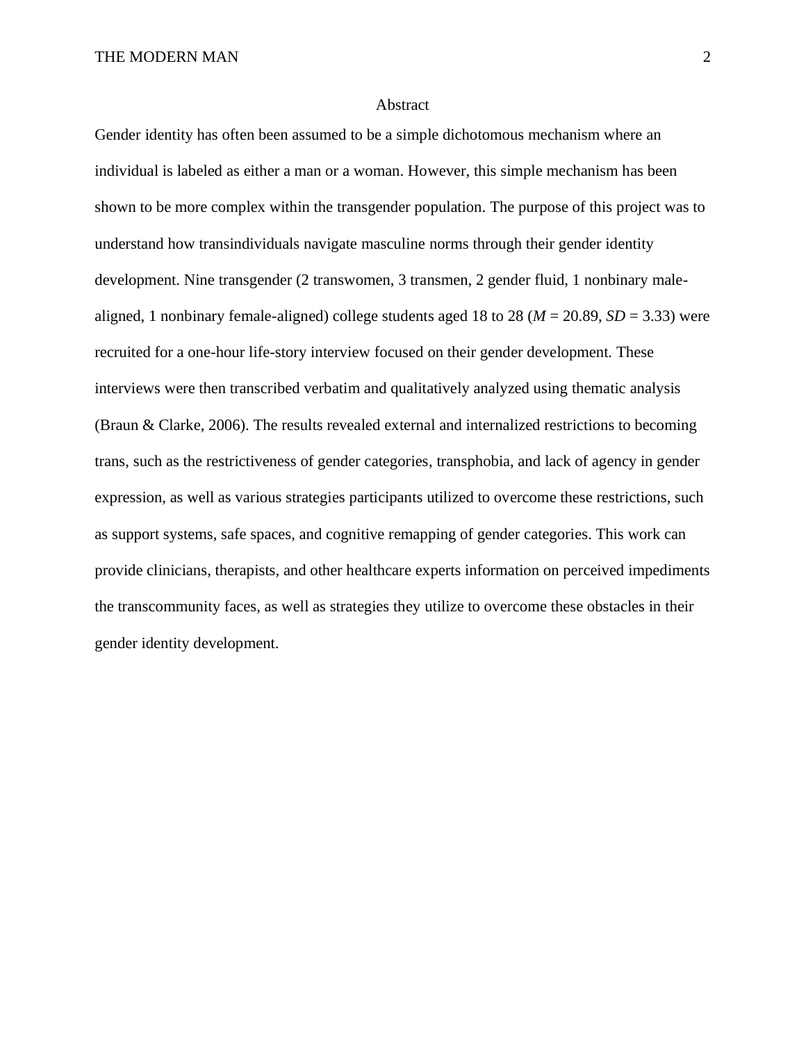## Abstract

Gender identity has often been assumed to be a simple dichotomous mechanism where an individual is labeled as either a man or a woman. However, this simple mechanism has been shown to be more complex within the transgender population. The purpose of this project was to understand how transindividuals navigate masculine norms through their gender identity development. Nine transgender (2 transwomen, 3 transmen, 2 gender fluid, 1 nonbinary male-aligned, 1 nonbinary female-aligned) college students aged 18 to 28 ($M = 20.89$, $SD = 3.33$) were recruited for a one-hour life-story interview focused on their gender development. These interviews were then transcribed verbatim and qualitatively analyzed using thematic analysis (Braun & Clarke, 2006). The results revealed external and internalized restrictions to becoming trans, such as the restrictiveness of gender categories, transphobia, and lack of agency in gender expression, as well as various strategies participants utilized to overcome these restrictions, such as support systems, safe spaces, and cognitive remapping of gender categories. This work can provide clinicians, therapists, and other healthcare experts information on perceived impediments the transcommunity faces, as well as strategies they utilize to overcome these obstacles in their gender identity development.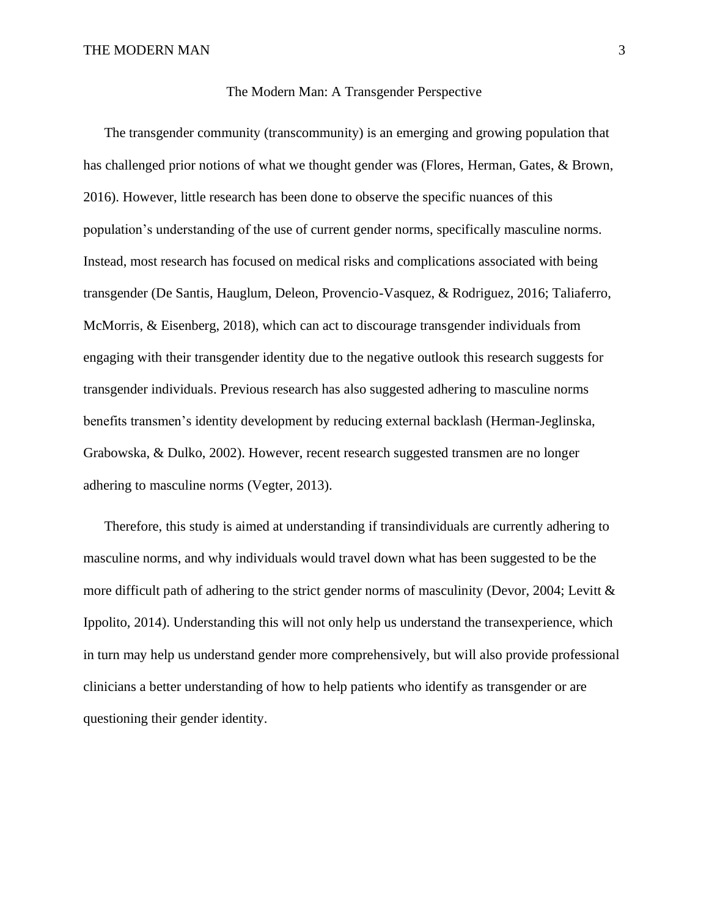# The Modern Man: A Transgender Perspective

The transgender community (transcommunity) is an emerging and growing population that has challenged prior notions of what we thought gender was (Flores, Herman, Gates, & Brown, 2016). However, little research has been done to observe the specific nuances of this population's understanding of the use of current gender norms, specifically masculine norms. Instead, most research has focused on medical risks and complications associated with being transgender (De Santis, Hauglum, Deleon, Provencio-Vasquez, & Rodriguez, 2016; Taliaferro, McMorris, & Eisenberg, 2018), which can act to discourage transgender individuals from engaging with their transgender identity due to the negative outlook this research suggests for transgender individuals. Previous research has also suggested adhering to masculine norms benefits transmen's identity development by reducing external backlash (Herman-Jeglinska, Grabowska, & Dulko, 2002). However, recent research suggested transmen are no longer adhering to masculine norms (Vegter, 2013).

Therefore, this study is aimed at understanding if transindividuals are currently adhering to masculine norms, and why individuals would travel down what has been suggested to be the more difficult path of adhering to the strict gender norms of masculinity (Devor, 2004; Levitt & Ippolito, 2014). Understanding this will not only help us understand the transexperience, which in turn may help us understand gender more comprehensively, but will also provide professional clinicians a better understanding of how to help patients who identify as transgender or are questioning their gender identity.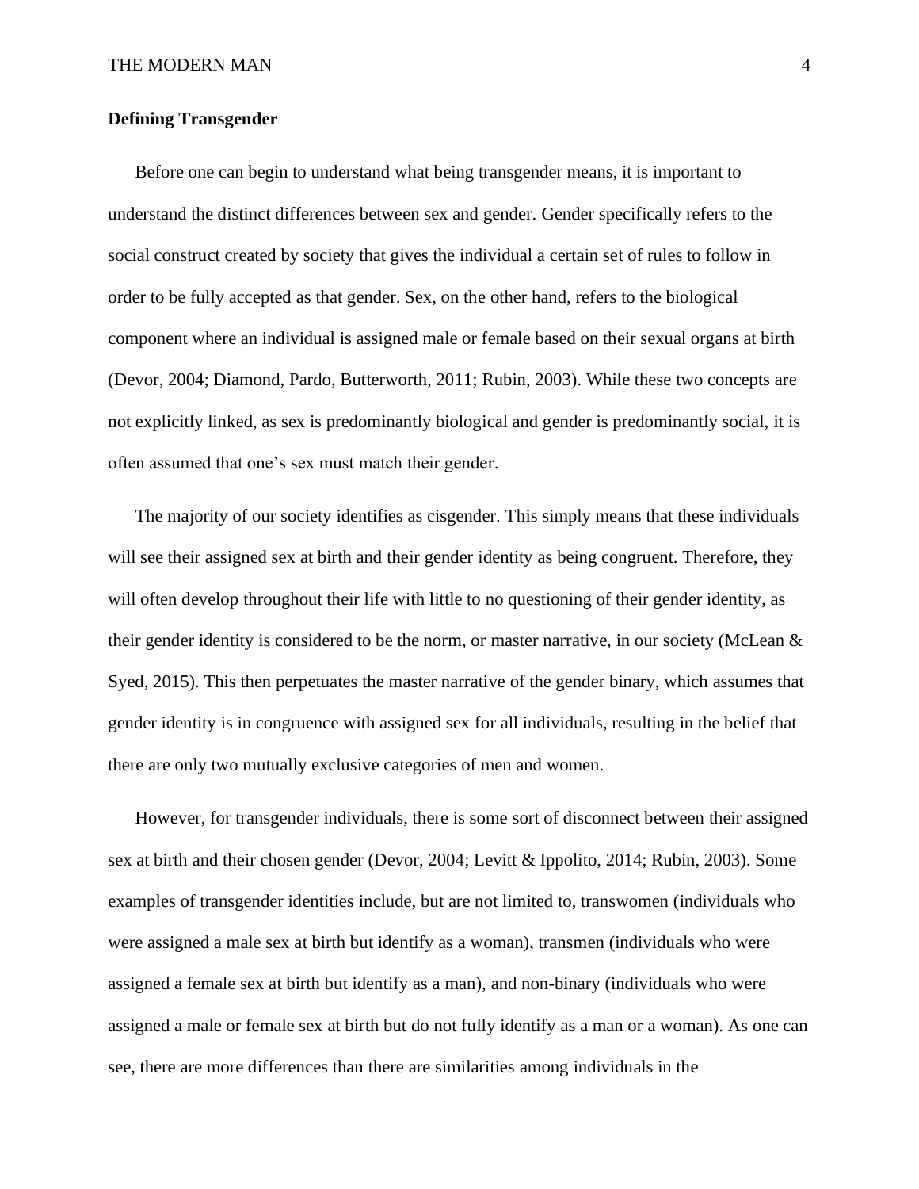**Defining Transgender**

Before one can begin to understand what being transgender means, it is important to understand the distinct differences between sex and gender. Gender specifically refers to the social construct created by society that gives the individual a certain set of rules to follow in order to be fully accepted as that gender. Sex, on the other hand, refers to the biological component where an individual is assigned male or female based on their sexual organs at birth (Devor, 2004; Diamond, Pardo, Butterworth, 2011; Rubin, 2003). While these two concepts are not explicitly linked, as sex is predominantly biological and gender is predominantly social, it is often assumed that one's sex must match their gender.

The majority of our society identifies as cisgender. This simply means that these individuals will see their assigned sex at birth and their gender identity as being congruent. Therefore, they will often develop throughout their life with little to no questioning of their gender identity, as their gender identity is considered to be the norm, or master narrative, in our society (McLean & Syed, 2015). This then perpetuates the master narrative of the gender binary, which assumes that gender identity is in congruence with assigned sex for all individuals, resulting in the belief that there are only two mutually exclusive categories of men and women.

However, for transgender individuals, there is some sort of disconnect between their assigned sex at birth and their chosen gender (Devor, 2004; Levitt & Ippolito, 2014; Rubin, 2003). Some examples of transgender identities include, but are not limited to, transwomen (individuals who were assigned a male sex at birth but identify as a woman), transmen (individuals who were assigned a female sex at birth but identify as a man), and non-binary (individuals who were assigned a male or female sex at birth but do not fully identify as a man or a woman). As one can see, there are more differences than there are similarities among individuals in the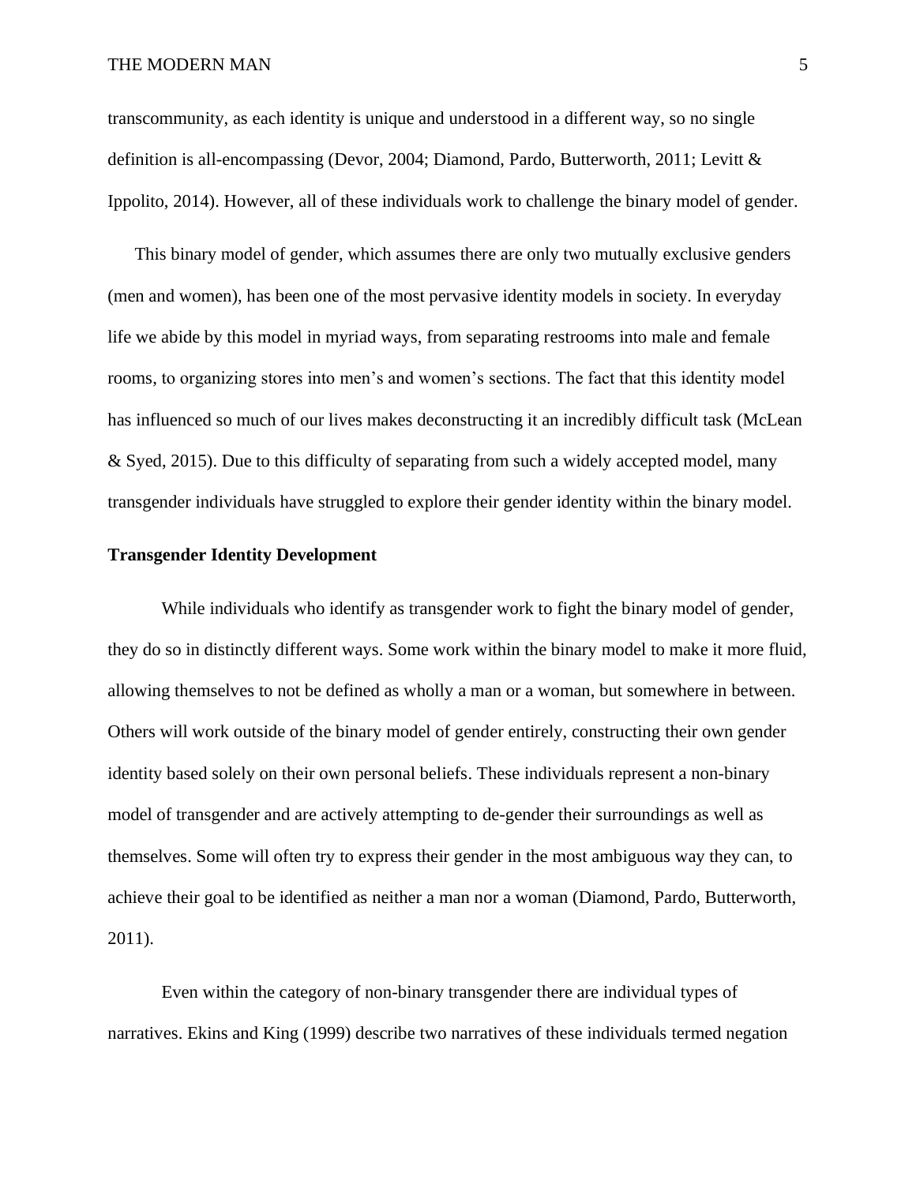transcommunity, as each identity is unique and understood in a different way, so no single definition is all-encompassing (Devor, 2004; Diamond, Pardo, Butterworth, 2011; Levitt & Ippolito, 2014). However, all of these individuals work to challenge the binary model of gender.

This binary model of gender, which assumes there are only two mutually exclusive genders (men and women), has been one of the most pervasive identity models in society. In everyday life we abide by this model in myriad ways, from separating restrooms into male and female rooms, to organizing stores into men's and women's sections. The fact that this identity model has influenced so much of our lives makes deconstructing it an incredibly difficult task (McLean & Syed, 2015). Due to this difficulty of separating from such a widely accepted model, many transgender individuals have struggled to explore their gender identity within the binary model.

**Transgender Identity Development**

While individuals who identify as transgender work to fight the binary model of gender, they do so in distinctly different ways. Some work within the binary model to make it more fluid, allowing themselves to not be defined as wholly a man or a woman, but somewhere in between. Others will work outside of the binary model of gender entirely, constructing their own gender identity based solely on their own personal beliefs. These individuals represent a non-binary model of transgender and are actively attempting to de-gender their surroundings as well as themselves. Some will often try to express their gender in the most ambiguous way they can, to achieve their goal to be identified as neither a man nor a woman (Diamond, Pardo, Butterworth, 2011).

Even within the category of non-binary transgender there are individual types of narratives. Ekins and King (1999) describe two narratives of these individuals termed negation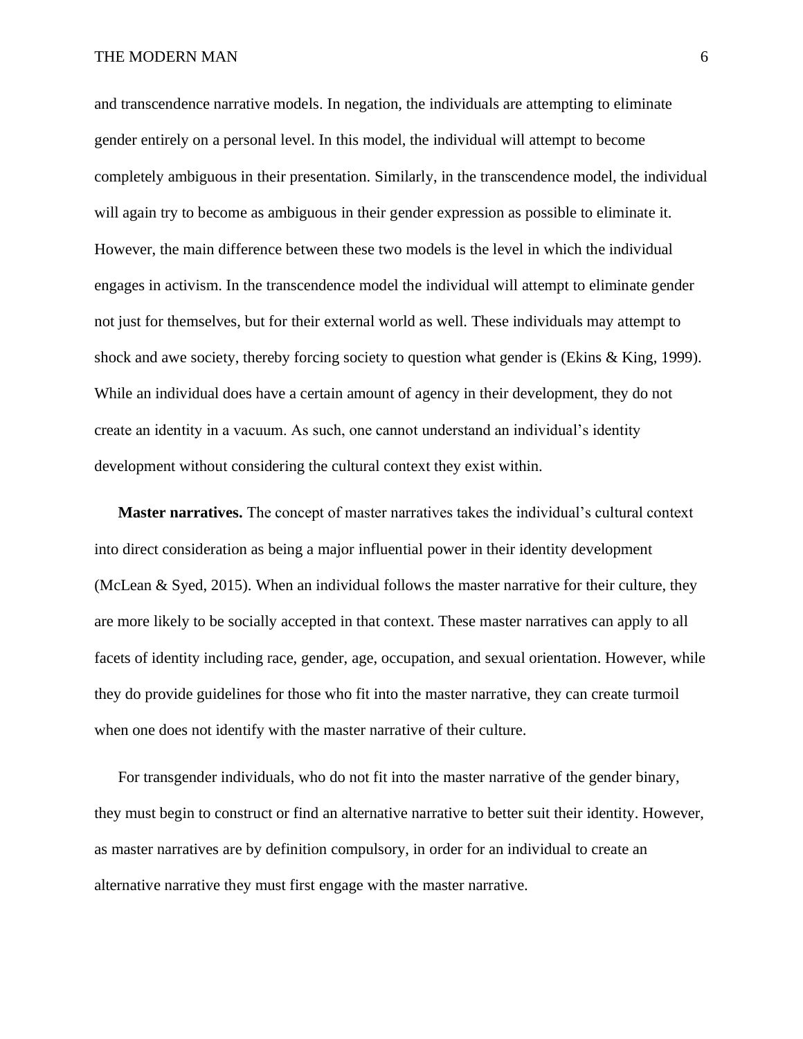and transcendence narrative models. In negation, the individuals are attempting to eliminate gender entirely on a personal level. In this model, the individual will attempt to become completely ambiguous in their presentation. Similarly, in the transcendence model, the individual will again try to become as ambiguous in their gender expression as possible to eliminate it. However, the main difference between these two models is the level in which the individual engages in activism. In the transcendence model the individual will attempt to eliminate gender not just for themselves, but for their external world as well. These individuals may attempt to shock and awe society, thereby forcing society to question what gender is (Ekins & King, 1999). While an individual does have a certain amount of agency in their development, they do not create an identity in a vacuum. As such, one cannot understand an individual's identity development without considering the cultural context they exist within.

**Master narratives.** The concept of master narratives takes the individual's cultural context into direct consideration as being a major influential power in their identity development (McLean & Syed, 2015). When an individual follows the master narrative for their culture, they are more likely to be socially accepted in that context. These master narratives can apply to all facets of identity including race, gender, age, occupation, and sexual orientation. However, while they do provide guidelines for those who fit into the master narrative, they can create turmoil when one does not identify with the master narrative of their culture.

For transgender individuals, who do not fit into the master narrative of the gender binary, they must begin to construct or find an alternative narrative to better suit their identity. However, as master narratives are by definition compulsory, in order for an individual to create an alternative narrative they must first engage with the master narrative.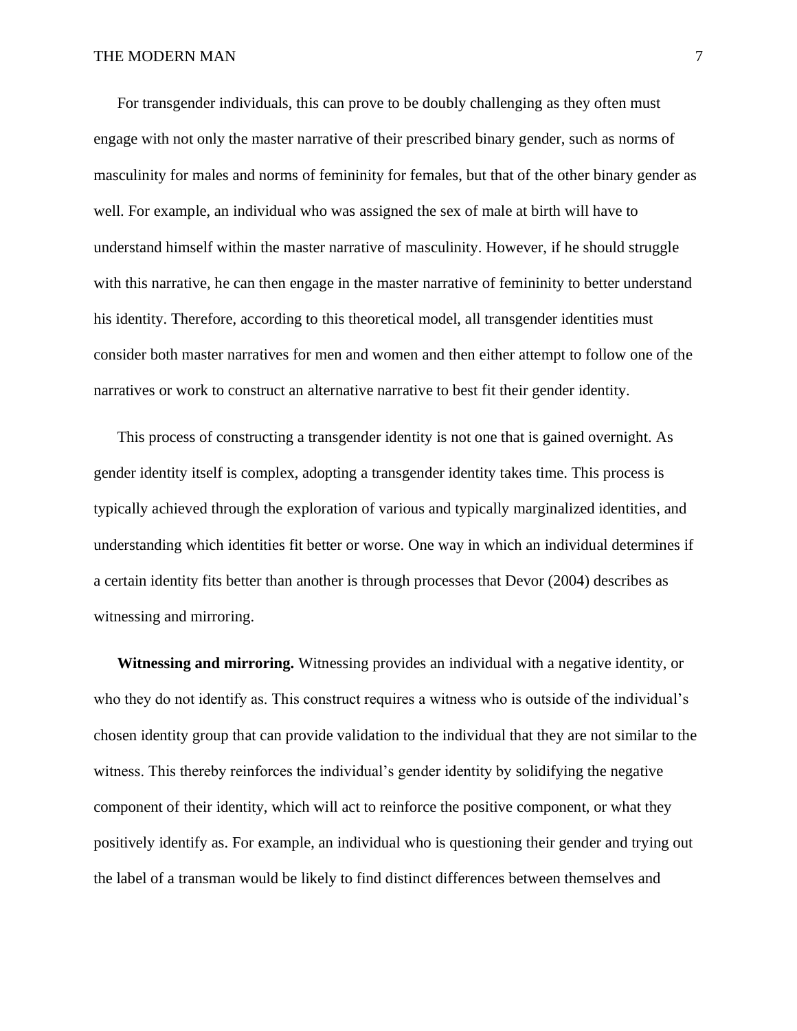For transgender individuals, this can prove to be doubly challenging as they often must engage with not only the master narrative of their prescribed binary gender, such as norms of masculinity for males and norms of femininity for females, but that of the other binary gender as well. For example, an individual who was assigned the sex of male at birth will have to understand himself within the master narrative of masculinity. However, if he should struggle with this narrative, he can then engage in the master narrative of femininity to better understand his identity. Therefore, according to this theoretical model, all transgender identities must consider both master narratives for men and women and then either attempt to follow one of the narratives or work to construct an alternative narrative to best fit their gender identity.

This process of constructing a transgender identity is not one that is gained overnight. As gender identity itself is complex, adopting a transgender identity takes time. This process is typically achieved through the exploration of various and typically marginalized identities, and understanding which identities fit better or worse. One way in which an individual determines if a certain identity fits better than another is through processes that Devor (2004) describes as witnessing and mirroring.

**Witnessing and mirroring.** Witnessing provides an individual with a negative identity, or who they do not identify as. This construct requires a witness who is outside of the individual's chosen identity group that can provide validation to the individual that they are not similar to the witness. This thereby reinforces the individual's gender identity by solidifying the negative component of their identity, which will act to reinforce the positive component, or what they positively identify as. For example, an individual who is questioning their gender and trying out the label of a transman would be likely to find distinct differences between themselves and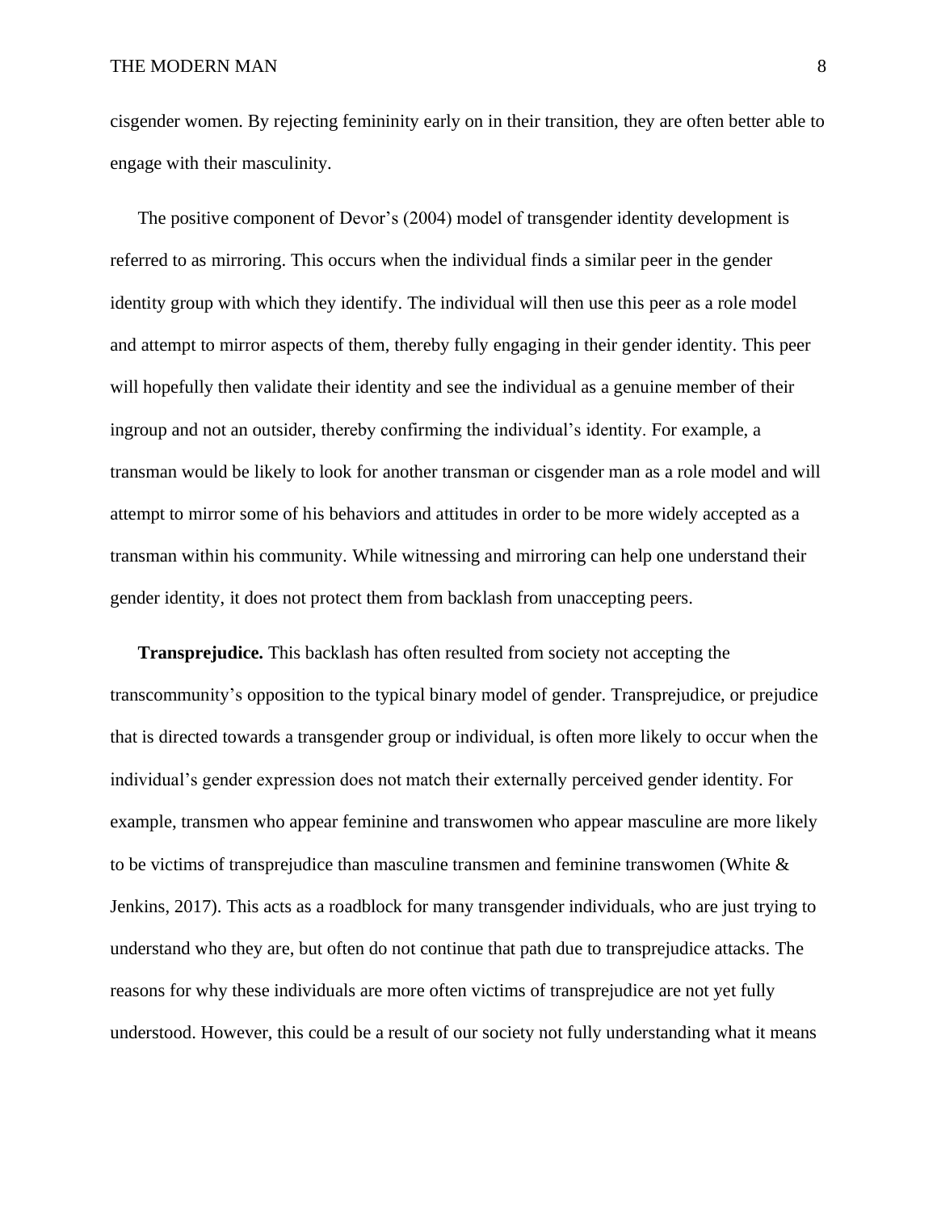cisgender women. By rejecting femininity early on in their transition, they are often better able to engage with their masculinity.

The positive component of Devor's (2004) model of transgender identity development is referred to as mirroring. This occurs when the individual finds a similar peer in the gender identity group with which they identify. The individual will then use this peer as a role model and attempt to mirror aspects of them, thereby fully engaging in their gender identity. This peer will hopefully then validate their identity and see the individual as a genuine member of their ingroup and not an outsider, thereby confirming the individual's identity. For example, a transman would be likely to look for another transman or cisgender man as a role model and will attempt to mirror some of his behaviors and attitudes in order to be more widely accepted as a transman within his community. While witnessing and mirroring can help one understand their gender identity, it does not protect them from backlash from unaccepting peers.

**Transprejudice.** This backlash has often resulted from society not accepting the transcommunity's opposition to the typical binary model of gender. Transprejudice, or prejudice that is directed towards a transgender group or individual, is often more likely to occur when the individual's gender expression does not match their externally perceived gender identity. For example, transmen who appear feminine and transwomen who appear masculine are more likely to be victims of transprejudice than masculine transmen and feminine transwomen (White & Jenkins, 2017). This acts as a roadblock for many transgender individuals, who are just trying to understand who they are, but often do not continue that path due to transprejudice attacks. The reasons for why these individuals are more often victims of transprejudice are not yet fully understood. However, this could be a result of our society not fully understanding what it means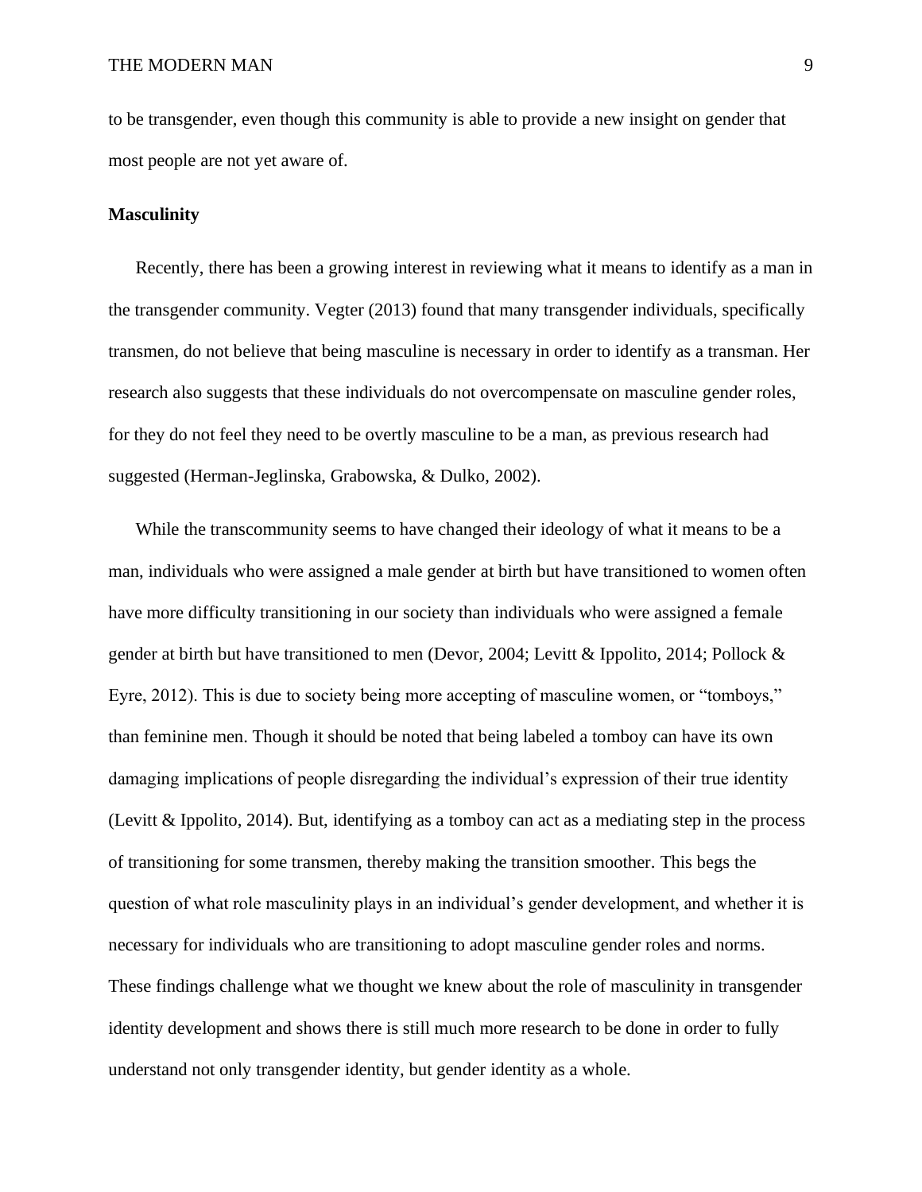to be transgender, even though this community is able to provide a new insight on gender that most people are not yet aware of.

**Masculinity**

Recently, there has been a growing interest in reviewing what it means to identify as a man in the transgender community. Vegter (2013) found that many transgender individuals, specifically transmen, do not believe that being masculine is necessary in order to identify as a transman. Her research also suggests that these individuals do not overcompensate on masculine gender roles, for they do not feel they need to be overtly masculine to be a man, as previous research had suggested (Herman-Jeglinska, Grabowska, & Dulko, 2002).

While the transcommunity seems to have changed their ideology of what it means to be a man, individuals who were assigned a male gender at birth but have transitioned to women often have more difficulty transitioning in our society than individuals who were assigned a female gender at birth but have transitioned to men (Devor, 2004; Levitt & Ippolito, 2014; Pollock & Eyre, 2012). This is due to society being more accepting of masculine women, or "tomboys," than feminine men. Though it should be noted that being labeled a tomboy can have its own damaging implications of people disregarding the individual's expression of their true identity (Levitt & Ippolito, 2014). But, identifying as a tomboy can act as a mediating step in the process of transitioning for some transmen, thereby making the transition smoother. This begs the question of what role masculinity plays in an individual's gender development, and whether it is necessary for individuals who are transitioning to adopt masculine gender roles and norms. These findings challenge what we thought we knew about the role of masculinity in transgender identity development and shows there is still much more research to be done in order to fully understand not only transgender identity, but gender identity as a whole.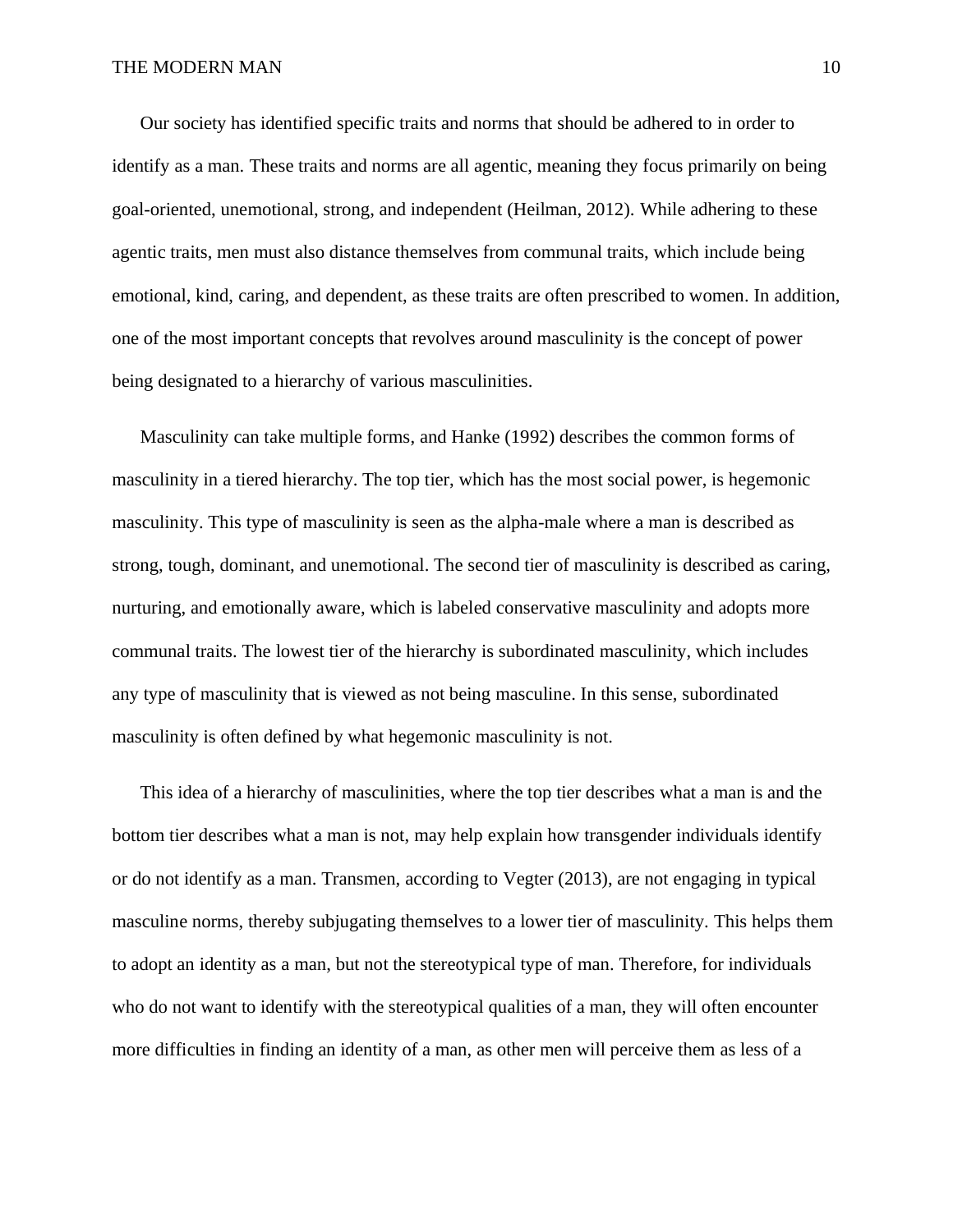Our society has identified specific traits and norms that should be adhered to in order to identify as a man. These traits and norms are all agentic, meaning they focus primarily on being goal-oriented, unemotional, strong, and independent (Heilman, 2012). While adhering to these agentic traits, men must also distance themselves from communal traits, which include being emotional, kind, caring, and dependent, as these traits are often prescribed to women. In addition, one of the most important concepts that revolves around masculinity is the concept of power being designated to a hierarchy of various masculinities.

Masculinity can take multiple forms, and Hanke (1992) describes the common forms of masculinity in a tiered hierarchy. The top tier, which has the most social power, is hegemonic masculinity. This type of masculinity is seen as the alpha-male where a man is described as strong, tough, dominant, and unemotional. The second tier of masculinity is described as caring, nurturing, and emotionally aware, which is labeled conservative masculinity and adopts more communal traits. The lowest tier of the hierarchy is subordinated masculinity, which includes any type of masculinity that is viewed as not being masculine. In this sense, subordinated masculinity is often defined by what hegemonic masculinity is not.

This idea of a hierarchy of masculinities, where the top tier describes what a man is and the bottom tier describes what a man is not, may help explain how transgender individuals identify or do not identify as a man. Transmen, according to Vegter (2013), are not engaging in typical masculine norms, thereby subjugating themselves to a lower tier of masculinity. This helps them to adopt an identity as a man, but not the stereotypical type of man. Therefore, for individuals who do not want to identify with the stereotypical qualities of a man, they will often encounter more difficulties in finding an identity of a man, as other men will perceive them as less of a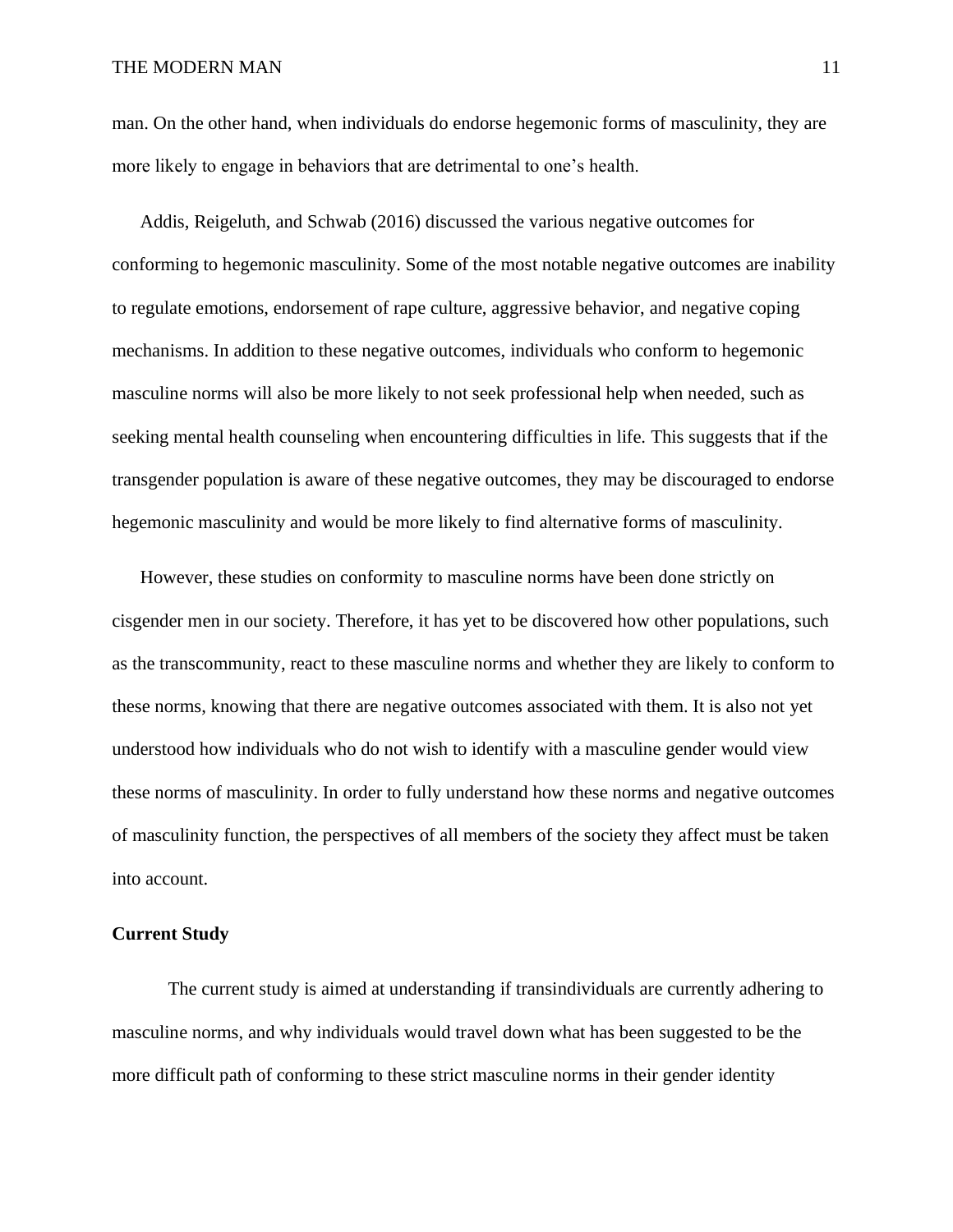man. On the other hand, when individuals do endorse hegemonic forms of masculinity, they are more likely to engage in behaviors that are detrimental to one's health.

Addis, Reigeluth, and Schwab (2016) discussed the various negative outcomes for conforming to hegemonic masculinity. Some of the most notable negative outcomes are inability to regulate emotions, endorsement of rape culture, aggressive behavior, and negative coping mechanisms. In addition to these negative outcomes, individuals who conform to hegemonic masculine norms will also be more likely to not seek professional help when needed, such as seeking mental health counseling when encountering difficulties in life. This suggests that if the transgender population is aware of these negative outcomes, they may be discouraged to endorse hegemonic masculinity and would be more likely to find alternative forms of masculinity.

However, these studies on conformity to masculine norms have been done strictly on cisgender men in our society. Therefore, it has yet to be discovered how other populations, such as the transcommunity, react to these masculine norms and whether they are likely to conform to these norms, knowing that there are negative outcomes associated with them. It is also not yet understood how individuals who do not wish to identify with a masculine gender would view these norms of masculinity. In order to fully understand how these norms and negative outcomes of masculinity function, the perspectives of all members of the society they affect must be taken into account.

**Current Study**

The current study is aimed at understanding if transindividuals are currently adhering to masculine norms, and why individuals would travel down what has been suggested to be the more difficult path of conforming to these strict masculine norms in their gender identity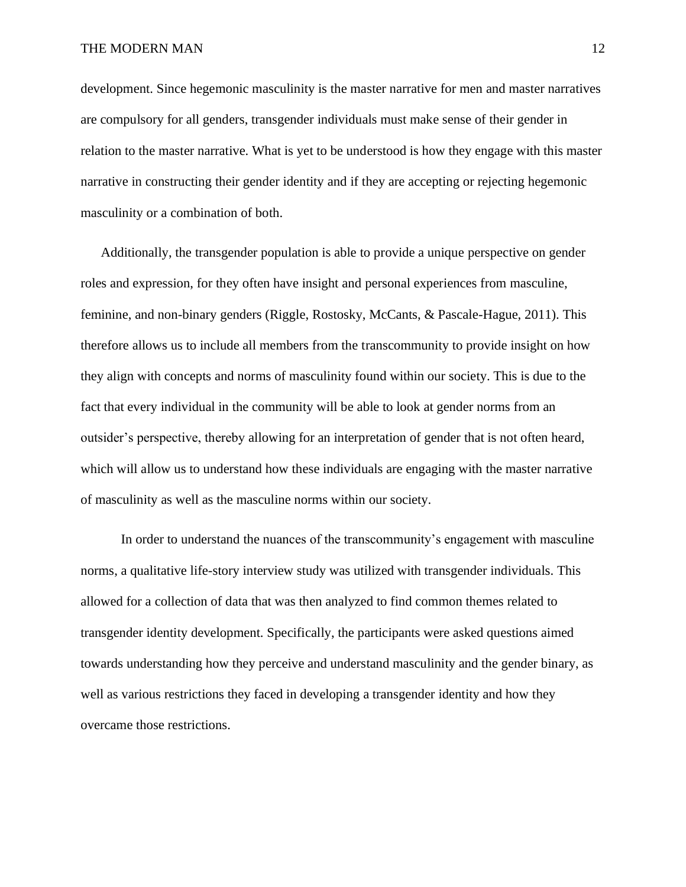development. Since hegemonic masculinity is the master narrative for men and master narratives are compulsory for all genders, transgender individuals must make sense of their gender in relation to the master narrative. What is yet to be understood is how they engage with this master narrative in constructing their gender identity and if they are accepting or rejecting hegemonic masculinity or a combination of both.

Additionally, the transgender population is able to provide a unique perspective on gender roles and expression, for they often have insight and personal experiences from masculine, feminine, and non-binary genders (Riggle, Rostosky, McCants, & Pascale-Hague, 2011). This therefore allows us to include all members from the transcommunity to provide insight on how they align with concepts and norms of masculinity found within our society. This is due to the fact that every individual in the community will be able to look at gender norms from an outsider's perspective, thereby allowing for an interpretation of gender that is not often heard, which will allow us to understand how these individuals are engaging with the master narrative of masculinity as well as the masculine norms within our society.

In order to understand the nuances of the transcommunity's engagement with masculine norms, a qualitative life-story interview study was utilized with transgender individuals. This allowed for a collection of data that was then analyzed to find common themes related to transgender identity development. Specifically, the participants were asked questions aimed towards understanding how they perceive and understand masculinity and the gender binary, as well as various restrictions they faced in developing a transgender identity and how they overcame those restrictions.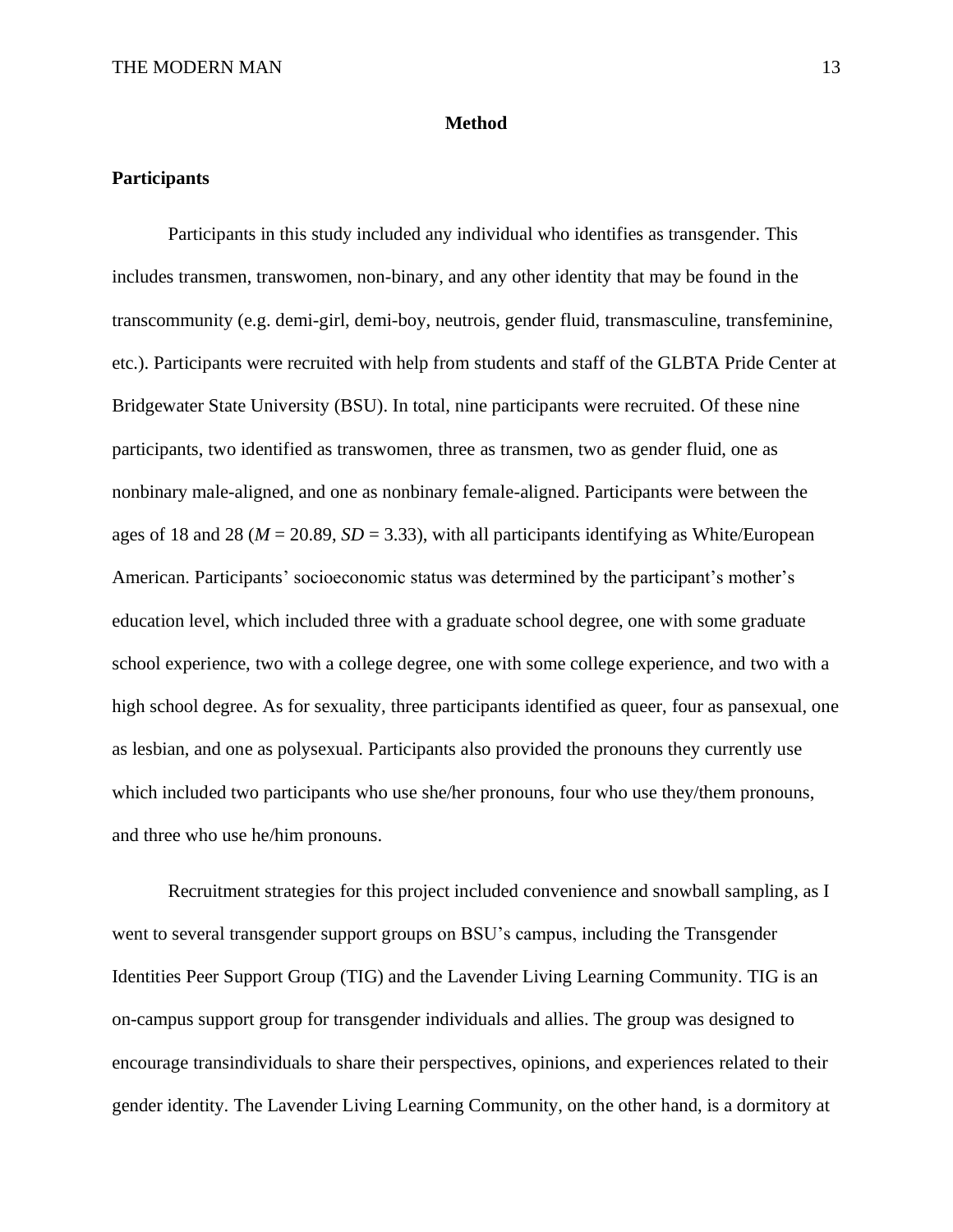# Method

## Participants

Participants in this study included any individual who identifies as transgender. This includes transmen, transwomen, non-binary, and any other identity that may be found in the transcommunity (e.g. demi-girl, demi-boy, neutrois, gender fluid, transmasculine, transfeminine, etc.). Participants were recruited with help from students and staff of the GLBTA Pride Center at Bridgewater State University (BSU). In total, nine participants were recruited. Of these nine participants, two identified as transwomen, three as transmen, two as gender fluid, one as nonbinary male-aligned, and one as nonbinary female-aligned. Participants were between the ages of 18 and 28 ($M$ = 20.89, $SD$ = 3.33), with all participants identifying as White/European American. Participants' socioeconomic status was determined by the participant's mother's education level, which included three with a graduate school degree, one with some graduate school experience, two with a college degree, one with some college experience, and two with a high school degree. As for sexuality, three participants identified as queer, four as pansexual, one as lesbian, and one as polysexual. Participants also provided the pronouns they currently use which included two participants who use she/her pronouns, four who use they/them pronouns, and three who use he/him pronouns.

Recruitment strategies for this project included convenience and snowball sampling, as I went to several transgender support groups on BSU's campus, including the Transgender Identities Peer Support Group (TIG) and the Lavender Living Learning Community. TIG is an on-campus support group for transgender individuals and allies. The group was designed to encourage transindividuals to share their perspectives, opinions, and experiences related to their gender identity. The Lavender Living Learning Community, on the other hand, is a dormitory at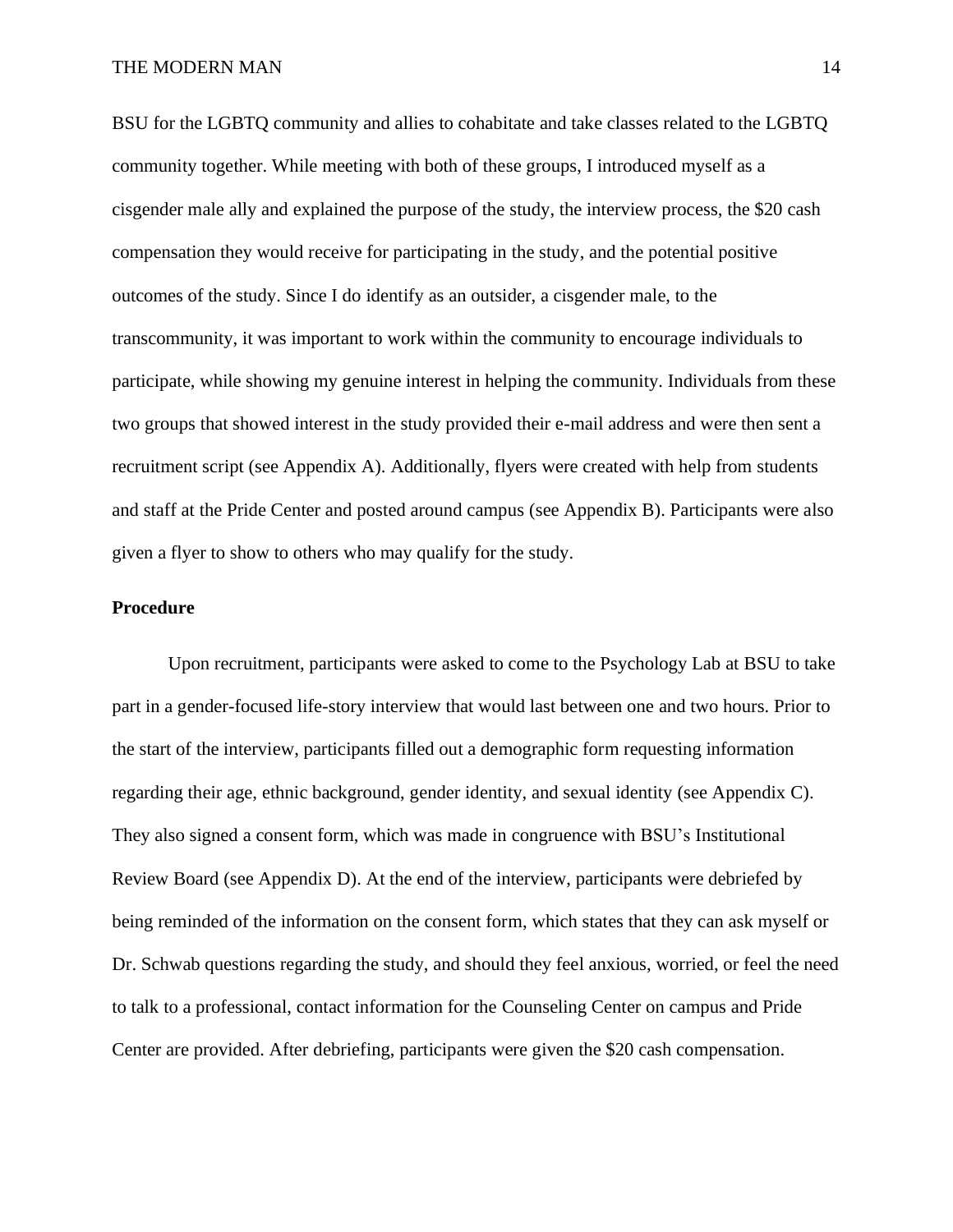BSU for the LGBTQ community and allies to cohabitate and take classes related to the LGBTQ community together. While meeting with both of these groups, I introduced myself as a cisgender male ally and explained the purpose of the study, the interview process, the $20 cash compensation they would receive for participating in the study, and the potential positive outcomes of the study. Since I do identify as an outsider, a cisgender male, to the transcommunity, it was important to work within the community to encourage individuals to participate, while showing my genuine interest in helping the community. Individuals from these two groups that showed interest in the study provided their e-mail address and were then sent a recruitment script (see Appendix A). Additionally, flyers were created with help from students and staff at the Pride Center and posted around campus (see Appendix B). Participants were also given a flyer to show to others who may qualify for the study.

**Procedure**

Upon recruitment, participants were asked to come to the Psychology Lab at BSU to take part in a gender-focused life-story interview that would last between one and two hours. Prior to the start of the interview, participants filled out a demographic form requesting information regarding their age, ethnic background, gender identity, and sexual identity (see Appendix C). They also signed a consent form, which was made in congruence with BSU's Institutional Review Board (see Appendix D). At the end of the interview, participants were debriefed by being reminded of the information on the consent form, which states that they can ask myself or Dr. Schwab questions regarding the study, and should they feel anxious, worried, or feel the need to talk to a professional, contact information for the Counseling Center on campus and Pride Center are provided. After debriefing, participants were given the $20 cash compensation.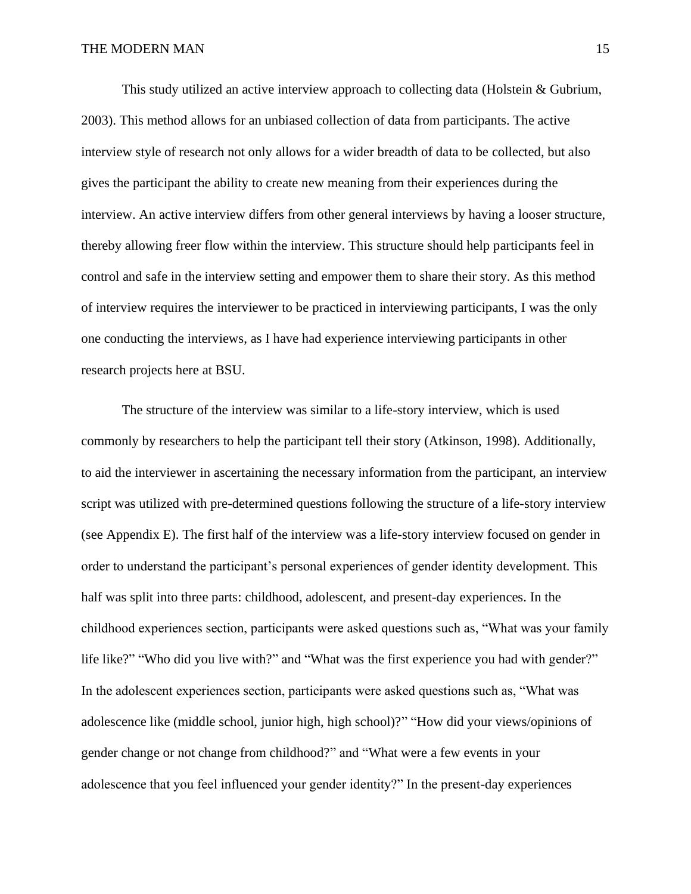This study utilized an active interview approach to collecting data (Holstein & Gubrium, 2003). This method allows for an unbiased collection of data from participants. The active interview style of research not only allows for a wider breadth of data to be collected, but also gives the participant the ability to create new meaning from their experiences during the interview. An active interview differs from other general interviews by having a looser structure, thereby allowing freer flow within the interview. This structure should help participants feel in control and safe in the interview setting and empower them to share their story. As this method of interview requires the interviewer to be practiced in interviewing participants, I was the only one conducting the interviews, as I have had experience interviewing participants in other research projects here at BSU.

The structure of the interview was similar to a life-story interview, which is used commonly by researchers to help the participant tell their story (Atkinson, 1998). Additionally, to aid the interviewer in ascertaining the necessary information from the participant, an interview script was utilized with pre-determined questions following the structure of a life-story interview (see Appendix E). The first half of the interview was a life-story interview focused on gender in order to understand the participant's personal experiences of gender identity development. This half was split into three parts: childhood, adolescent, and present-day experiences. In the childhood experiences section, participants were asked questions such as, "What was your family life like?" "Who did you live with?" and "What was the first experience you had with gender?" In the adolescent experiences section, participants were asked questions such as, "What was adolescence like (middle school, junior high, high school)?" "How did your views/opinions of gender change or not change from childhood?" and "What were a few events in your adolescence that you feel influenced your gender identity?" In the present-day experiences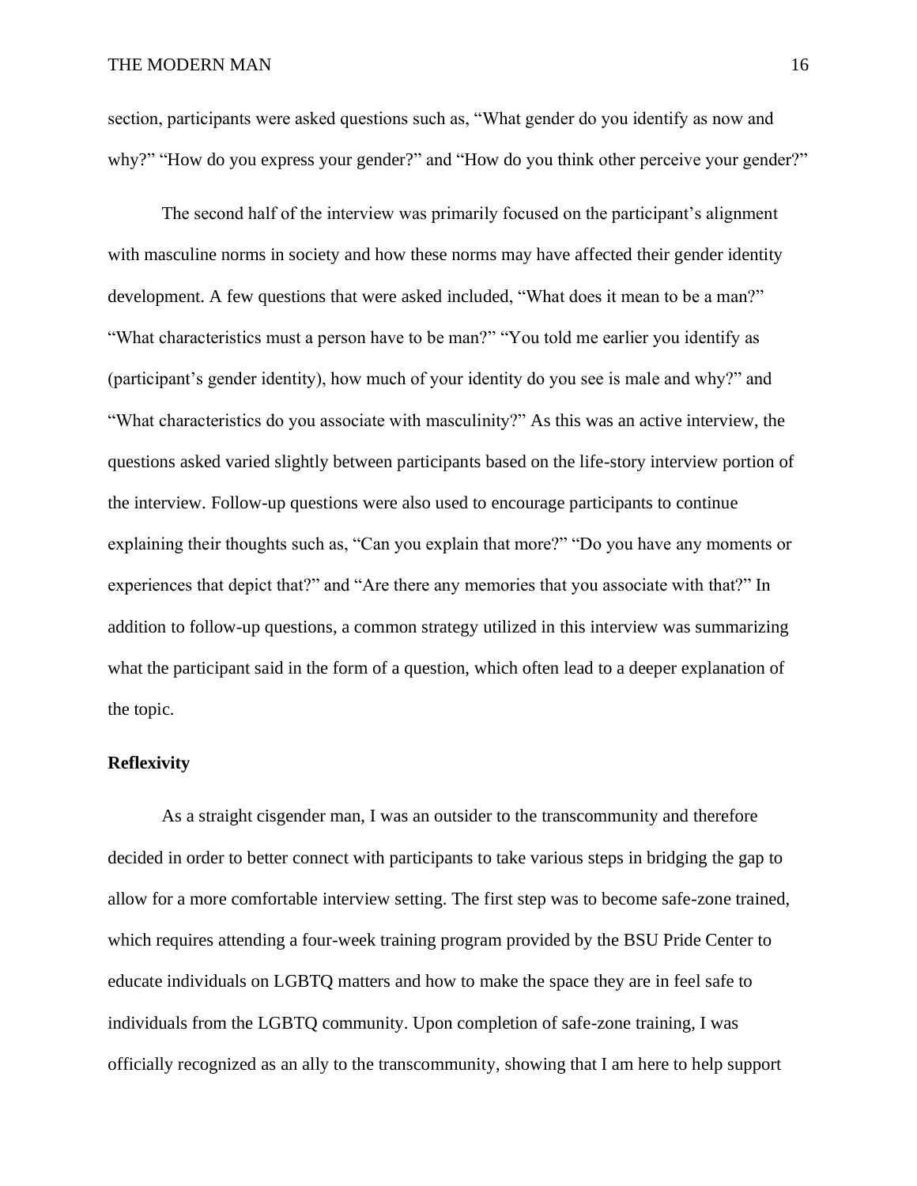section, participants were asked questions such as, "What gender do you identify as now and why?" "How do you express your gender?" and "How do you think other perceive your gender?"

The second half of the interview was primarily focused on the participant's alignment with masculine norms in society and how these norms may have affected their gender identity development. A few questions that were asked included, "What does it mean to be a man?" "What characteristics must a person have to be man?" "You told me earlier you identify as (participant's gender identity), how much of your identity do you see is male and why?" and "What characteristics do you associate with masculinity?" As this was an active interview, the questions asked varied slightly between participants based on the life-story interview portion of the interview. Follow-up questions were also used to encourage participants to continue explaining their thoughts such as, "Can you explain that more?" "Do you have any moments or experiences that depict that?" and "Are there any memories that you associate with that?" In addition to follow-up questions, a common strategy utilized in this interview was summarizing what the participant said in the form of a question, which often lead to a deeper explanation of the topic.

**Reflexivity**

As a straight cisgender man, I was an outsider to the transcommunity and therefore decided in order to better connect with participants to take various steps in bridging the gap to allow for a more comfortable interview setting. The first step was to become safe-zone trained, which requires attending a four-week training program provided by the BSU Pride Center to educate individuals on LGBTQ matters and how to make the space they are in feel safe to individuals from the LGBTQ community. Upon completion of safe-zone training, I was officially recognized as an ally to the transcommunity, showing that I am here to help support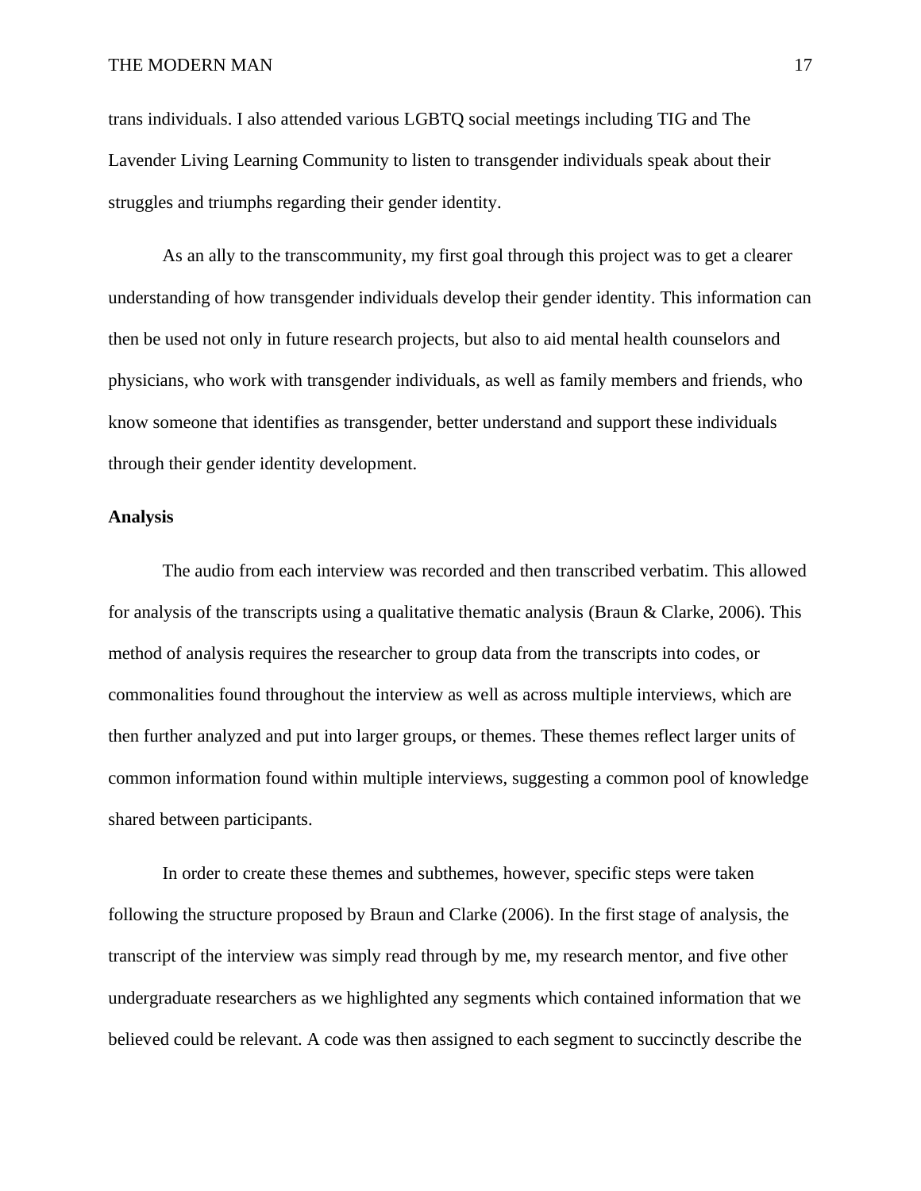trans individuals. I also attended various LGBTQ social meetings including TIG and The Lavender Living Learning Community to listen to transgender individuals speak about their struggles and triumphs regarding their gender identity.

As an ally to the transcommunity, my first goal through this project was to get a clearer understanding of how transgender individuals develop their gender identity. This information can then be used not only in future research projects, but also to aid mental health counselors and physicians, who work with transgender individuals, as well as family members and friends, who know someone that identifies as transgender, better understand and support these individuals through their gender identity development.

**Analysis**

The audio from each interview was recorded and then transcribed verbatim. This allowed for analysis of the transcripts using a qualitative thematic analysis (Braun & Clarke, 2006). This method of analysis requires the researcher to group data from the transcripts into codes, or commonalities found throughout the interview as well as across multiple interviews, which are then further analyzed and put into larger groups, or themes. These themes reflect larger units of common information found within multiple interviews, suggesting a common pool of knowledge shared between participants.

In order to create these themes and subthemes, however, specific steps were taken following the structure proposed by Braun and Clarke (2006). In the first stage of analysis, the transcript of the interview was simply read through by me, my research mentor, and five other undergraduate researchers as we highlighted any segments which contained information that we believed could be relevant. A code was then assigned to each segment to succinctly describe the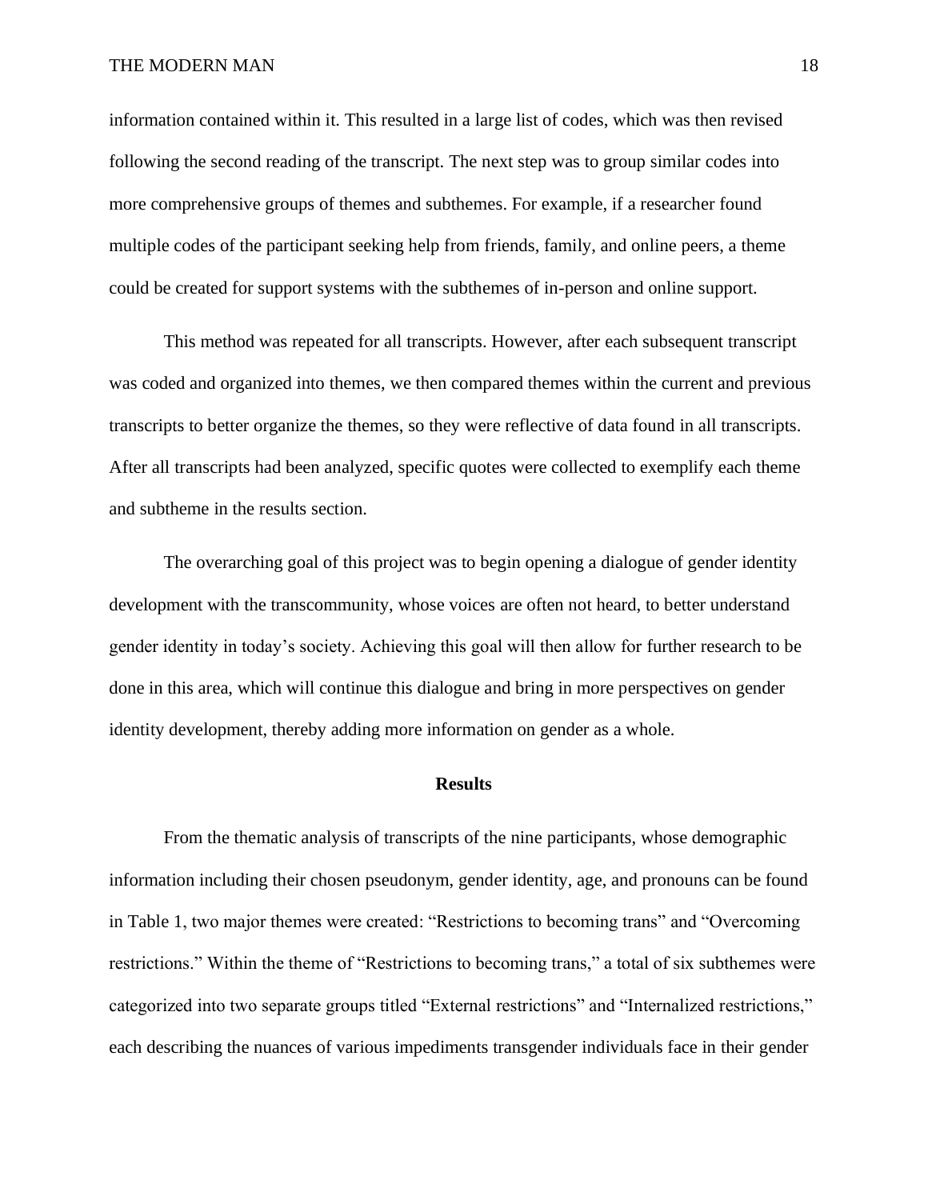information contained within it. This resulted in a large list of codes, which was then revised following the second reading of the transcript. The next step was to group similar codes into more comprehensive groups of themes and subthemes. For example, if a researcher found multiple codes of the participant seeking help from friends, family, and online peers, a theme could be created for support systems with the subthemes of in-person and online support.

This method was repeated for all transcripts. However, after each subsequent transcript was coded and organized into themes, we then compared themes within the current and previous transcripts to better organize the themes, so they were reflective of data found in all transcripts. After all transcripts had been analyzed, specific quotes were collected to exemplify each theme and subtheme in the results section.

The overarching goal of this project was to begin opening a dialogue of gender identity development with the transcommunity, whose voices are often not heard, to better understand gender identity in today's society. Achieving this goal will then allow for further research to be done in this area, which will continue this dialogue and bring in more perspectives on gender identity development, thereby adding more information on gender as a whole.

## Results

From the thematic analysis of transcripts of the nine participants, whose demographic information including their chosen pseudonym, gender identity, age, and pronouns can be found in Table 1, two major themes were created: "Restrictions to becoming trans" and "Overcoming restrictions." Within the theme of "Restrictions to becoming trans," a total of six subthemes were categorized into two separate groups titled "External restrictions" and "Internalized restrictions," each describing the nuances of various impediments transgender individuals face in their gender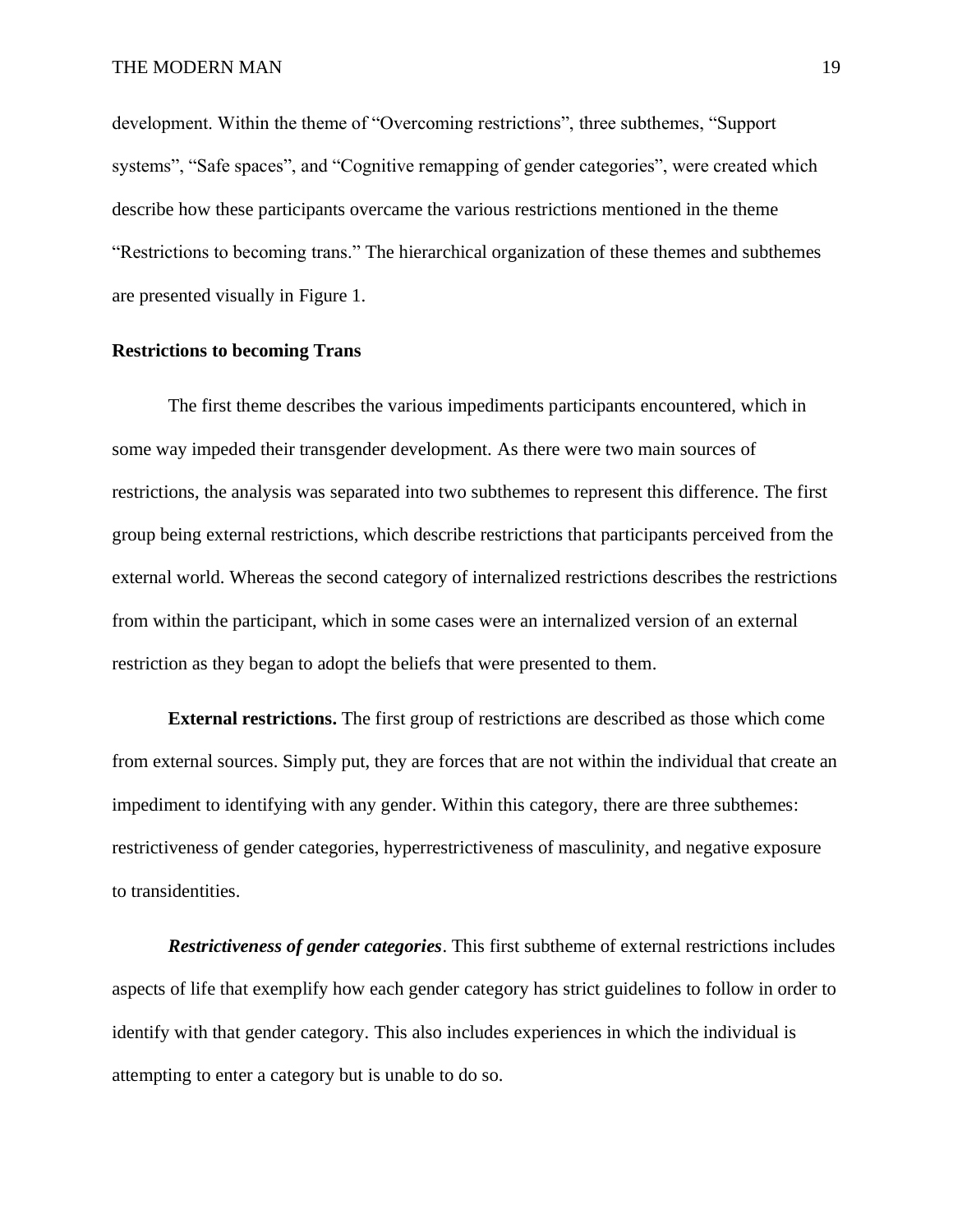development. Within the theme of "Overcoming restrictions", three subthemes, "Support systems", "Safe spaces", and "Cognitive remapping of gender categories", were created which describe how these participants overcame the various restrictions mentioned in the theme "Restrictions to becoming trans." The hierarchical organization of these themes and subthemes are presented visually in Figure 1.

## Restrictions to becoming Trans

The first theme describes the various impediments participants encountered, which in some way impeded their transgender development. As there were two main sources of restrictions, the analysis was separated into two subthemes to represent this difference. The first group being external restrictions, which describe restrictions that participants perceived from the external world. Whereas the second category of internalized restrictions describes the restrictions from within the participant, which in some cases were an internalized version of an external restriction as they began to adopt the beliefs that were presented to them.

**External restrictions.** The first group of restrictions are described as those which come from external sources. Simply put, they are forces that are not within the individual that create an impediment to identifying with any gender. Within this category, there are three subthemes: restrictiveness of gender categories, hyperrestrictiveness of masculinity, and negative exposure to transidentities.

***Restrictiveness of gender categories***. This first subtheme of external restrictions includes aspects of life that exemplify how each gender category has strict guidelines to follow in order to identify with that gender category. This also includes experiences in which the individual is attempting to enter a category but is unable to do so.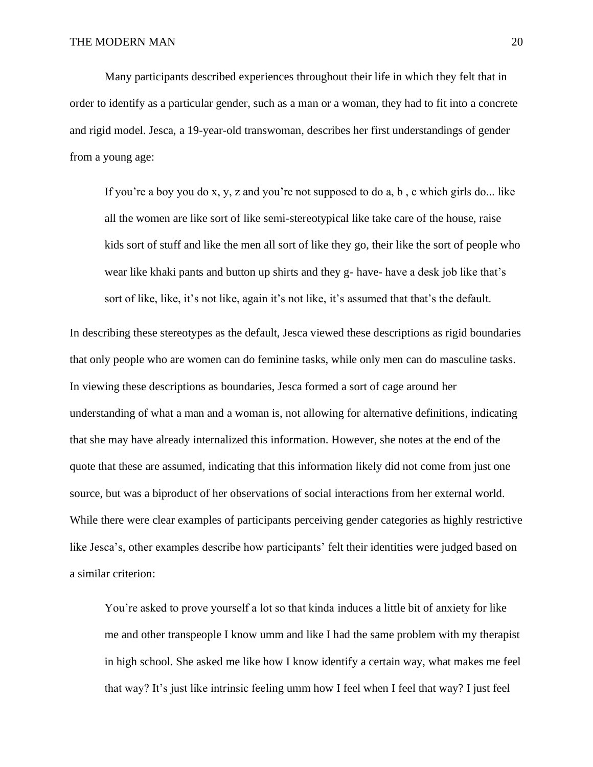Many participants described experiences throughout their life in which they felt that in order to identify as a particular gender, such as a man or a woman, they had to fit into a concrete and rigid model. Jesca, a 19-year-old transwoman, describes her first understandings of gender from a young age:

> If you're a boy you do x, y, z and you're not supposed to do a, b , c which girls do... like all the women are like sort of like semi-stereotypical like take care of the house, raise kids sort of stuff and like the men all sort of like they go, their like the sort of people who wear like khaki pants and button up shirts and they g- have- have a desk job like that's sort of like, like, it's not like, again it's not like, it's assumed that that's the default.

In describing these stereotypes as the default, Jesca viewed these descriptions as rigid boundaries that only people who are women can do feminine tasks, while only men can do masculine tasks. In viewing these descriptions as boundaries, Jesca formed a sort of cage around her understanding of what a man and a woman is, not allowing for alternative definitions, indicating that she may have already internalized this information. However, she notes at the end of the quote that these are assumed, indicating that this information likely did not come from just one source, but was a biproduct of her observations of social interactions from her external world. While there were clear examples of participants perceiving gender categories as highly restrictive like Jesca's, other examples describe how participants' felt their identities were judged based on a similar criterion:

> You're asked to prove yourself a lot so that kinda induces a little bit of anxiety for like me and other transpeople I know umm and like I had the same problem with my therapist in high school. She asked me like how I know identify a certain way, what makes me feel that way? It's just like intrinsic feeling umm how I feel when I feel that way? I just feel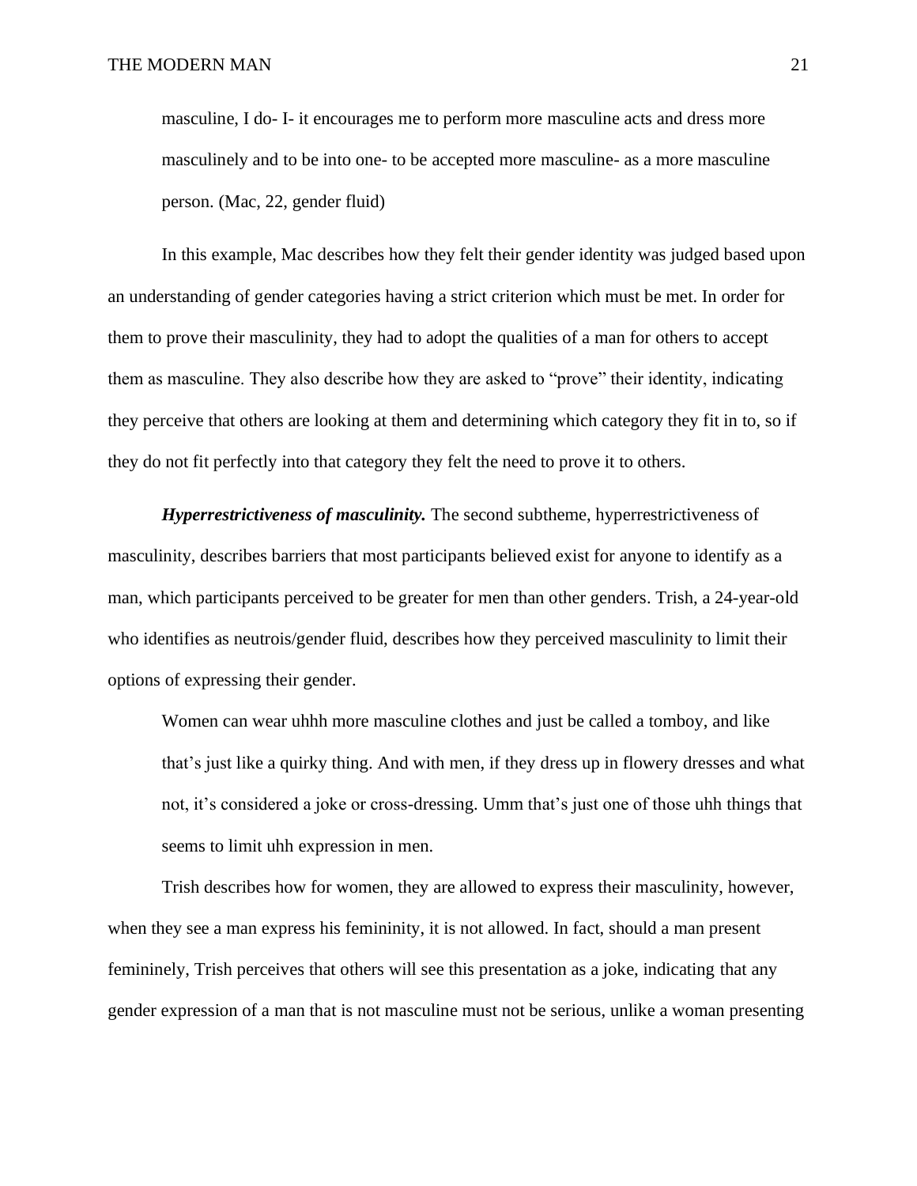> masculine, I do- I- it encourages me to perform more masculine acts and dress more masculinely and to be into one- to be accepted more masculine- as a more masculine person. (Mac, 22, gender fluid)

In this example, Mac describes how they felt their gender identity was judged based upon an understanding of gender categories having a strict criterion which must be met. In order for them to prove their masculinity, they had to adopt the qualities of a man for others to accept them as masculine. They also describe how they are asked to "prove" their identity, indicating they perceive that others are looking at them and determining which category they fit in to, so if they do not fit perfectly into that category they felt the need to prove it to others.

***Hyperrestrictiveness of masculinity.*** The second subtheme, hyperrestrictiveness of masculinity, describes barriers that most participants believed exist for anyone to identify as a man, which participants perceived to be greater for men than other genders. Trish, a 24-year-old who identifies as neutrois/gender fluid, describes how they perceived masculinity to limit their options of expressing their gender.

> Women can wear uhhh more masculine clothes and just be called a tomboy, and like that's just like a quirky thing. And with men, if they dress up in flowery dresses and what not, it's considered a joke or cross-dressing. Umm that's just one of those uhh things that seems to limit uhh expression in men.

Trish describes how for women, they are allowed to express their masculinity, however, when they see a man express his femininity, it is not allowed. In fact, should a man present femininely, Trish perceives that others will see this presentation as a joke, indicating that any gender expression of a man that is not masculine must not be serious, unlike a woman presenting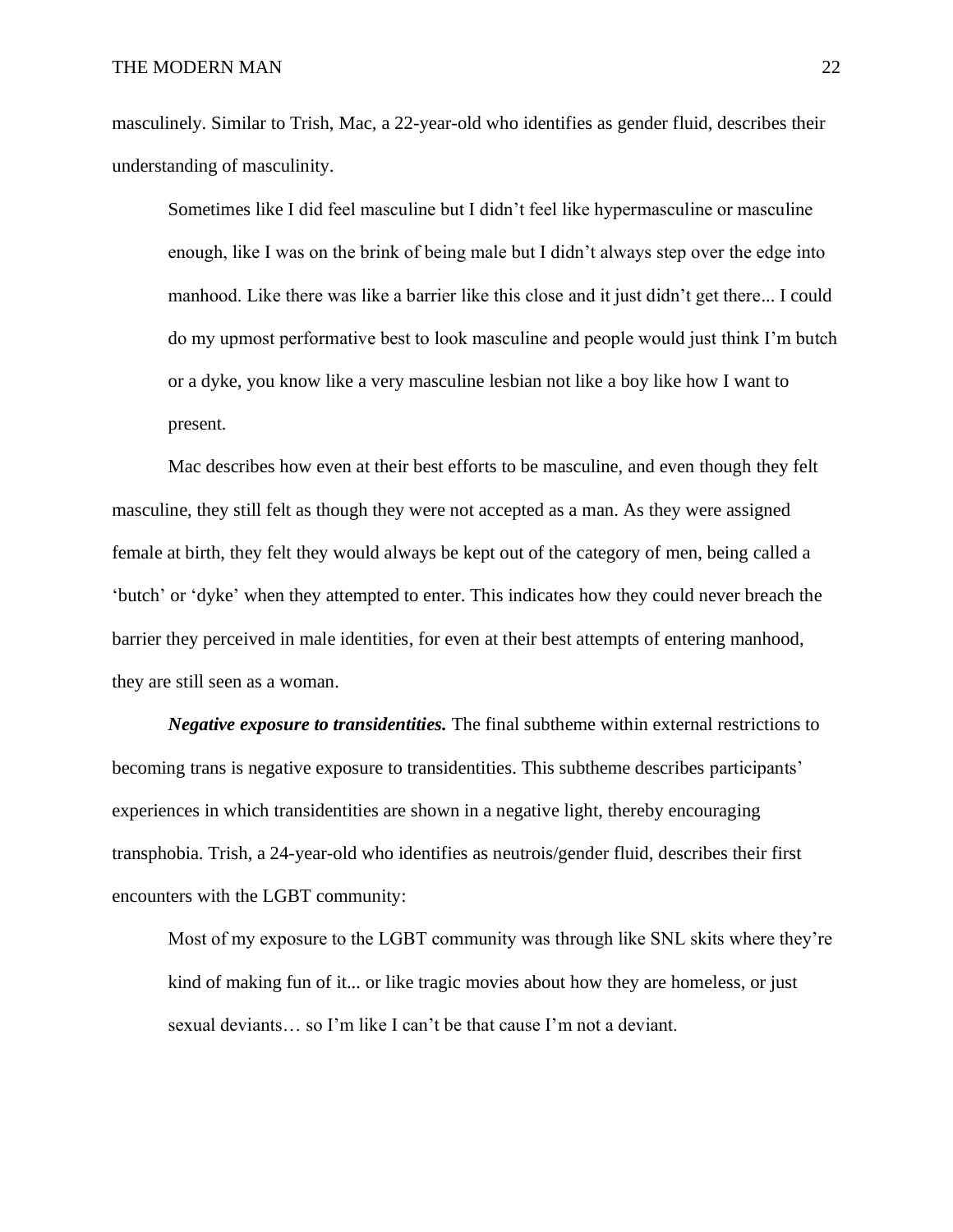masculinely. Similar to Trish, Mac, a 22-year-old who identifies as gender fluid, describes their understanding of masculinity.

> Sometimes like I did feel masculine but I didn't feel like hypermasculine or masculine enough, like I was on the brink of being male but I didn't always step over the edge into manhood. Like there was like a barrier like this close and it just didn't get there... I could do my upmost performative best to look masculine and people would just think I'm butch or a dyke, you know like a very masculine lesbian not like a boy like how I want to present.

Mac describes how even at their best efforts to be masculine, and even though they felt masculine, they still felt as though they were not accepted as a man. As they were assigned female at birth, they felt they would always be kept out of the category of men, being called a 'butch' or 'dyke' when they attempted to enter. This indicates how they could never breach the barrier they perceived in male identities, for even at their best attempts of entering manhood, they are still seen as a woman.

***Negative exposure to transidentities.*** The final subtheme within external restrictions to becoming trans is negative exposure to transidentities. This subtheme describes participants' experiences in which transidentities are shown in a negative light, thereby encouraging transphobia. Trish, a 24-year-old who identifies as neutrois/gender fluid, describes their first encounters with the LGBT community:

> Most of my exposure to the LGBT community was through like SNL skits where they're kind of making fun of it... or like tragic movies about how they are homeless, or just sexual deviants… so I'm like I can't be that cause I'm not a deviant.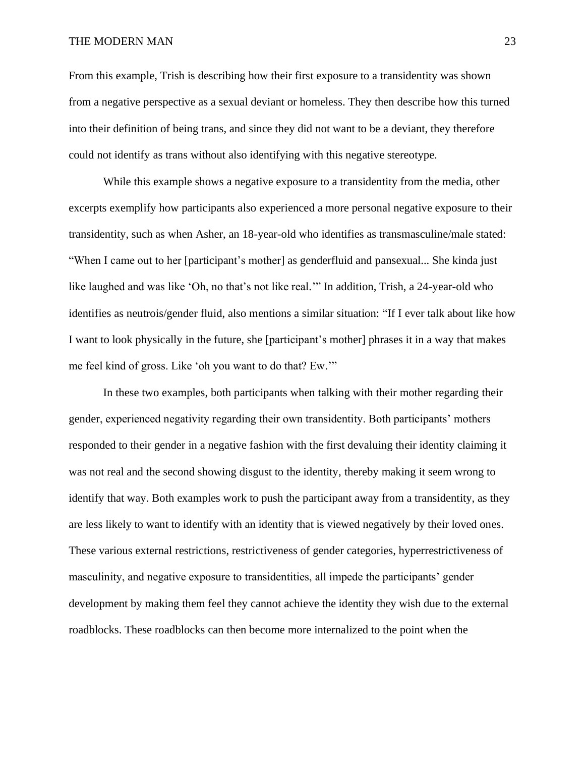From this example, Trish is describing how their first exposure to a transidentity was shown from a negative perspective as a sexual deviant or homeless. They then describe how this turned into their definition of being trans, and since they did not want to be a deviant, they therefore could not identify as trans without also identifying with this negative stereotype.

While this example shows a negative exposure to a transidentity from the media, other excerpts exemplify how participants also experienced a more personal negative exposure to their transidentity, such as when Asher, an 18-year-old who identifies as transmasculine/male stated: "When I came out to her [participant's mother] as genderfluid and pansexual... She kinda just like laughed and was like 'Oh, no that's not like real.'" In addition, Trish, a 24-year-old who identifies as neutrois/gender fluid, also mentions a similar situation: "If I ever talk about like how I want to look physically in the future, she [participant's mother] phrases it in a way that makes me feel kind of gross. Like 'oh you want to do that? Ew.'"

In these two examples, both participants when talking with their mother regarding their gender, experienced negativity regarding their own transidentity. Both participants' mothers responded to their gender in a negative fashion with the first devaluing their identity claiming it was not real and the second showing disgust to the identity, thereby making it seem wrong to identify that way. Both examples work to push the participant away from a transidentity, as they are less likely to want to identify with an identity that is viewed negatively by their loved ones. These various external restrictions, restrictiveness of gender categories, hyperrestrictiveness of masculinity, and negative exposure to transidentities, all impede the participants' gender development by making them feel they cannot achieve the identity they wish due to the external roadblocks. These roadblocks can then become more internalized to the point when the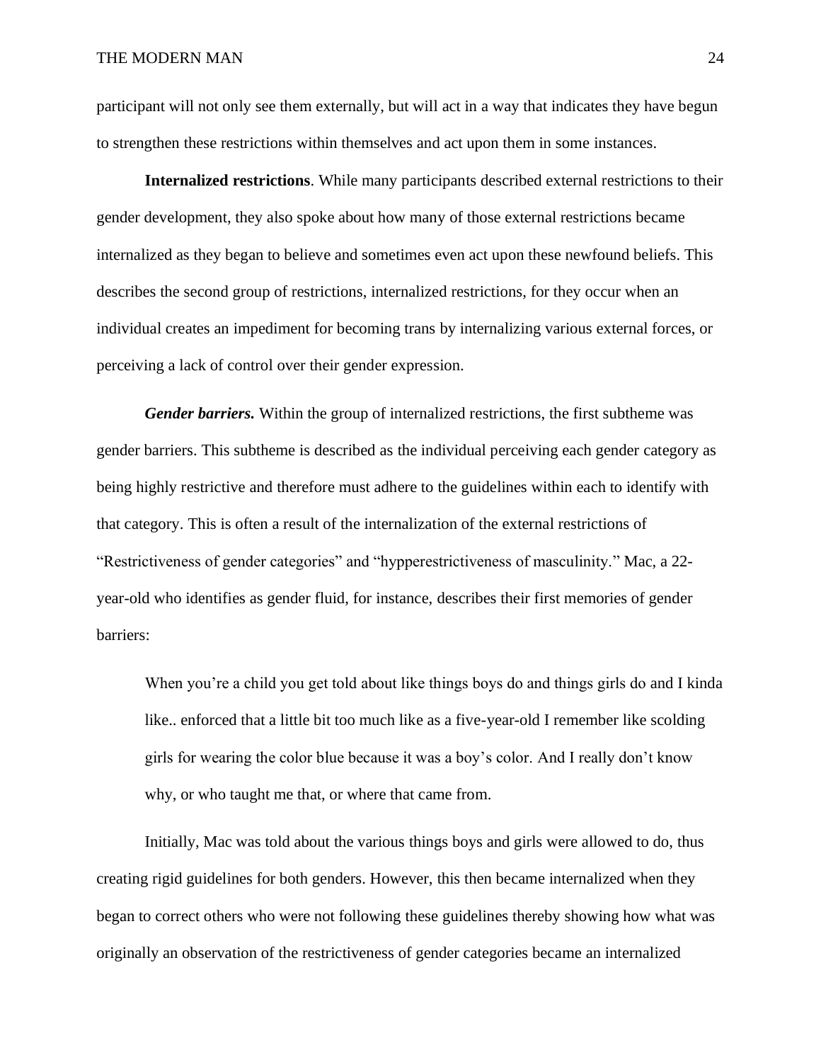participant will not only see them externally, but will act in a way that indicates they have begun to strengthen these restrictions within themselves and act upon them in some instances.

**Internalized restrictions**. While many participants described external restrictions to their gender development, they also spoke about how many of those external restrictions became internalized as they began to believe and sometimes even act upon these newfound beliefs. This describes the second group of restrictions, internalized restrictions, for they occur when an individual creates an impediment for becoming trans by internalizing various external forces, or perceiving a lack of control over their gender expression.

***Gender barriers.*** Within the group of internalized restrictions, the first subtheme was gender barriers. This subtheme is described as the individual perceiving each gender category as being highly restrictive and therefore must adhere to the guidelines within each to identify with that category. This is often a result of the internalization of the external restrictions of "Restrictiveness of gender categories" and "hypperestrictiveness of masculinity." Mac, a 22-year-old who identifies as gender fluid, for instance, describes their first memories of gender barriers:

> When you're a child you get told about like things boys do and things girls do and I kinda like.. enforced that a little bit too much like as a five-year-old I remember like scolding girls for wearing the color blue because it was a boy's color. And I really don't know why, or who taught me that, or where that came from.

Initially, Mac was told about the various things boys and girls were allowed to do, thus creating rigid guidelines for both genders. However, this then became internalized when they began to correct others who were not following these guidelines thereby showing how what was originally an observation of the restrictiveness of gender categories became an internalized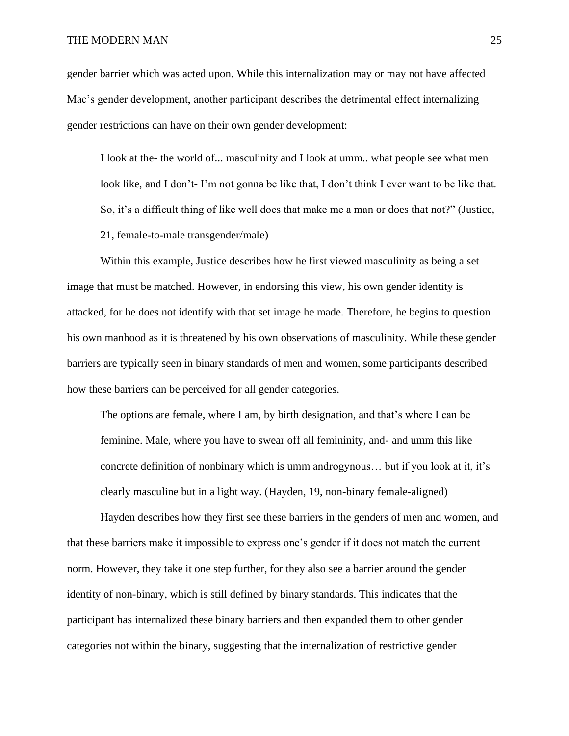gender barrier which was acted upon. While this internalization may or may not have affected Mac's gender development, another participant describes the detrimental effect internalizing gender restrictions can have on their own gender development:

> I look at the- the world of... masculinity and I look at umm.. what people see what men look like, and I don't- I'm not gonna be like that, I don't think I ever want to be like that. So, it's a difficult thing of like well does that make me a man or does that not?" (Justice, 21, female-to-male transgender/male)

Within this example, Justice describes how he first viewed masculinity as being a set image that must be matched. However, in endorsing this view, his own gender identity is attacked, for he does not identify with that set image he made. Therefore, he begins to question his own manhood as it is threatened by his own observations of masculinity. While these gender barriers are typically seen in binary standards of men and women, some participants described how these barriers can be perceived for all gender categories.

> The options are female, where I am, by birth designation, and that's where I can be feminine. Male, where you have to swear off all femininity, and- and umm this like concrete definition of nonbinary which is umm androgynous… but if you look at it, it's clearly masculine but in a light way. (Hayden, 19, non-binary female-aligned)

Hayden describes how they first see these barriers in the genders of men and women, and that these barriers make it impossible to express one's gender if it does not match the current norm. However, they take it one step further, for they also see a barrier around the gender identity of non-binary, which is still defined by binary standards. This indicates that the participant has internalized these binary barriers and then expanded them to other gender categories not within the binary, suggesting that the internalization of restrictive gender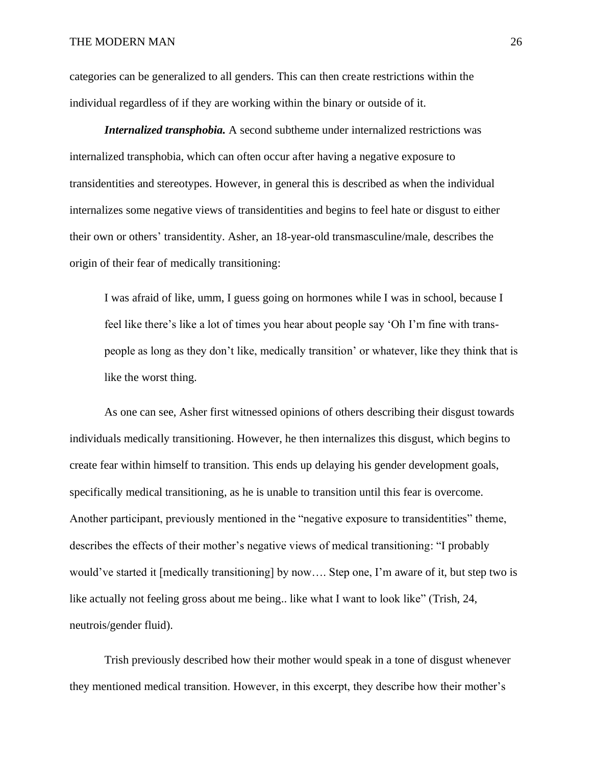categories can be generalized to all genders. This can then create restrictions within the individual regardless of if they are working within the binary or outside of it.

***Internalized transphobia.*** A second subtheme under internalized restrictions was internalized transphobia, which can often occur after having a negative exposure to transidentities and stereotypes. However, in general this is described as when the individual internalizes some negative views of transidentities and begins to feel hate or disgust to either their own or others' transidentity. Asher, an 18-year-old transmasculine/male, describes the origin of their fear of medically transitioning:

> I was afraid of like, umm, I guess going on hormones while I was in school, because I feel like there's like a lot of times you hear about people say 'Oh I'm fine with trans-people as long as they don't like, medically transition' or whatever, like they think that is like the worst thing.

As one can see, Asher first witnessed opinions of others describing their disgust towards individuals medically transitioning. However, he then internalizes this disgust, which begins to create fear within himself to transition. This ends up delaying his gender development goals, specifically medical transitioning, as he is unable to transition until this fear is overcome. Another participant, previously mentioned in the "negative exposure to transidentities" theme, describes the effects of their mother's negative views of medical transitioning: "I probably would've started it [medically transitioning] by now…. Step one, I'm aware of it, but step two is like actually not feeling gross about me being.. like what I want to look like" (Trish, 24, neutrois/gender fluid).

Trish previously described how their mother would speak in a tone of disgust whenever they mentioned medical transition. However, in this excerpt, they describe how their mother's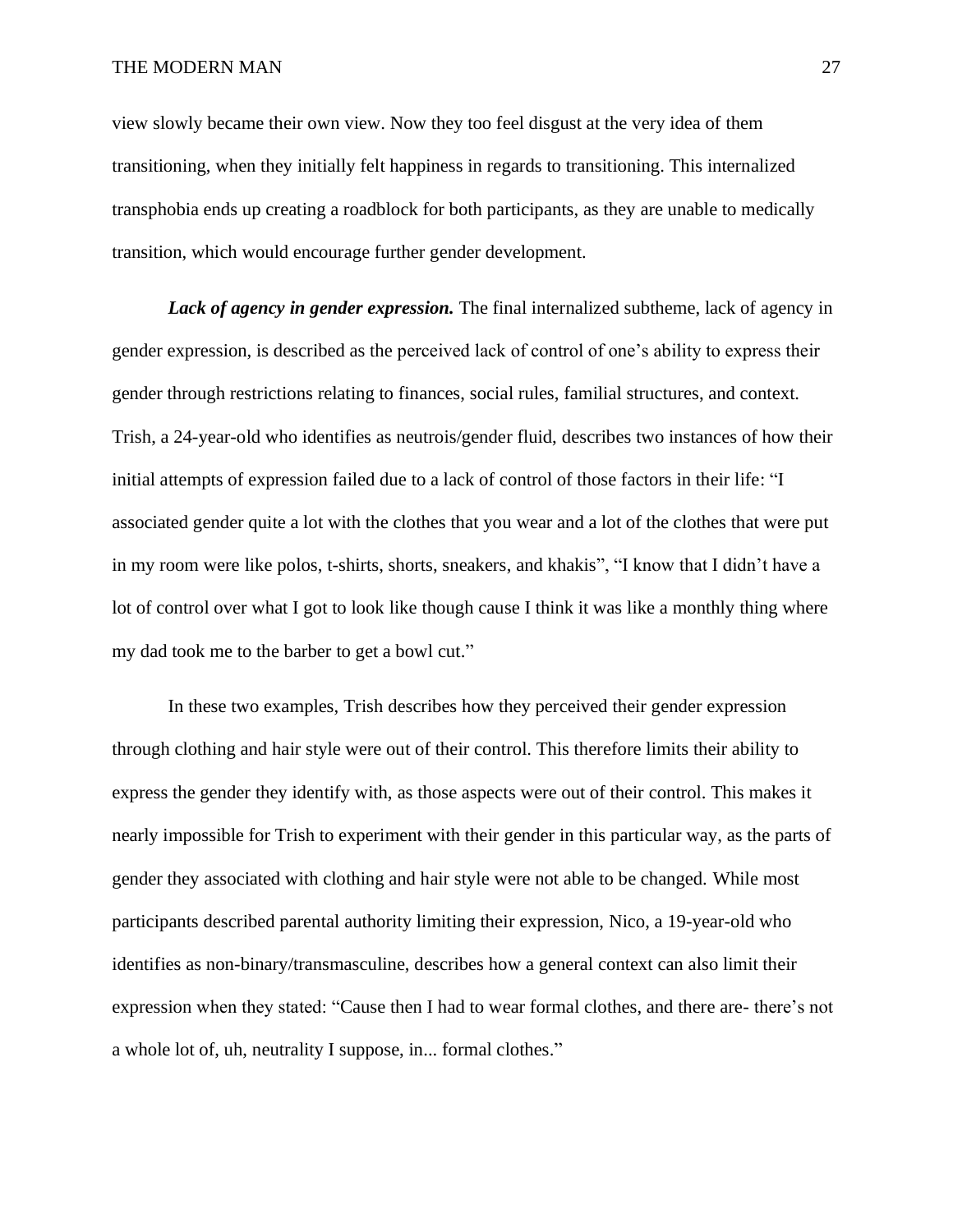view slowly became their own view. Now they too feel disgust at the very idea of them transitioning, when they initially felt happiness in regards to transitioning. This internalized transphobia ends up creating a roadblock for both participants, as they are unable to medically transition, which would encourage further gender development.

***Lack of agency in gender expression.*** The final internalized subtheme, lack of agency in gender expression, is described as the perceived lack of control of one's ability to express their gender through restrictions relating to finances, social rules, familial structures, and context. Trish, a 24-year-old who identifies as neutrois/gender fluid, describes two instances of how their initial attempts of expression failed due to a lack of control of those factors in their life: "I associated gender quite a lot with the clothes that you wear and a lot of the clothes that were put in my room were like polos, t-shirts, shorts, sneakers, and khakis", "I know that I didn't have a lot of control over what I got to look like though cause I think it was like a monthly thing where my dad took me to the barber to get a bowl cut."

In these two examples, Trish describes how they perceived their gender expression through clothing and hair style were out of their control. This therefore limits their ability to express the gender they identify with, as those aspects were out of their control. This makes it nearly impossible for Trish to experiment with their gender in this particular way, as the parts of gender they associated with clothing and hair style were not able to be changed. While most participants described parental authority limiting their expression, Nico, a 19-year-old who identifies as non-binary/transmasculine, describes how a general context can also limit their expression when they stated: "Cause then I had to wear formal clothes, and there are- there's not a whole lot of, uh, neutrality I suppose, in... formal clothes."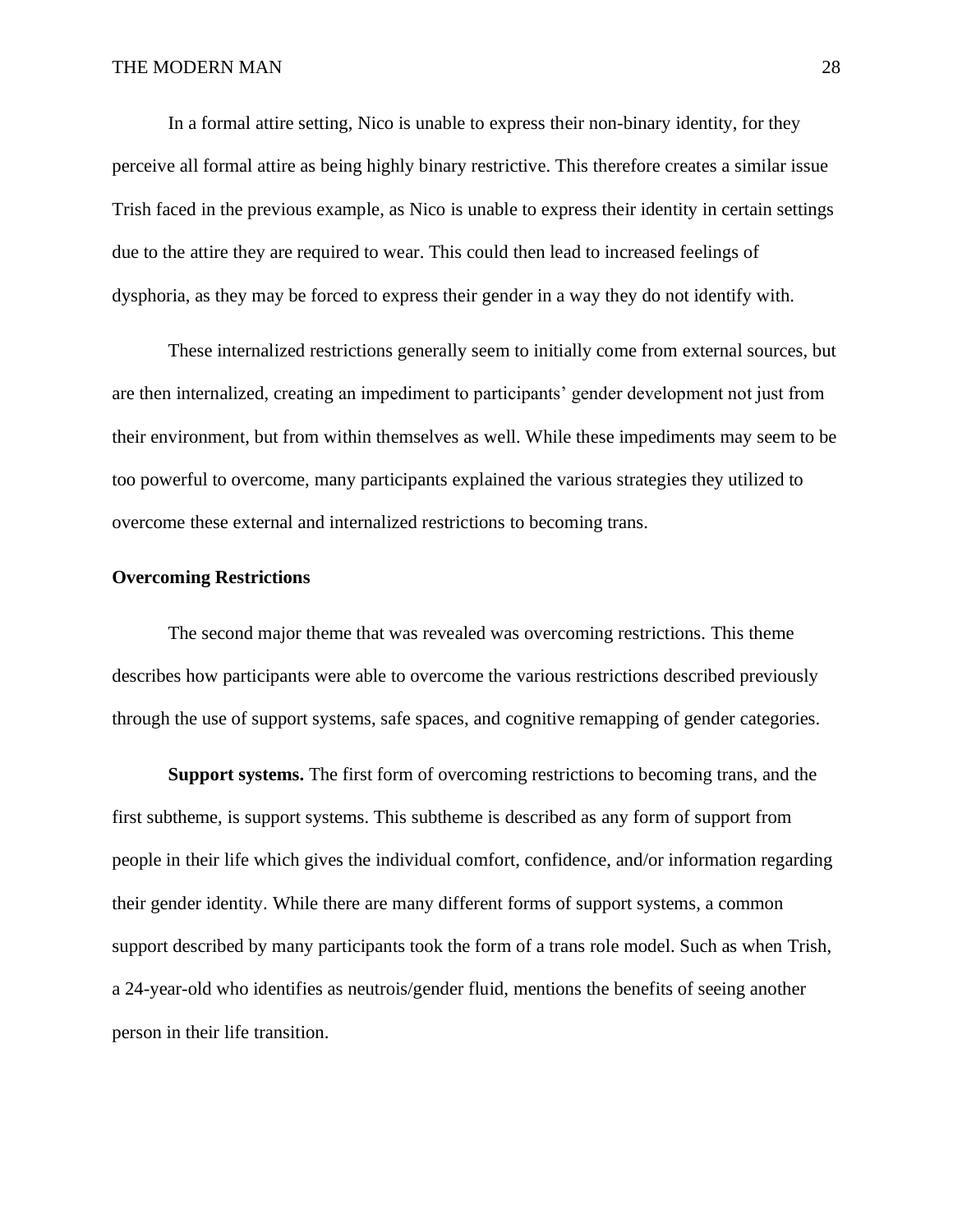In a formal attire setting, Nico is unable to express their non-binary identity, for they perceive all formal attire as being highly binary restrictive. This therefore creates a similar issue Trish faced in the previous example, as Nico is unable to express their identity in certain settings due to the attire they are required to wear. This could then lead to increased feelings of dysphoria, as they may be forced to express their gender in a way they do not identify with.

These internalized restrictions generally seem to initially come from external sources, but are then internalized, creating an impediment to participants' gender development not just from their environment, but from within themselves as well. While these impediments may seem to be too powerful to overcome, many participants explained the various strategies they utilized to overcome these external and internalized restrictions to becoming trans.

**Overcoming Restrictions**

The second major theme that was revealed was overcoming restrictions. This theme describes how participants were able to overcome the various restrictions described previously through the use of support systems, safe spaces, and cognitive remapping of gender categories.

**Support systems.** The first form of overcoming restrictions to becoming trans, and the first subtheme, is support systems. This subtheme is described as any form of support from people in their life which gives the individual comfort, confidence, and/or information regarding their gender identity. While there are many different forms of support systems, a common support described by many participants took the form of a trans role model. Such as when Trish, a 24-year-old who identifies as neutrois/gender fluid, mentions the benefits of seeing another person in their life transition.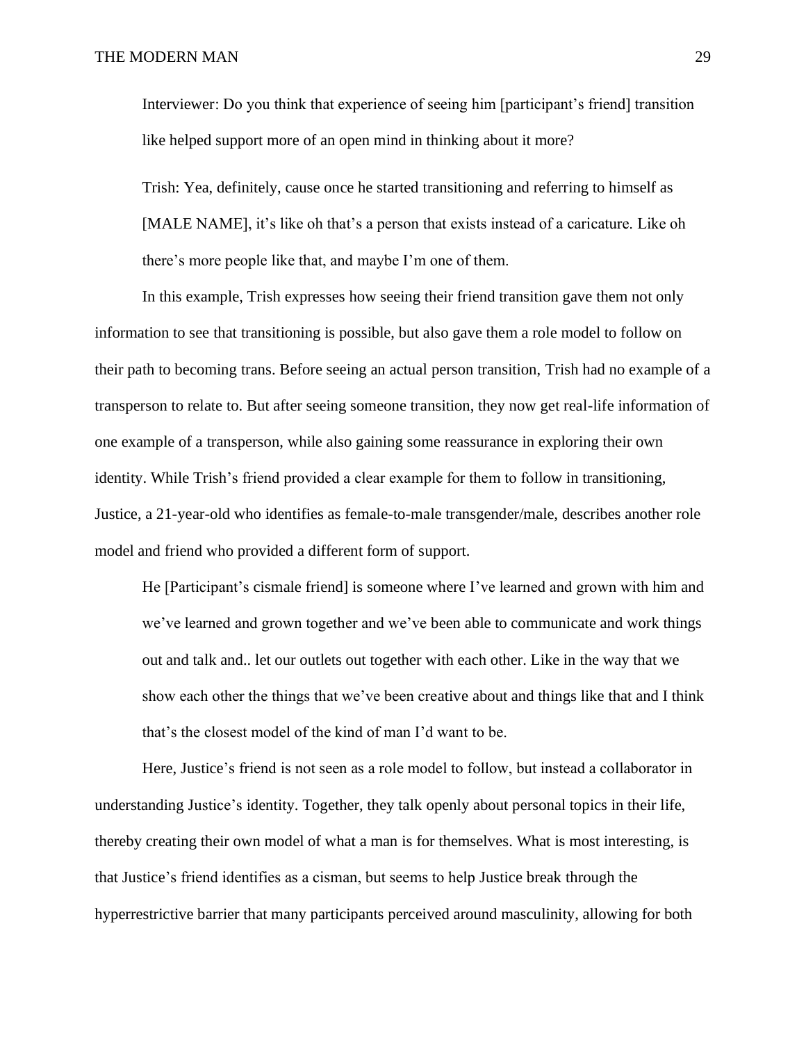> Interviewer: Do you think that experience of seeing him [participant's friend] transition like helped support more of an open mind in thinking about it more?
>
> Trish: Yea, definitely, cause once he started transitioning and referring to himself as [MALE NAME], it's like oh that's a person that exists instead of a caricature. Like oh there's more people like that, and maybe I'm one of them.

In this example, Trish expresses how seeing their friend transition gave them not only information to see that transitioning is possible, but also gave them a role model to follow on their path to becoming trans. Before seeing an actual person transition, Trish had no example of a transperson to relate to. But after seeing someone transition, they now get real-life information of one example of a transperson, while also gaining some reassurance in exploring their own identity. While Trish's friend provided a clear example for them to follow in transitioning, Justice, a 21-year-old who identifies as female-to-male transgender/male, describes another role model and friend who provided a different form of support.

> He [Participant's cismale friend] is someone where I've learned and grown with him and we've learned and grown together and we've been able to communicate and work things out and talk and.. let our outlets out together with each other. Like in the way that we show each other the things that we've been creative about and things like that and I think that's the closest model of the kind of man I'd want to be.

Here, Justice's friend is not seen as a role model to follow, but instead a collaborator in understanding Justice's identity. Together, they talk openly about personal topics in their life, thereby creating their own model of what a man is for themselves. What is most interesting, is that Justice's friend identifies as a cisman, but seems to help Justice break through the hyperrestrictive barrier that many participants perceived around masculinity, allowing for both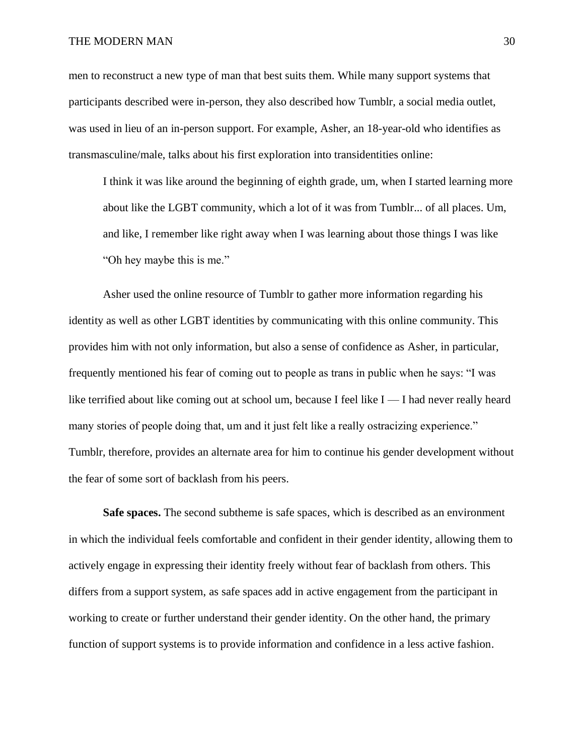men to reconstruct a new type of man that best suits them. While many support systems that participants described were in-person, they also described how Tumblr, a social media outlet, was used in lieu of an in-person support. For example, Asher, an 18-year-old who identifies as transmasculine/male, talks about his first exploration into transidentities online:

> I think it was like around the beginning of eighth grade, um, when I started learning more about like the LGBT community, which a lot of it was from Tumblr... of all places. Um, and like, I remember like right away when I was learning about those things I was like "Oh hey maybe this is me."

Asher used the online resource of Tumblr to gather more information regarding his identity as well as other LGBT identities by communicating with this online community. This provides him with not only information, but also a sense of confidence as Asher, in particular, frequently mentioned his fear of coming out to people as trans in public when he says: "I was like terrified about like coming out at school um, because I feel like I — I had never really heard many stories of people doing that, um and it just felt like a really ostracizing experience." Tumblr, therefore, provides an alternate area for him to continue his gender development without the fear of some sort of backlash from his peers.

**Safe spaces.** The second subtheme is safe spaces, which is described as an environment in which the individual feels comfortable and confident in their gender identity, allowing them to actively engage in expressing their identity freely without fear of backlash from others. This differs from a support system, as safe spaces add in active engagement from the participant in working to create or further understand their gender identity. On the other hand, the primary function of support systems is to provide information and confidence in a less active fashion.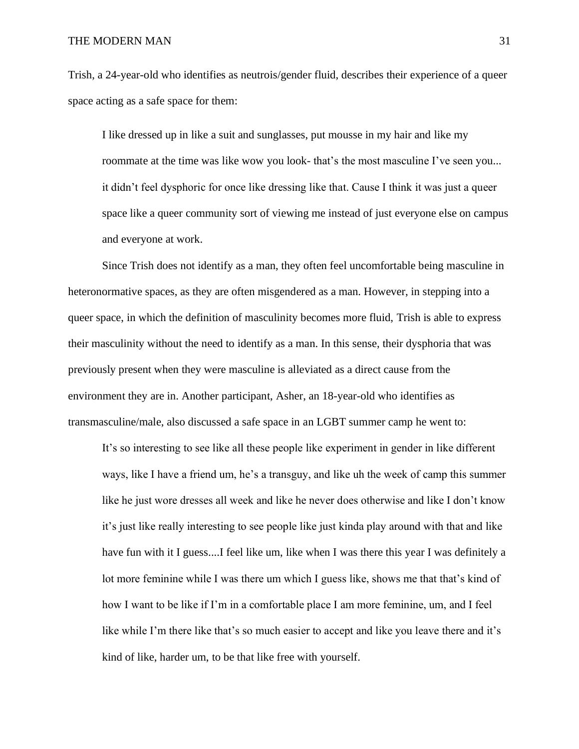Trish, a 24-year-old who identifies as neutrois/gender fluid, describes their experience of a queer space acting as a safe space for them:

> I like dressed up in like a suit and sunglasses, put mousse in my hair and like my roommate at the time was like wow you look- that's the most masculine I've seen you... it didn't feel dysphoric for once like dressing like that. Cause I think it was just a queer space like a queer community sort of viewing me instead of just everyone else on campus and everyone at work.

Since Trish does not identify as a man, they often feel uncomfortable being masculine in heteronormative spaces, as they are often misgendered as a man. However, in stepping into a queer space, in which the definition of masculinity becomes more fluid, Trish is able to express their masculinity without the need to identify as a man. In this sense, their dysphoria that was previously present when they were masculine is alleviated as a direct cause from the environment they are in. Another participant, Asher, an 18-year-old who identifies as transmasculine/male, also discussed a safe space in an LGBT summer camp he went to:

> It's so interesting to see like all these people like experiment in gender in like different ways, like I have a friend um, he's a transguy, and like uh the week of camp this summer like he just wore dresses all week and like he never does otherwise and like I don't know it's just like really interesting to see people like just kinda play around with that and like have fun with it I guess....I feel like um, like when I was there this year I was definitely a lot more feminine while I was there um which I guess like, shows me that that's kind of how I want to be like if I'm in a comfortable place I am more feminine, um, and I feel like while I'm there like that's so much easier to accept and like you leave there and it's kind of like, harder um, to be that like free with yourself.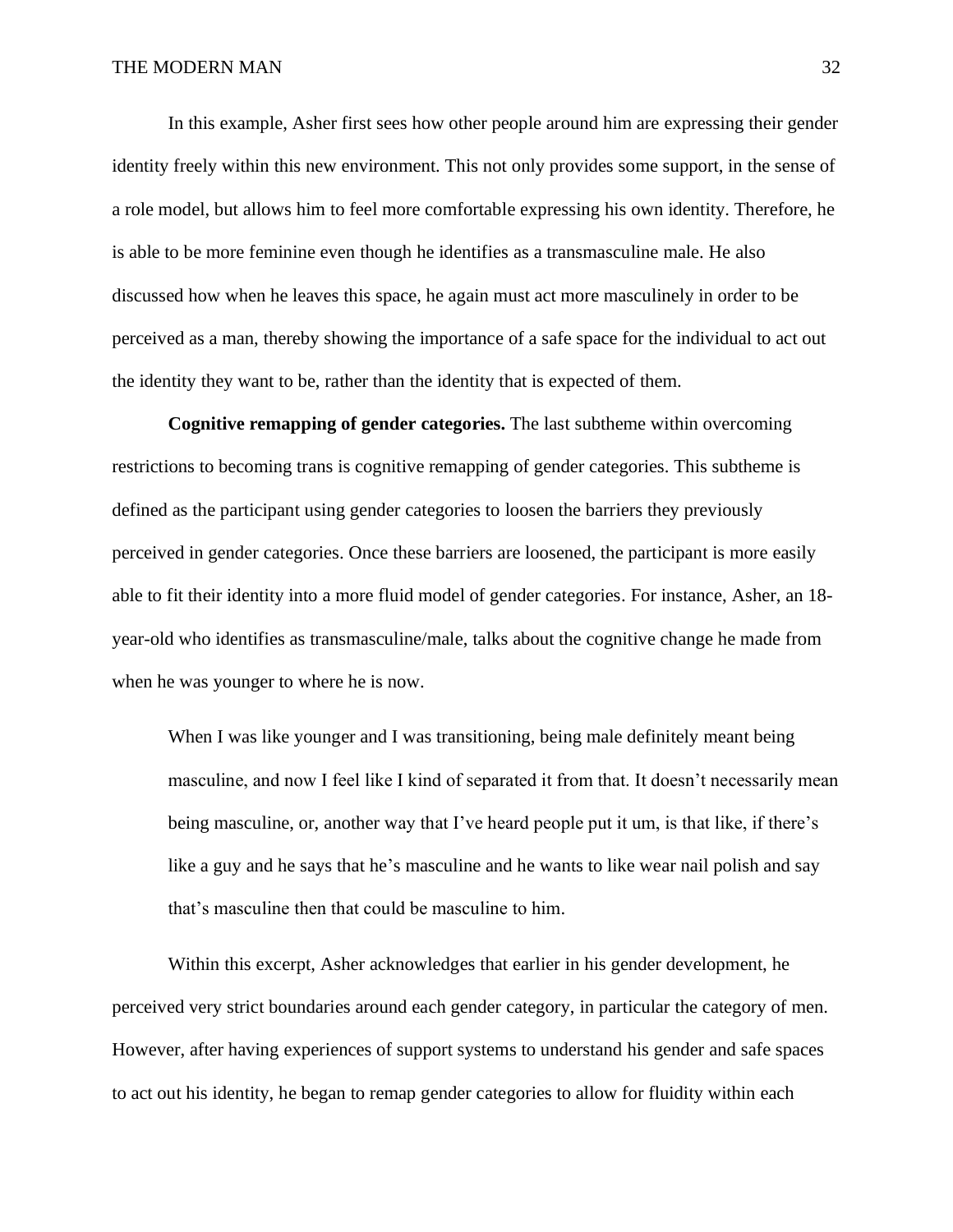In this example, Asher first sees how other people around him are expressing their gender identity freely within this new environment. This not only provides some support, in the sense of a role model, but allows him to feel more comfortable expressing his own identity. Therefore, he is able to be more feminine even though he identifies as a transmasculine male. He also discussed how when he leaves this space, he again must act more masculinely in order to be perceived as a man, thereby showing the importance of a safe space for the individual to act out the identity they want to be, rather than the identity that is expected of them.

**Cognitive remapping of gender categories.** The last subtheme within overcoming restrictions to becoming trans is cognitive remapping of gender categories. This subtheme is defined as the participant using gender categories to loosen the barriers they previously perceived in gender categories. Once these barriers are loosened, the participant is more easily able to fit their identity into a more fluid model of gender categories. For instance, Asher, an 18-year-old who identifies as transmasculine/male, talks about the cognitive change he made from when he was younger to where he is now.

> When I was like younger and I was transitioning, being male definitely meant being masculine, and now I feel like I kind of separated it from that. It doesn't necessarily mean being masculine, or, another way that I've heard people put it um, is that like, if there's like a guy and he says that he's masculine and he wants to like wear nail polish and say that's masculine then that could be masculine to him.

Within this excerpt, Asher acknowledges that earlier in his gender development, he perceived very strict boundaries around each gender category, in particular the category of men. However, after having experiences of support systems to understand his gender and safe spaces to act out his identity, he began to remap gender categories to allow for fluidity within each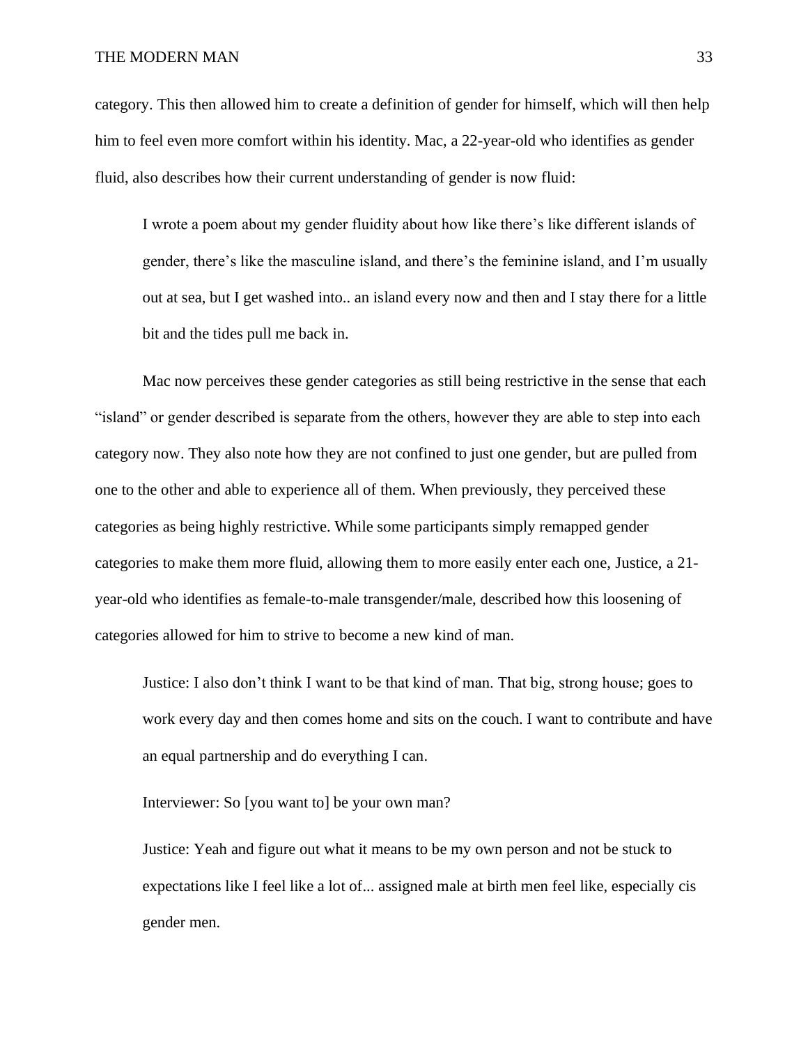category. This then allowed him to create a definition of gender for himself, which will then help him to feel even more comfort within his identity. Mac, a 22-year-old who identifies as gender fluid, also describes how their current understanding of gender is now fluid:

> I wrote a poem about my gender fluidity about how like there's like different islands of gender, there's like the masculine island, and there's the feminine island, and I'm usually out at sea, but I get washed into.. an island every now and then and I stay there for a little bit and the tides pull me back in.

Mac now perceives these gender categories as still being restrictive in the sense that each "island" or gender described is separate from the others, however they are able to step into each category now. They also note how they are not confined to just one gender, but are pulled from one to the other and able to experience all of them. When previously, they perceived these categories as being highly restrictive. While some participants simply remapped gender categories to make them more fluid, allowing them to more easily enter each one, Justice, a 21-year-old who identifies as female-to-male transgender/male, described how this loosening of categories allowed for him to strive to become a new kind of man.

> Justice: I also don't think I want to be that kind of man. That big, strong house; goes to work every day and then comes home and sits on the couch. I want to contribute and have an equal partnership and do everything I can.
>
> Interviewer: So [you want to] be your own man?
>
> Justice: Yeah and figure out what it means to be my own person and not be stuck to expectations like I feel like a lot of... assigned male at birth men feel like, especially cis gender men.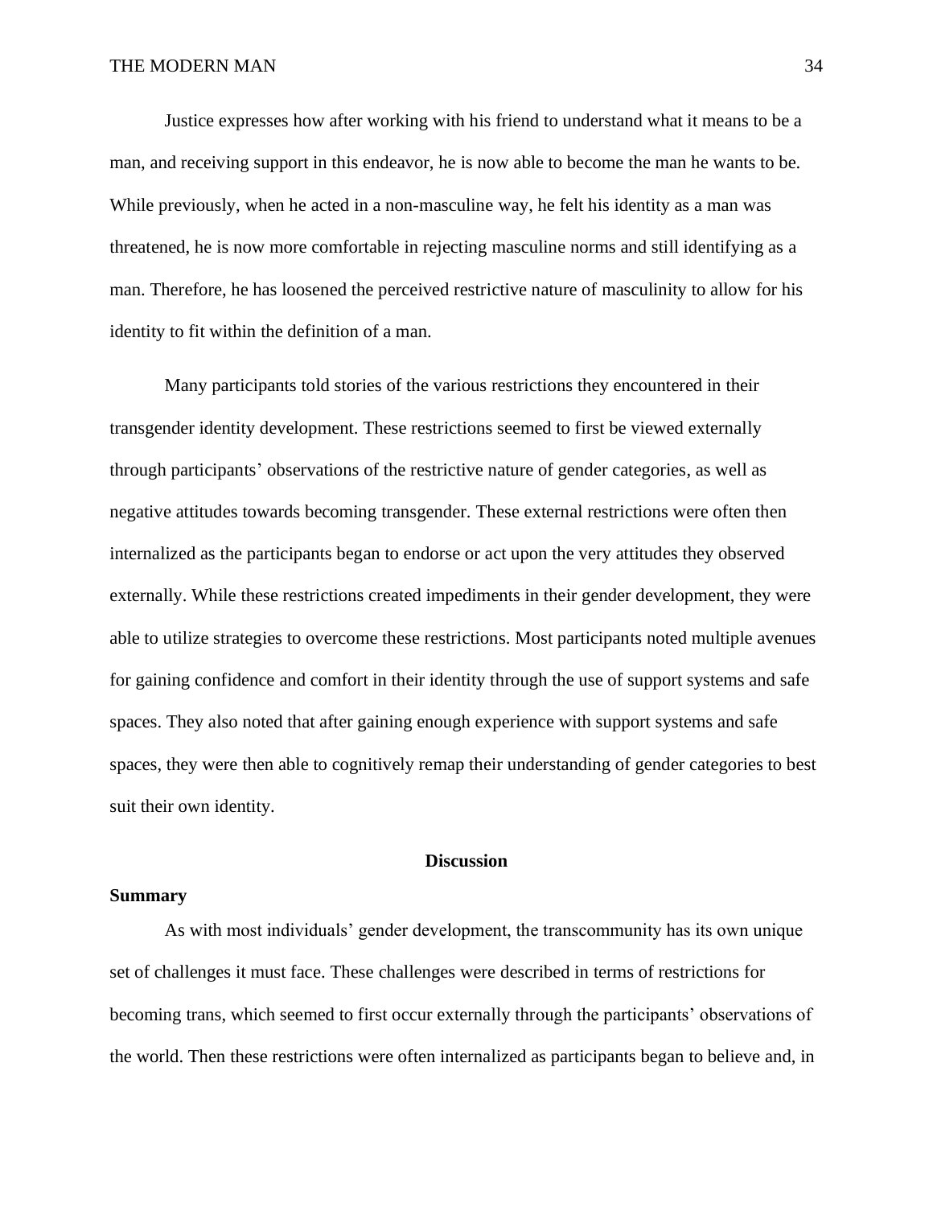Justice expresses how after working with his friend to understand what it means to be a man, and receiving support in this endeavor, he is now able to become the man he wants to be. While previously, when he acted in a non-masculine way, he felt his identity as a man was threatened, he is now more comfortable in rejecting masculine norms and still identifying as a man. Therefore, he has loosened the perceived restrictive nature of masculinity to allow for his identity to fit within the definition of a man.

Many participants told stories of the various restrictions they encountered in their transgender identity development. These restrictions seemed to first be viewed externally through participants' observations of the restrictive nature of gender categories, as well as negative attitudes towards becoming transgender. These external restrictions were often then internalized as the participants began to endorse or act upon the very attitudes they observed externally. While these restrictions created impediments in their gender development, they were able to utilize strategies to overcome these restrictions. Most participants noted multiple avenues for gaining confidence and comfort in their identity through the use of support systems and safe spaces. They also noted that after gaining enough experience with support systems and safe spaces, they were then able to cognitively remap their understanding of gender categories to best suit their own identity.

# Discussion

## Summary

As with most individuals' gender development, the transcommunity has its own unique set of challenges it must face. These challenges were described in terms of restrictions for becoming trans, which seemed to first occur externally through the participants' observations of the world. Then these restrictions were often internalized as participants began to believe and, in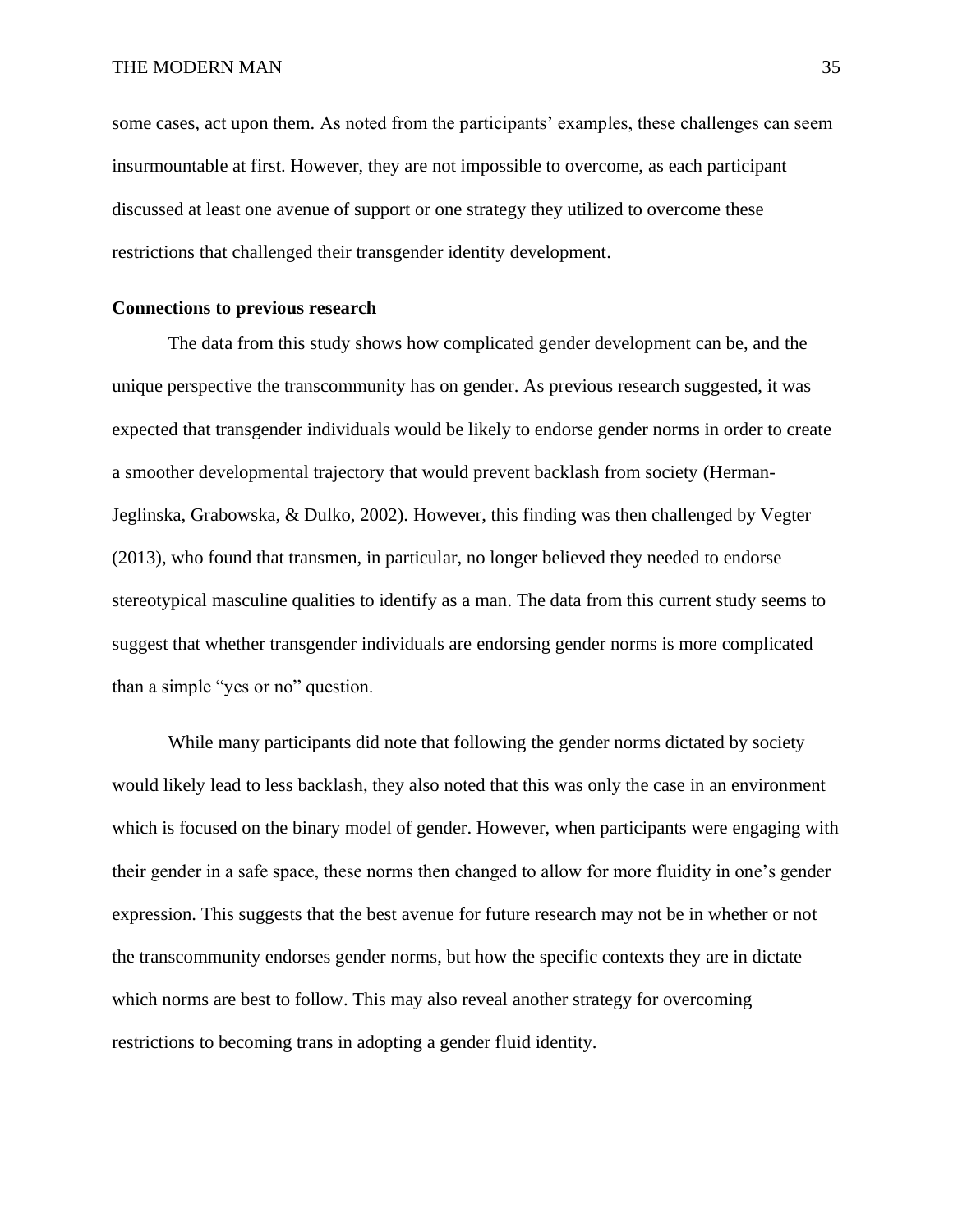some cases, act upon them. As noted from the participants' examples, these challenges can seem insurmountable at first. However, they are not impossible to overcome, as each participant discussed at least one avenue of support or one strategy they utilized to overcome these restrictions that challenged their transgender identity development.

**Connections to previous research**

The data from this study shows how complicated gender development can be, and the unique perspective the transcommunity has on gender. As previous research suggested, it was expected that transgender individuals would be likely to endorse gender norms in order to create a smoother developmental trajectory that would prevent backlash from society (Herman-Jeglinska, Grabowska, & Dulko, 2002). However, this finding was then challenged by Vegter (2013), who found that transmen, in particular, no longer believed they needed to endorse stereotypical masculine qualities to identify as a man. The data from this current study seems to suggest that whether transgender individuals are endorsing gender norms is more complicated than a simple "yes or no" question.

While many participants did note that following the gender norms dictated by society would likely lead to less backlash, they also noted that this was only the case in an environment which is focused on the binary model of gender. However, when participants were engaging with their gender in a safe space, these norms then changed to allow for more fluidity in one's gender expression. This suggests that the best avenue for future research may not be in whether or not the transcommunity endorses gender norms, but how the specific contexts they are in dictate which norms are best to follow. This may also reveal another strategy for overcoming restrictions to becoming trans in adopting a gender fluid identity.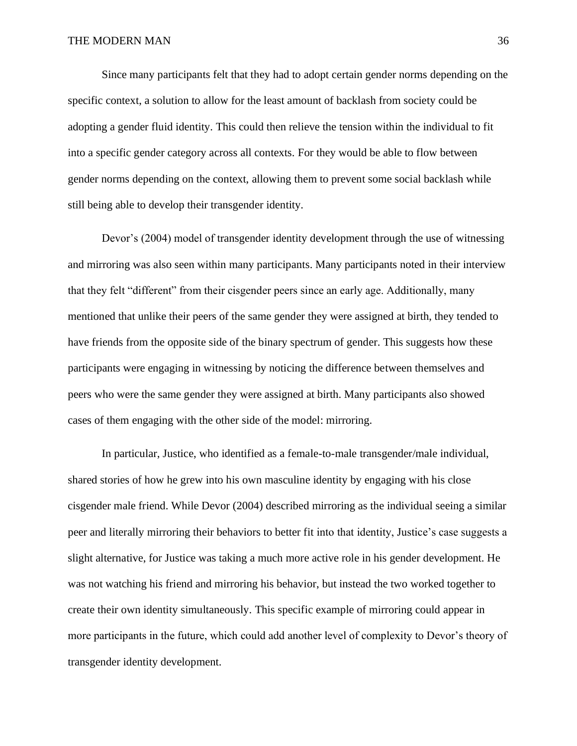Since many participants felt that they had to adopt certain gender norms depending on the specific context, a solution to allow for the least amount of backlash from society could be adopting a gender fluid identity. This could then relieve the tension within the individual to fit into a specific gender category across all contexts. For they would be able to flow between gender norms depending on the context, allowing them to prevent some social backlash while still being able to develop their transgender identity.

Devor's (2004) model of transgender identity development through the use of witnessing and mirroring was also seen within many participants. Many participants noted in their interview that they felt "different" from their cisgender peers since an early age. Additionally, many mentioned that unlike their peers of the same gender they were assigned at birth, they tended to have friends from the opposite side of the binary spectrum of gender. This suggests how these participants were engaging in witnessing by noticing the difference between themselves and peers who were the same gender they were assigned at birth. Many participants also showed cases of them engaging with the other side of the model: mirroring.

In particular, Justice, who identified as a female-to-male transgender/male individual, shared stories of how he grew into his own masculine identity by engaging with his close cisgender male friend. While Devor (2004) described mirroring as the individual seeing a similar peer and literally mirroring their behaviors to better fit into that identity, Justice's case suggests a slight alternative, for Justice was taking a much more active role in his gender development. He was not watching his friend and mirroring his behavior, but instead the two worked together to create their own identity simultaneously. This specific example of mirroring could appear in more participants in the future, which could add another level of complexity to Devor's theory of transgender identity development.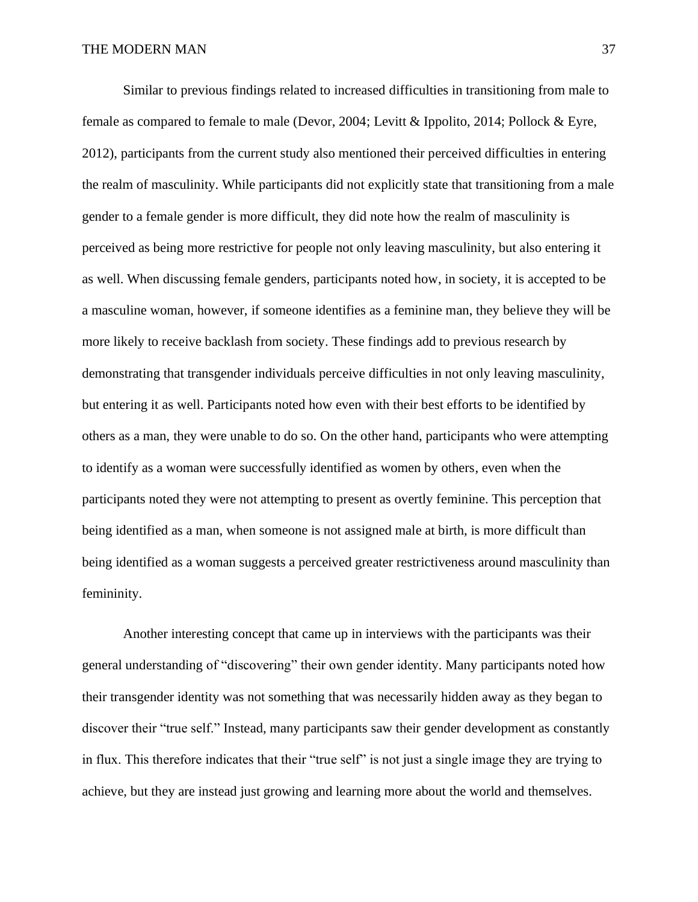Similar to previous findings related to increased difficulties in transitioning from male to female as compared to female to male (Devor, 2004; Levitt & Ippolito, 2014; Pollock & Eyre, 2012), participants from the current study also mentioned their perceived difficulties in entering the realm of masculinity. While participants did not explicitly state that transitioning from a male gender to a female gender is more difficult, they did note how the realm of masculinity is perceived as being more restrictive for people not only leaving masculinity, but also entering it as well. When discussing female genders, participants noted how, in society, it is accepted to be a masculine woman, however, if someone identifies as a feminine man, they believe they will be more likely to receive backlash from society. These findings add to previous research by demonstrating that transgender individuals perceive difficulties in not only leaving masculinity, but entering it as well. Participants noted how even with their best efforts to be identified by others as a man, they were unable to do so. On the other hand, participants who were attempting to identify as a woman were successfully identified as women by others, even when the participants noted they were not attempting to present as overtly feminine. This perception that being identified as a man, when someone is not assigned male at birth, is more difficult than being identified as a woman suggests a perceived greater restrictiveness around masculinity than femininity.

Another interesting concept that came up in interviews with the participants was their general understanding of "discovering" their own gender identity. Many participants noted how their transgender identity was not something that was necessarily hidden away as they began to discover their "true self." Instead, many participants saw their gender development as constantly in flux. This therefore indicates that their "true self" is not just a single image they are trying to achieve, but they are instead just growing and learning more about the world and themselves.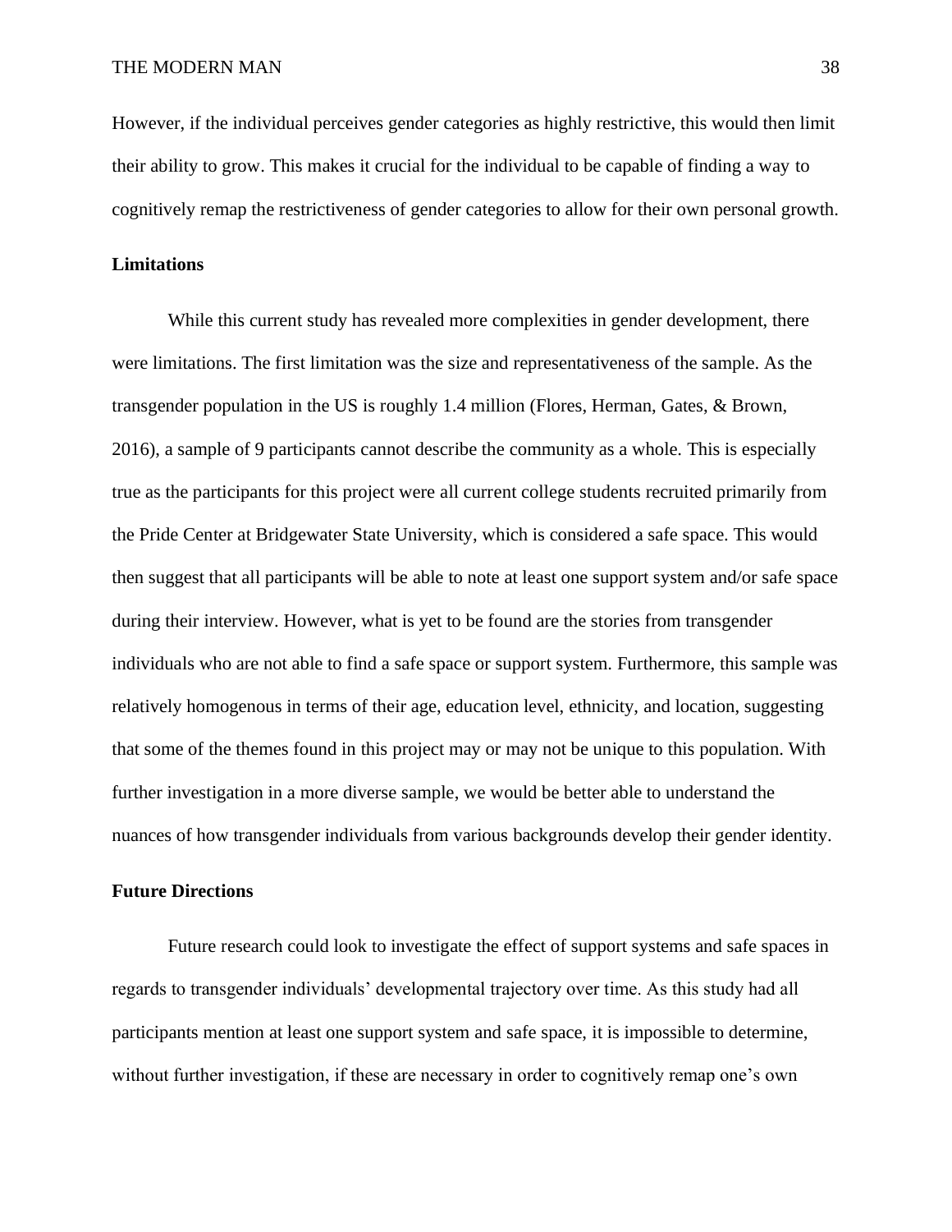However, if the individual perceives gender categories as highly restrictive, this would then limit their ability to grow. This makes it crucial for the individual to be capable of finding a way to cognitively remap the restrictiveness of gender categories to allow for their own personal growth.

### Limitations

While this current study has revealed more complexities in gender development, there were limitations. The first limitation was the size and representativeness of the sample. As the transgender population in the US is roughly 1.4 million (Flores, Herman, Gates, & Brown, 2016), a sample of 9 participants cannot describe the community as a whole. This is especially true as the participants for this project were all current college students recruited primarily from the Pride Center at Bridgewater State University, which is considered a safe space. This would then suggest that all participants will be able to note at least one support system and/or safe space during their interview. However, what is yet to be found are the stories from transgender individuals who are not able to find a safe space or support system. Furthermore, this sample was relatively homogenous in terms of their age, education level, ethnicity, and location, suggesting that some of the themes found in this project may or may not be unique to this population. With further investigation in a more diverse sample, we would be better able to understand the nuances of how transgender individuals from various backgrounds develop their gender identity.

### Future Directions

Future research could look to investigate the effect of support systems and safe spaces in regards to transgender individuals' developmental trajectory over time. As this study had all participants mention at least one support system and safe space, it is impossible to determine, without further investigation, if these are necessary in order to cognitively remap one's own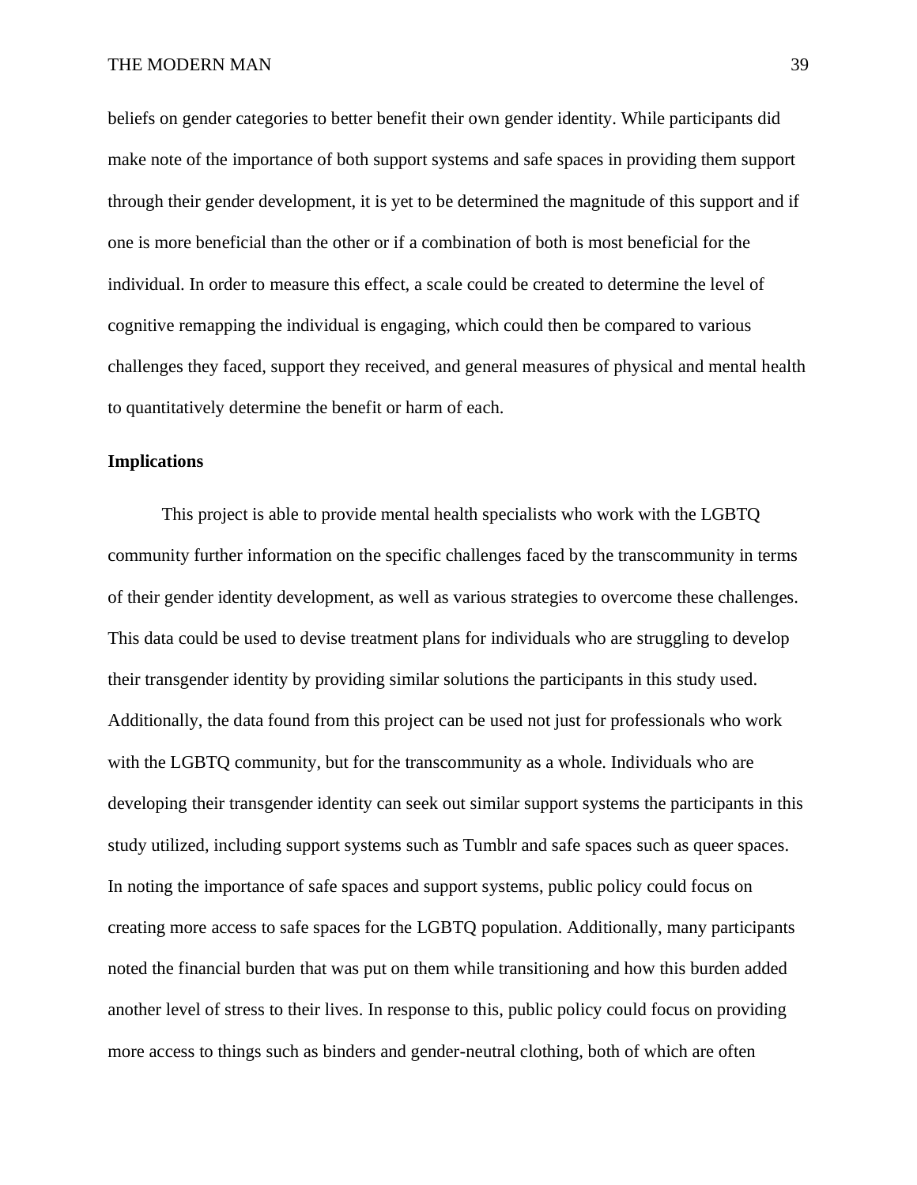beliefs on gender categories to better benefit their own gender identity. While participants did make note of the importance of both support systems and safe spaces in providing them support through their gender development, it is yet to be determined the magnitude of this support and if one is more beneficial than the other or if a combination of both is most beneficial for the individual. In order to measure this effect, a scale could be created to determine the level of cognitive remapping the individual is engaging, which could then be compared to various challenges they faced, support they received, and general measures of physical and mental health to quantitatively determine the benefit or harm of each.

**Implications**

This project is able to provide mental health specialists who work with the LGBTQ community further information on the specific challenges faced by the transcommunity in terms of their gender identity development, as well as various strategies to overcome these challenges. This data could be used to devise treatment plans for individuals who are struggling to develop their transgender identity by providing similar solutions the participants in this study used. Additionally, the data found from this project can be used not just for professionals who work with the LGBTQ community, but for the transcommunity as a whole. Individuals who are developing their transgender identity can seek out similar support systems the participants in this study utilized, including support systems such as Tumblr and safe spaces such as queer spaces. In noting the importance of safe spaces and support systems, public policy could focus on creating more access to safe spaces for the LGBTQ population. Additionally, many participants noted the financial burden that was put on them while transitioning and how this burden added another level of stress to their lives. In response to this, public policy could focus on providing more access to things such as binders and gender-neutral clothing, both of which are often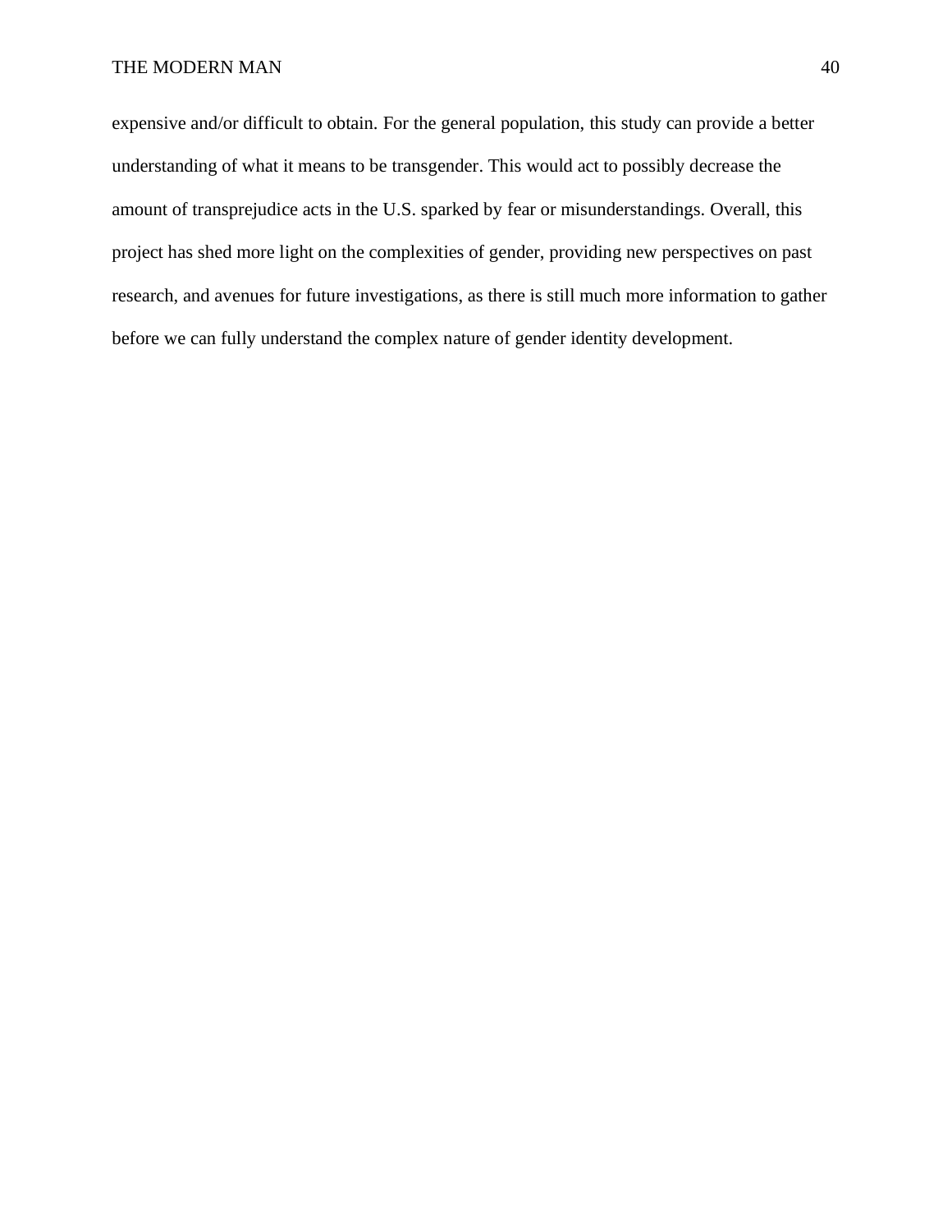expensive and/or difficult to obtain. For the general population, this study can provide a better understanding of what it means to be transgender. This would act to possibly decrease the amount of transprejudice acts in the U.S. sparked by fear or misunderstandings. Overall, this project has shed more light on the complexities of gender, providing new perspectives on past research, and avenues for future investigations, as there is still much more information to gather before we can fully understand the complex nature of gender identity development.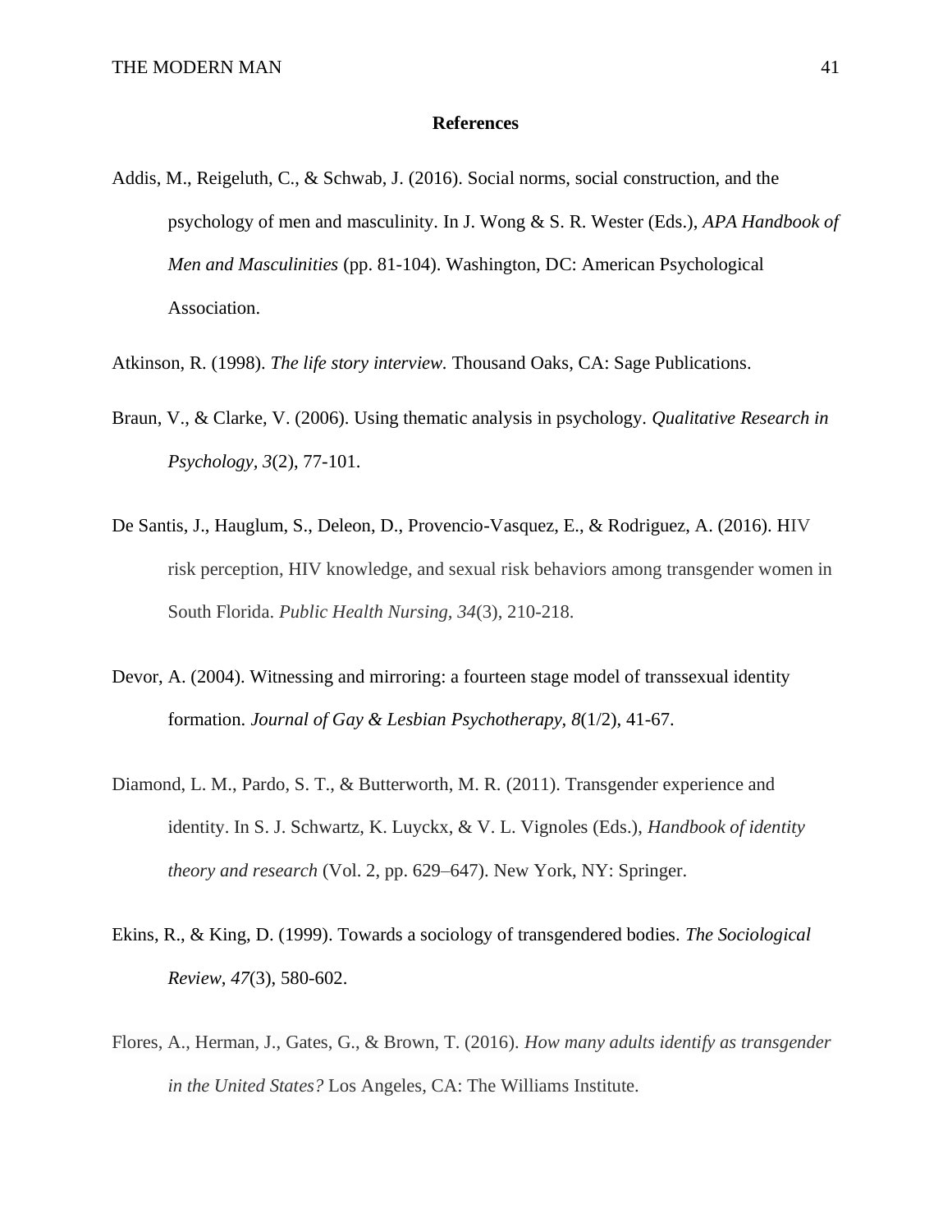**References**

Addis, M., Reigeluth, C., & Schwab, J. (2016). Social norms, social construction, and the psychology of men and masculinity. In J. Wong & S. R. Wester (Eds.), *APA Handbook of Men and Masculinities* (pp. 81-104). Washington, DC: American Psychological Association.

Atkinson, R. (1998). *The life story interview.* Thousand Oaks, CA: Sage Publications.

Braun, V., & Clarke, V. (2006). Using thematic analysis in psychology. *Qualitative Research in Psychology, 3*(2), 77-101.

De Santis, J., Hauglum, S., Deleon, D., Provencio-Vasquez, E., & Rodriguez, A. (2016). HIV risk perception, HIV knowledge, and sexual risk behaviors among transgender women in South Florida. *Public Health Nursing, 34*(3), 210-218.

Devor, A. (2004). Witnessing and mirroring: a fourteen stage model of transsexual identity formation. *Journal of Gay & Lesbian Psychotherapy, 8*(1/2), 41-67.

Diamond, L. M., Pardo, S. T., & Butterworth, M. R. (2011). Transgender experience and identity. In S. J. Schwartz, K. Luyckx, & V. L. Vignoles (Eds.), *Handbook of identity theory and research* (Vol. 2, pp. 629–647). New York, NY: Springer.

Ekins, R., & King, D. (1999). Towards a sociology of transgendered bodies. *The Sociological Review*, *47*(3), 580-602.

Flores, A., Herman, J., Gates, G., & Brown, T. (2016). *How many adults identify as transgender in the United States?* Los Angeles, CA: The Williams Institute.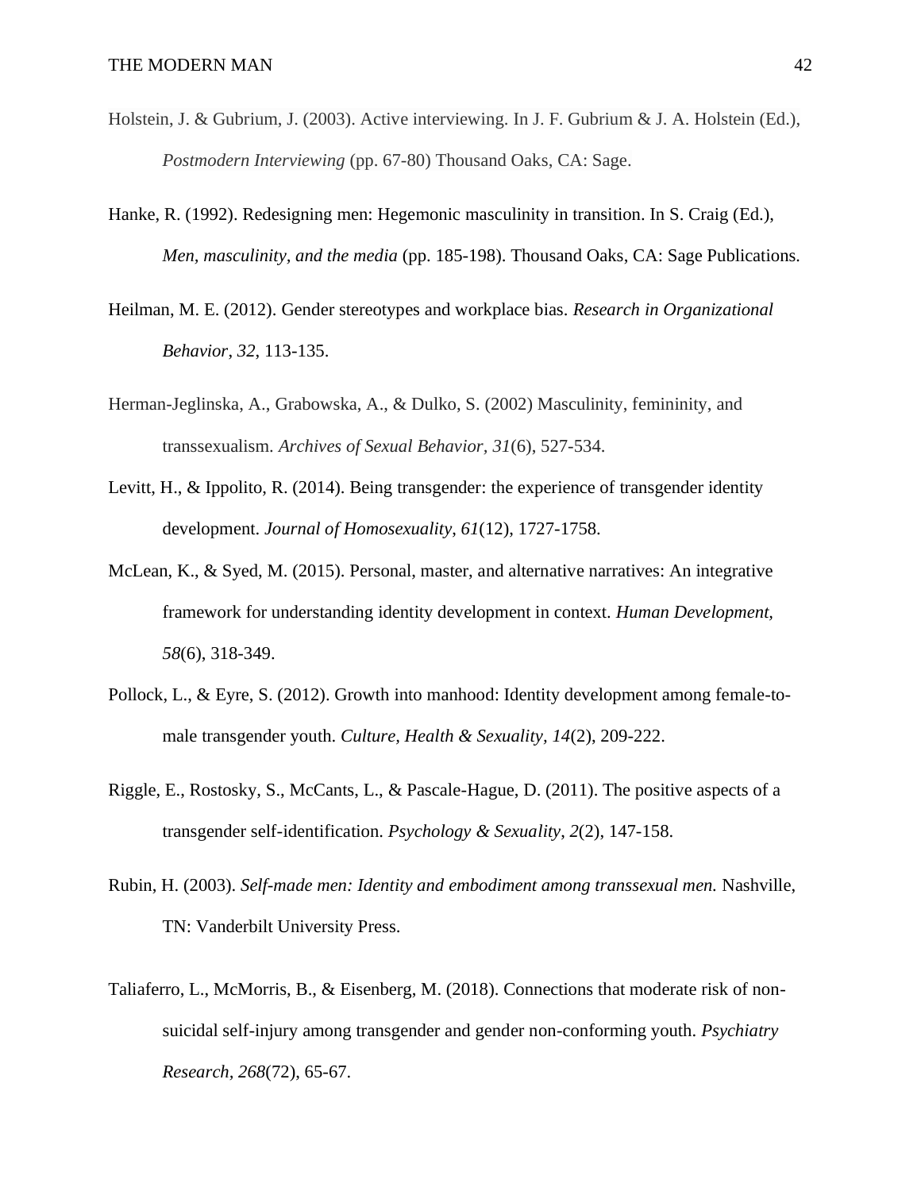Holstein, J. & Gubrium, J. (2003). Active interviewing. In J. F. Gubrium & J. A. Holstein (Ed.), *Postmodern Interviewing* (pp. 67-80) Thousand Oaks, CA: Sage.

Hanke, R. (1992). Redesigning men: Hegemonic masculinity in transition. In S. Craig (Ed.), *Men, masculinity, and the media* (pp. 185-198). Thousand Oaks, CA: Sage Publications.

Heilman, M. E. (2012). Gender stereotypes and workplace bias. *Research in Organizational Behavior*, *32*, 113-135.

Herman-Jeglinska, A., Grabowska, A., & Dulko, S. (2002) Masculinity, femininity, and transsexualism. *Archives of Sexual Behavior*, *31*(6), 527-534.

Levitt, H., & Ippolito, R. (2014). Being transgender: the experience of transgender identity development. *Journal of Homosexuality*, *61*(12), 1727-1758.

McLean, K., & Syed, M. (2015). Personal, master, and alternative narratives: An integrative framework for understanding identity development in context. *Human Development, 58*(6), 318-349.

Pollock, L., & Eyre, S. (2012). Growth into manhood: Identity development among female-to-male transgender youth. *Culture, Health & Sexuality, 14*(2), 209-222.

Riggle, E., Rostosky, S., McCants, L., & Pascale-Hague, D. (2011). The positive aspects of a transgender self-identification. *Psychology & Sexuality*, *2*(2), 147-158.

Rubin, H. (2003). *Self-made men: Identity and embodiment among transsexual men.* Nashville, TN: Vanderbilt University Press.

Taliaferro, L., McMorris, B., & Eisenberg, M. (2018). Connections that moderate risk of non-suicidal self-injury among transgender and gender non-conforming youth. *Psychiatry Research, 268*(72), 65-67.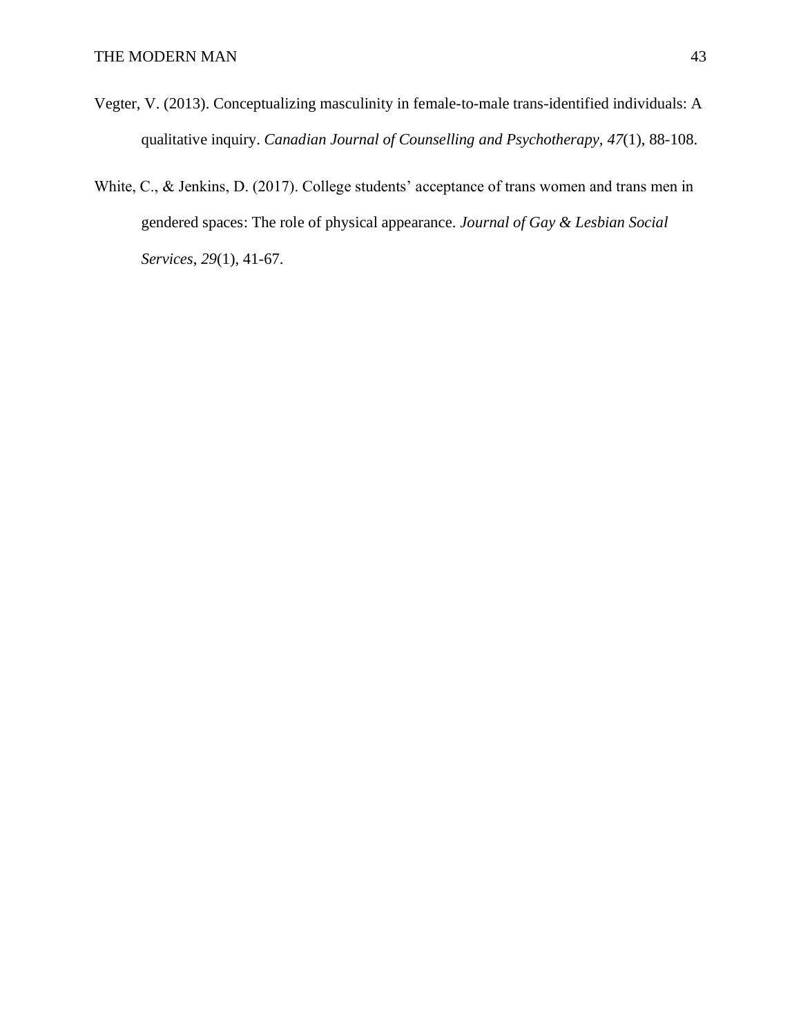Vegter, V. (2013). Conceptualizing masculinity in female-to-male trans-identified individuals: A qualitative inquiry. *Canadian Journal of Counselling and Psychotherapy*, *47*(1), 88-108.

White, C., & Jenkins, D. (2017). College students' acceptance of trans women and trans men in gendered spaces: The role of physical appearance. *Journal of Gay & Lesbian Social Services*, *29*(1), 41-67.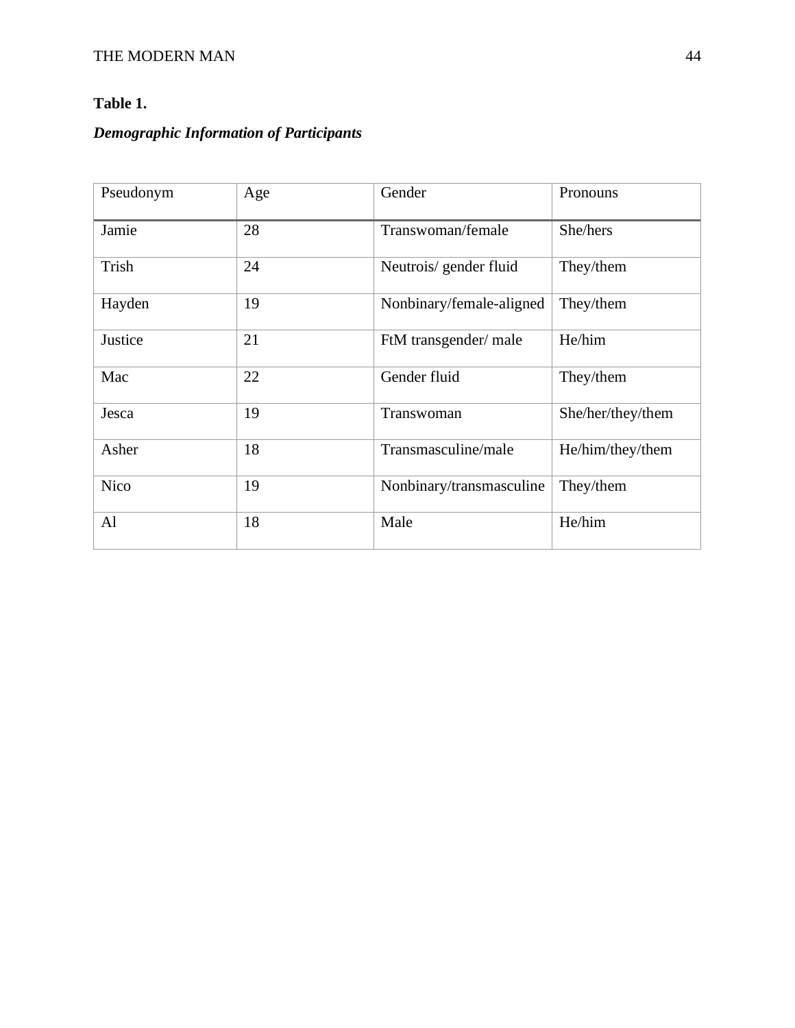**Table 1.**

***Demographic Information of Participants***

| Pseudonym | Age | Gender | Pronouns |
|---|---|---|---|
| Jamie | 28 | Transwoman/female | She/hers |
| Trish | 24 | Neutrois/ gender fluid | They/them |
| Hayden | 19 | Nonbinary/female-aligned | They/them |
| Justice | 21 | FtM transgender/ male | He/him |
| Mac | 22 | Gender fluid | They/them |
| Jesca | 19 | Transwoman | She/her/they/them |
| Asher | 18 | Transmasculine/male | He/him/they/them |
| Nico | 19 | Nonbinary/transmasculine | They/them |
| Al | 18 | Male | He/him |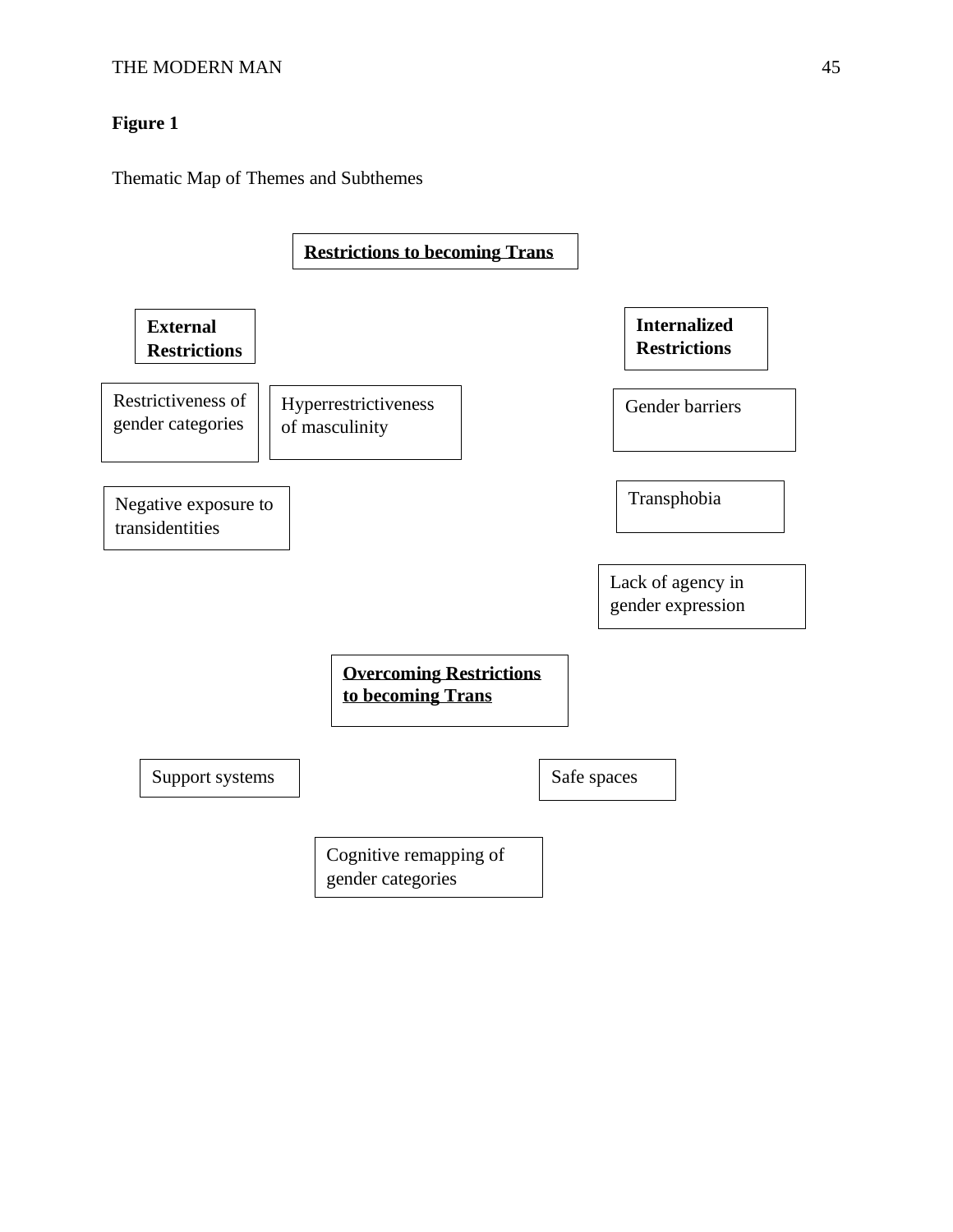**Figure 1**

Thematic Map of Themes and Subthemes

**Restrictions to becoming Trans**

**External Restrictions**

- Restrictiveness of gender categories
- Hyperrestrictiveness of masculinity
- Negative exposure to transidentities

**Internalized Restrictions**

- Gender barriers
- Transphobia
- Lack of agency in gender expression

**Overcoming Restrictions to becoming Trans**

- Support systems
- Safe spaces
- Cognitive remapping of gender categories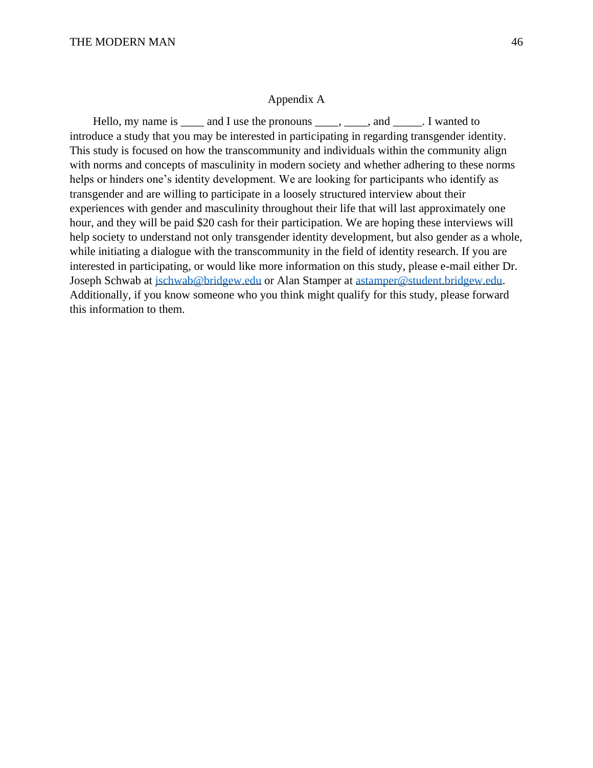## Appendix A

Hello, my name is ____ and I use the pronouns ____, ____, and _____. I wanted to introduce a study that you may be interested in participating in regarding transgender identity. This study is focused on how the transcommunity and individuals within the community align with norms and concepts of masculinity in modern society and whether adhering to these norms helps or hinders one's identity development. We are looking for participants who identify as transgender and are willing to participate in a loosely structured interview about their experiences with gender and masculinity throughout their life that will last approximately one hour, and they will be paid $20 cash for their participation. We are hoping these interviews will help society to understand not only transgender identity development, but also gender as a whole, while initiating a dialogue with the transcommunity in the field of identity research. If you are interested in participating, or would like more information on this study, please e-mail either Dr. Joseph Schwab at jschwab@bridgew.edu or Alan Stamper at astamper@student.bridgew.edu. Additionally, if you know someone who you think might qualify for this study, please forward this information to them.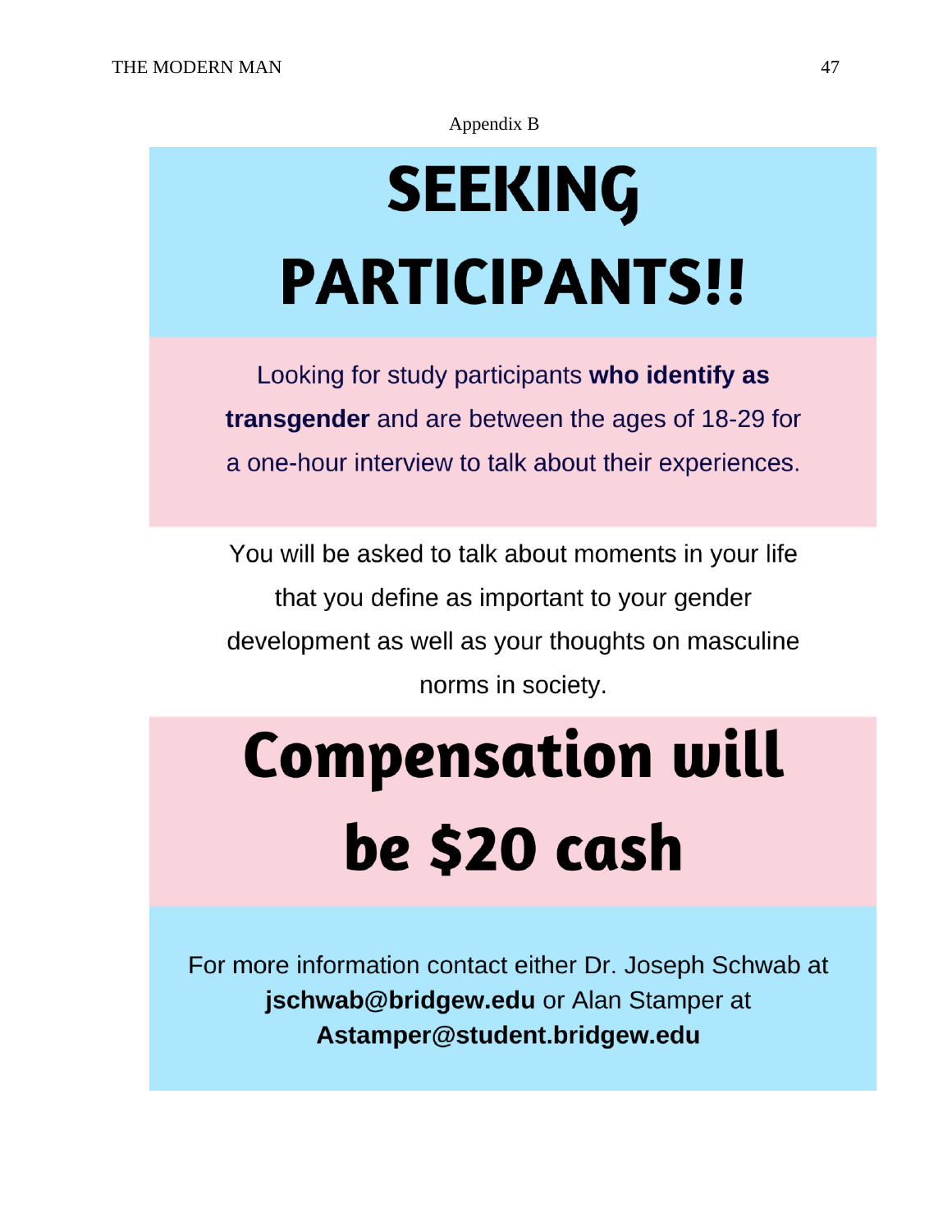Appendix B

# SEEKING PARTICIPANTS!!

Looking for study participants **who identify as transgender** and are between the ages of 18-29 for a one-hour interview to talk about their experiences.

You will be asked to talk about moments in your life that you define as important to your gender development as well as your thoughts on masculine norms in society.

# Compensation will be $20 cash

For more information contact either Dr. Joseph Schwab at **jschwab@bridgew.edu** or Alan Stamper at **Astamper@student.bridgew.edu**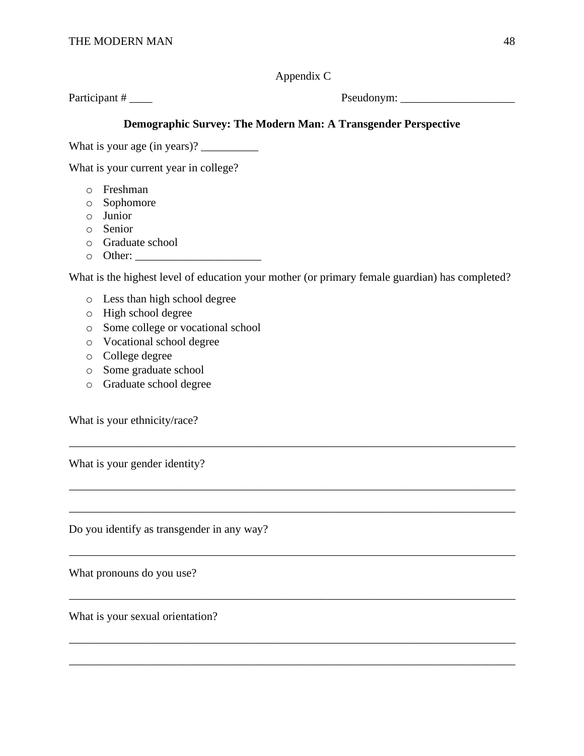## Appendix C

Participant # ____ Pseudonym: ____________________

**Demographic Survey: The Modern Man: A Transgender Perspective**

What is your age (in years)? __________

What is your current year in college?

- Freshman
- Sophomore
- Junior
- Senior
- Graduate school
- Other: ______________________

What is the highest level of education your mother (or primary female guardian) has completed?

- Less than high school degree
- High school degree
- Some college or vocational school
- Vocational school degree
- College degree
- Some graduate school
- Graduate school degree

What is your ethnicity/race?

______________________________________________________________________________

What is your gender identity?

______________________________________________________________________________

______________________________________________________________________________

Do you identify as transgender in any way?

______________________________________________________________________________

What pronouns do you use?

______________________________________________________________________________

What is your sexual orientation?

______________________________________________________________________________

______________________________________________________________________________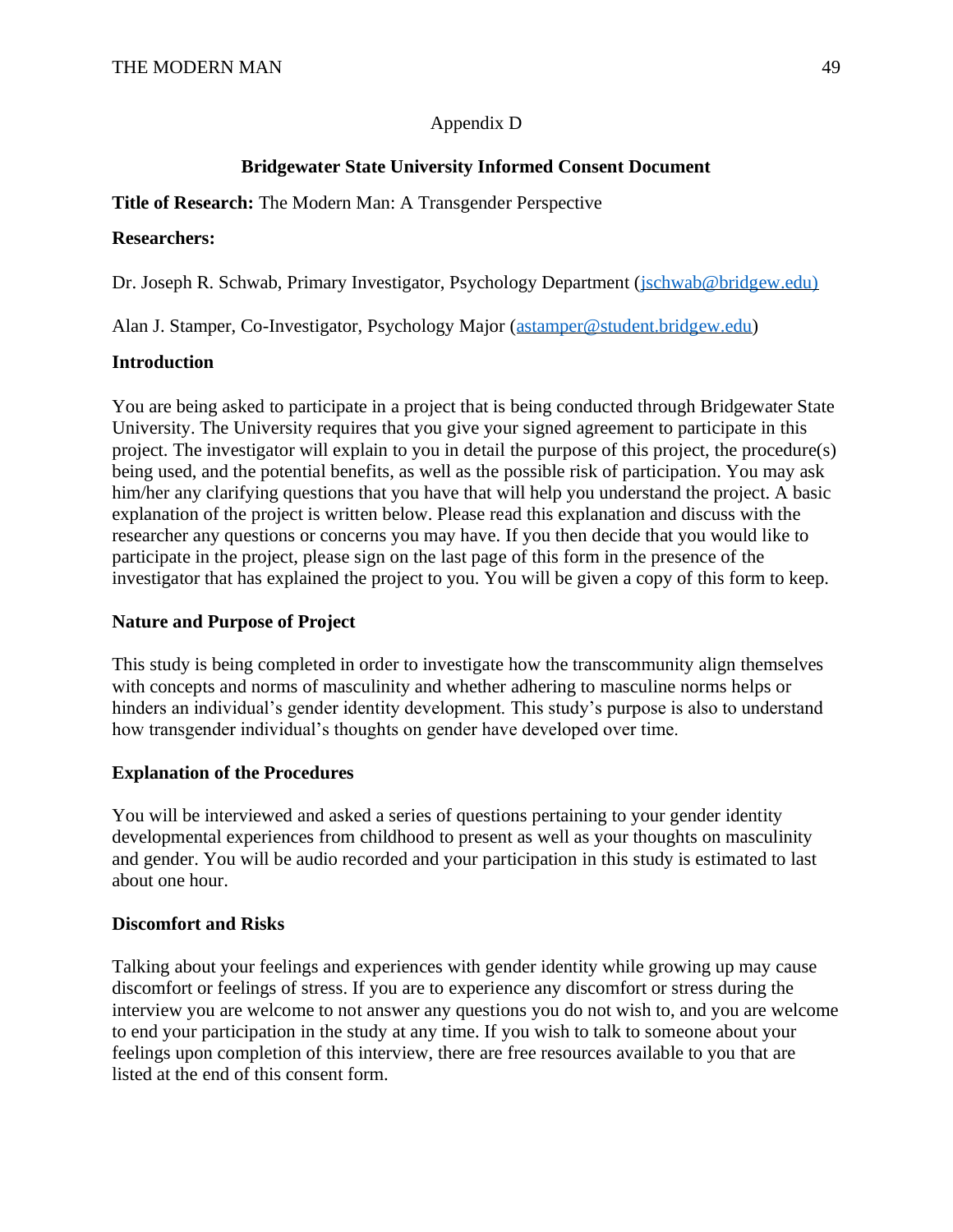Appendix D

## Bridgewater State University Informed Consent Document

**Title of Research:** The Modern Man: A Transgender Perspective

**Researchers:**

Dr. Joseph R. Schwab, Primary Investigator, Psychology Department (jschwab@bridgew.edu)

Alan J. Stamper, Co-Investigator, Psychology Major (astamper@student.bridgew.edu)

**Introduction**

You are being asked to participate in a project that is being conducted through Bridgewater State University. The University requires that you give your signed agreement to participate in this project. The investigator will explain to you in detail the purpose of this project, the procedure(s) being used, and the potential benefits, as well as the possible risk of participation. You may ask him/her any clarifying questions that you have that will help you understand the project. A basic explanation of the project is written below. Please read this explanation and discuss with the researcher any questions or concerns you may have. If you then decide that you would like to participate in the project, please sign on the last page of this form in the presence of the investigator that has explained the project to you. You will be given a copy of this form to keep.

**Nature and Purpose of Project**

This study is being completed in order to investigate how the transcommunity align themselves with concepts and norms of masculinity and whether adhering to masculine norms helps or hinders an individual's gender identity development. This study's purpose is also to understand how transgender individual's thoughts on gender have developed over time.

**Explanation of the Procedures**

You will be interviewed and asked a series of questions pertaining to your gender identity developmental experiences from childhood to present as well as your thoughts on masculinity and gender. You will be audio recorded and your participation in this study is estimated to last about one hour.

**Discomfort and Risks**

Talking about your feelings and experiences with gender identity while growing up may cause discomfort or feelings of stress. If you are to experience any discomfort or stress during the interview you are welcome to not answer any questions you do not wish to, and you are welcome to end your participation in the study at any time. If you wish to talk to someone about your feelings upon completion of this interview, there are free resources available to you that are listed at the end of this consent form.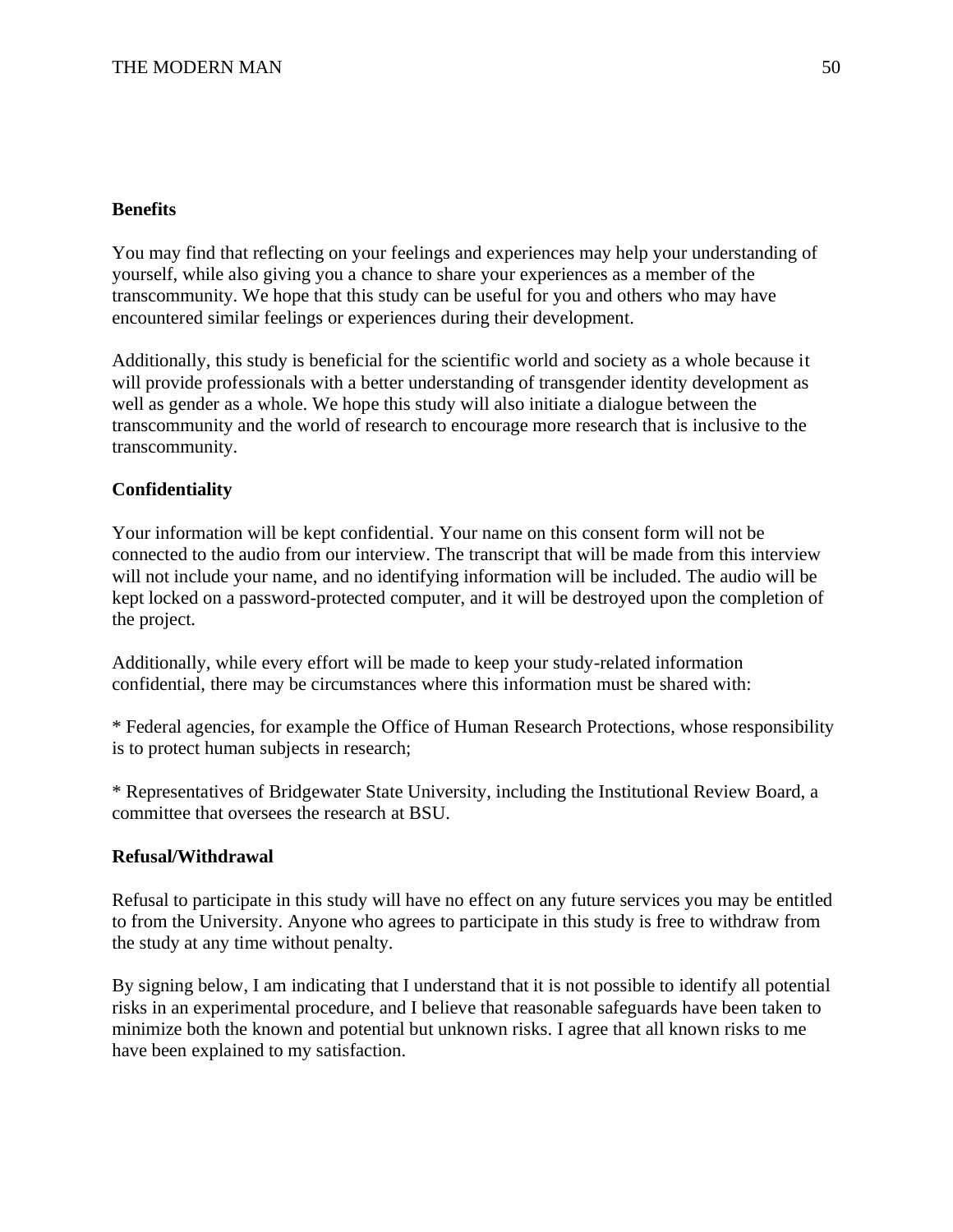**Benefits**

You may find that reflecting on your feelings and experiences may help your understanding of yourself, while also giving you a chance to share your experiences as a member of the transcommunity. We hope that this study can be useful for you and others who may have encountered similar feelings or experiences during their development.

Additionally, this study is beneficial for the scientific world and society as a whole because it will provide professionals with a better understanding of transgender identity development as well as gender as a whole. We hope this study will also initiate a dialogue between the transcommunity and the world of research to encourage more research that is inclusive to the transcommunity.

**Confidentiality**

Your information will be kept confidential. Your name on this consent form will not be connected to the audio from our interview. The transcript that will be made from this interview will not include your name, and no identifying information will be included. The audio will be kept locked on a password-protected computer, and it will be destroyed upon the completion of the project.

Additionally, while every effort will be made to keep your study-related information confidential, there may be circumstances where this information must be shared with:

* Federal agencies, for example the Office of Human Research Protections, whose responsibility is to protect human subjects in research;

* Representatives of Bridgewater State University, including the Institutional Review Board, a committee that oversees the research at BSU.

**Refusal/Withdrawal**

Refusal to participate in this study will have no effect on any future services you may be entitled to from the University. Anyone who agrees to participate in this study is free to withdraw from the study at any time without penalty.

By signing below, I am indicating that I understand that it is not possible to identify all potential risks in an experimental procedure, and I believe that reasonable safeguards have been taken to minimize both the known and potential but unknown risks. I agree that all known risks to me have been explained to my satisfaction.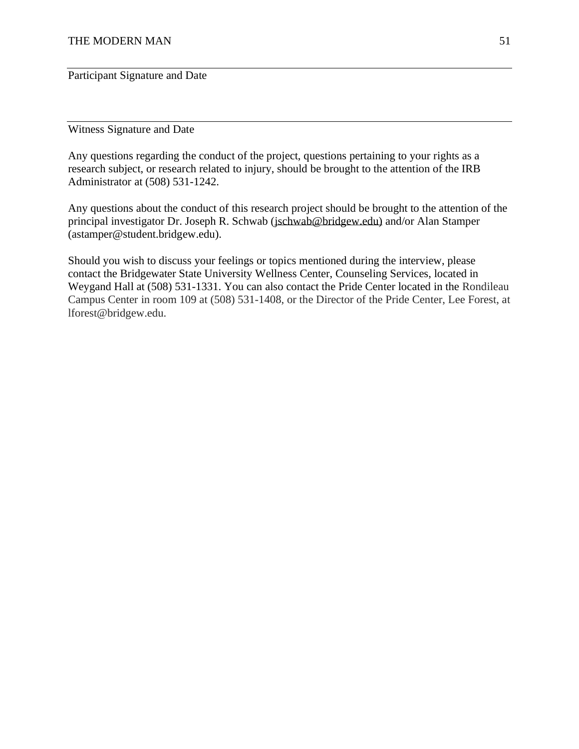______________________________________________________________________________
Participant Signature and Date

______________________________________________________________________________
Witness Signature and Date

Any questions regarding the conduct of the project, questions pertaining to your rights as a research subject, or research related to injury, should be brought to the attention of the IRB Administrator at (508) 531-1242.

Any questions about the conduct of this research project should be brought to the attention of the principal investigator Dr. Joseph R. Schwab (jschwab@bridgew.edu) and/or Alan Stamper (astamper@student.bridgew.edu).

Should you wish to discuss your feelings or topics mentioned during the interview, please contact the Bridgewater State University Wellness Center, Counseling Services, located in Weygand Hall at (508) 531-1331. You can also contact the Pride Center located in the Rondileau Campus Center in room 109 at (508) 531-1408, or the Director of the Pride Center, Lee Forest, at lforest@bridgew.edu.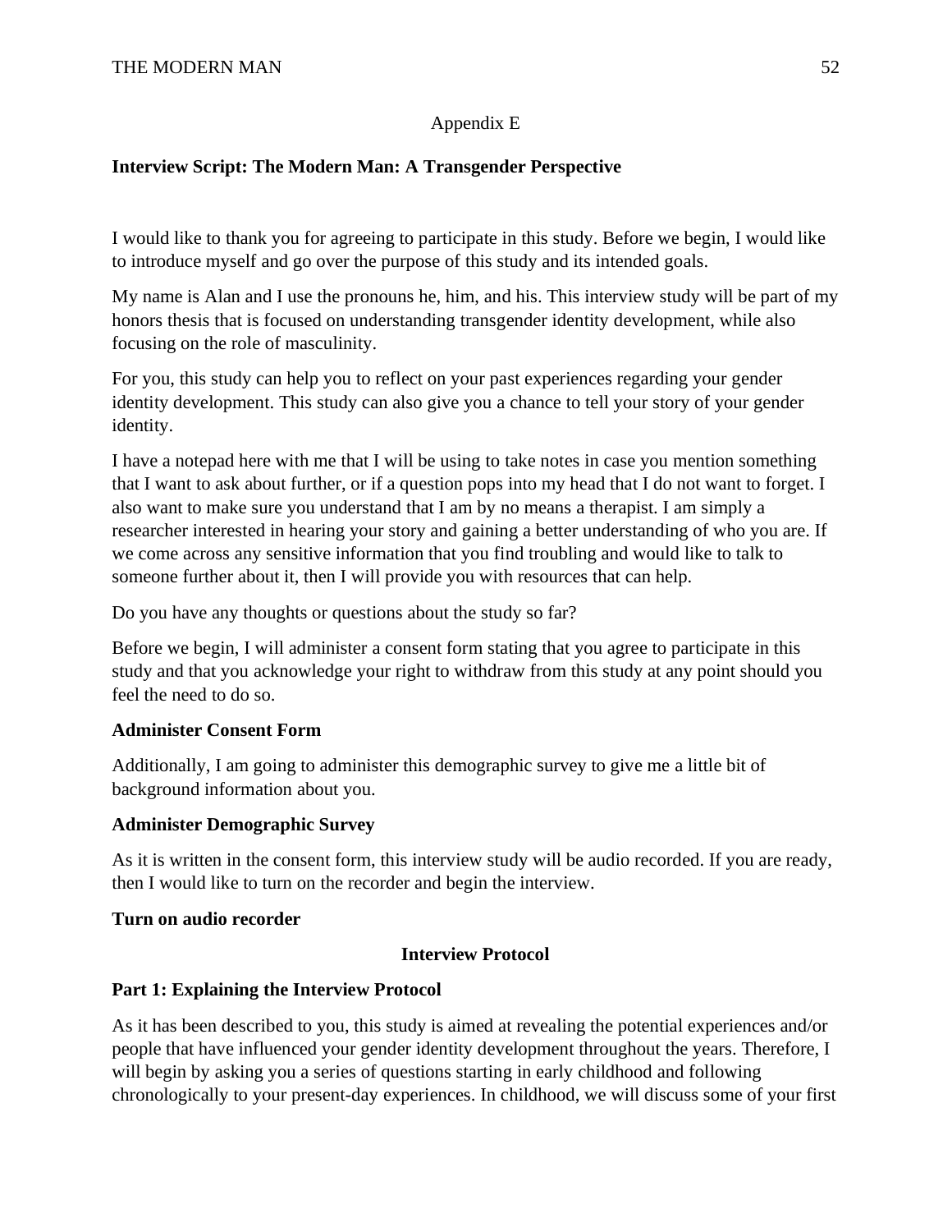Appendix E

**Interview Script: The Modern Man: A Transgender Perspective**

I would like to thank you for agreeing to participate in this study. Before we begin, I would like to introduce myself and go over the purpose of this study and its intended goals.

My name is Alan and I use the pronouns he, him, and his. This interview study will be part of my honors thesis that is focused on understanding transgender identity development, while also focusing on the role of masculinity.

For you, this study can help you to reflect on your past experiences regarding your gender identity development. This study can also give you a chance to tell your story of your gender identity.

I have a notepad here with me that I will be using to take notes in case you mention something that I want to ask about further, or if a question pops into my head that I do not want to forget. I also want to make sure you understand that I am by no means a therapist. I am simply a researcher interested in hearing your story and gaining a better understanding of who you are. If we come across any sensitive information that you find troubling and would like to talk to someone further about it, then I will provide you with resources that can help.

Do you have any thoughts or questions about the study so far?

Before we begin, I will administer a consent form stating that you agree to participate in this study and that you acknowledge your right to withdraw from this study at any point should you feel the need to do so.

**Administer Consent Form**

Additionally, I am going to administer this demographic survey to give me a little bit of background information about you.

**Administer Demographic Survey**

As it is written in the consent form, this interview study will be audio recorded. If you are ready, then I would like to turn on the recorder and begin the interview.

**Turn on audio recorder**

**Interview Protocol**

**Part 1: Explaining the Interview Protocol**

As it has been described to you, this study is aimed at revealing the potential experiences and/or people that have influenced your gender identity development throughout the years. Therefore, I will begin by asking you a series of questions starting in early childhood and following chronologically to your present-day experiences. In childhood, we will discuss some of your first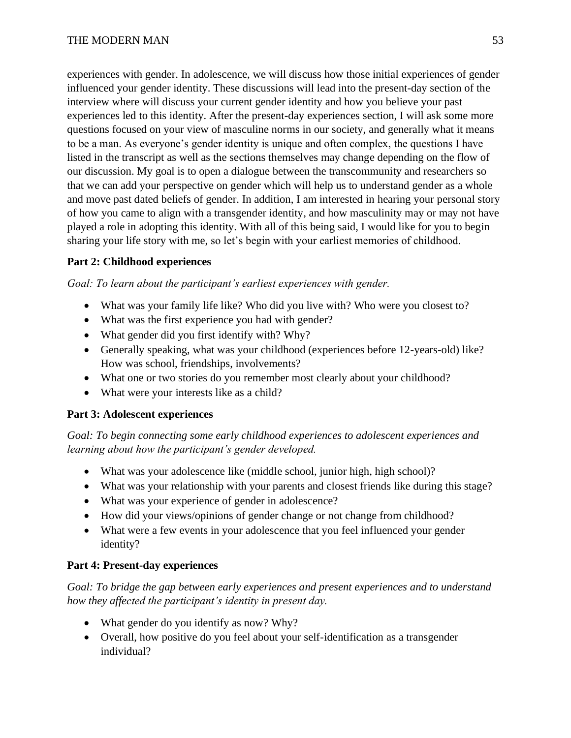experiences with gender. In adolescence, we will discuss how those initial experiences of gender influenced your gender identity. These discussions will lead into the present-day section of the interview where will discuss your current gender identity and how you believe your past experiences led to this identity. After the present-day experiences section, I will ask some more questions focused on your view of masculine norms in our society, and generally what it means to be a man. As everyone's gender identity is unique and often complex, the questions I have listed in the transcript as well as the sections themselves may change depending on the flow of our discussion. My goal is to open a dialogue between the transcommunity and researchers so that we can add your perspective on gender which will help us to understand gender as a whole and move past dated beliefs of gender. In addition, I am interested in hearing your personal story of how you came to align with a transgender identity, and how masculinity may or may not have played a role in adopting this identity. With all of this being said, I would like for you to begin sharing your life story with me, so let's begin with your earliest memories of childhood.

**Part 2: Childhood experiences**

*Goal: To learn about the participant's earliest experiences with gender.*

- What was your family life like? Who did you live with? Who were you closest to?
- What was the first experience you had with gender?
- What gender did you first identify with? Why?
- Generally speaking, what was your childhood (experiences before 12-years-old) like? How was school, friendships, involvements?
- What one or two stories do you remember most clearly about your childhood?
- What were your interests like as a child?

**Part 3: Adolescent experiences**

*Goal: To begin connecting some early childhood experiences to adolescent experiences and learning about how the participant's gender developed.*

- What was your adolescence like (middle school, junior high, high school)?
- What was your relationship with your parents and closest friends like during this stage?
- What was your experience of gender in adolescence?
- How did your views/opinions of gender change or not change from childhood?
- What were a few events in your adolescence that you feel influenced your gender identity?

**Part 4: Present-day experiences**

*Goal: To bridge the gap between early experiences and present experiences and to understand how they affected the participant's identity in present day.*

- What gender do you identify as now? Why?
- Overall, how positive do you feel about your self-identification as a transgender individual?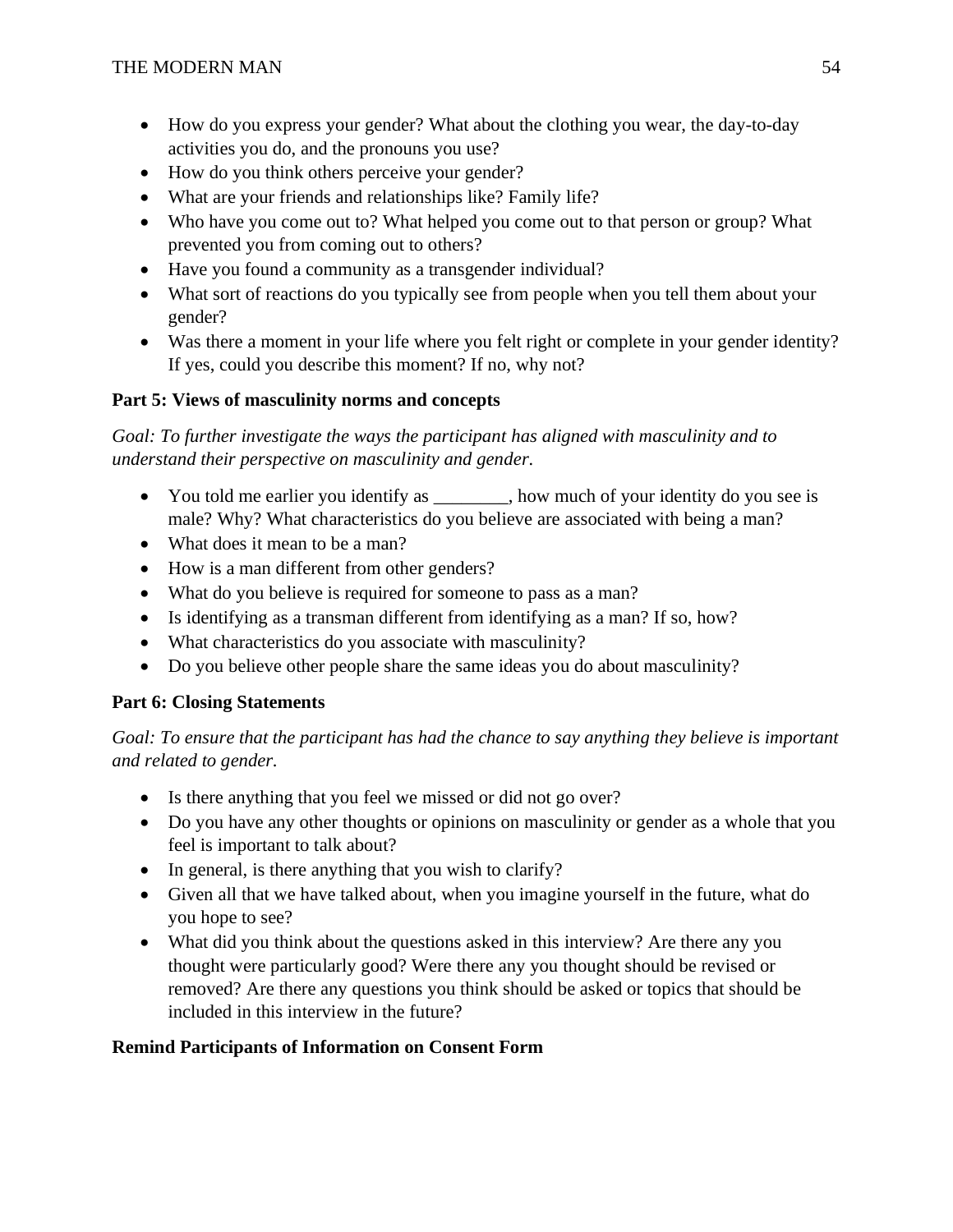- How do you express your gender? What about the clothing you wear, the day-to-day activities you do, and the pronouns you use?
- How do you think others perceive your gender?
- What are your friends and relationships like? Family life?
- Who have you come out to? What helped you come out to that person or group? What prevented you from coming out to others?
- Have you found a community as a transgender individual?
- What sort of reactions do you typically see from people when you tell them about your gender?
- Was there a moment in your life where you felt right or complete in your gender identity? If yes, could you describe this moment? If no, why not?

**Part 5: Views of masculinity norms and concepts**

*Goal: To further investigate the ways the participant has aligned with masculinity and to understand their perspective on masculinity and gender.*

- You told me earlier you identify as ________, how much of your identity do you see is male? Why? What characteristics do you believe are associated with being a man?
- What does it mean to be a man?
- How is a man different from other genders?
- What do you believe is required for someone to pass as a man?
- Is identifying as a transman different from identifying as a man? If so, how?
- What characteristics do you associate with masculinity?
- Do you believe other people share the same ideas you do about masculinity?

**Part 6: Closing Statements**

*Goal: To ensure that the participant has had the chance to say anything they believe is important and related to gender.*

- Is there anything that you feel we missed or did not go over?
- Do you have any other thoughts or opinions on masculinity or gender as a whole that you feel is important to talk about?
- In general, is there anything that you wish to clarify?
- Given all that we have talked about, when you imagine yourself in the future, what do you hope to see?
- What did you think about the questions asked in this interview? Are there any you thought were particularly good? Were there any you thought should be revised or removed? Are there any questions you think should be asked or topics that should be included in this interview in the future?

**Remind Participants of Information on Consent Form**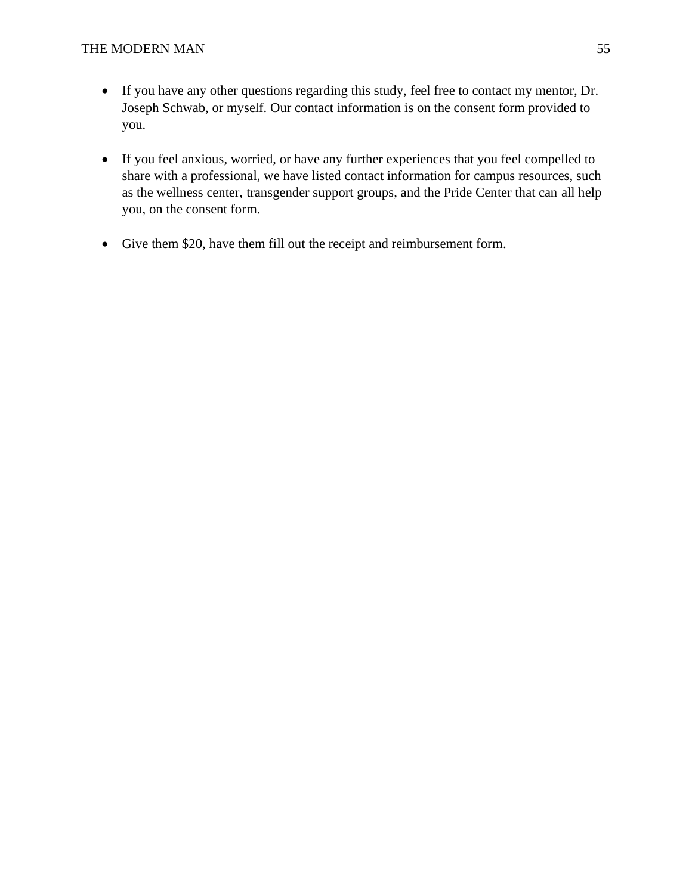- If you have any other questions regarding this study, feel free to contact my mentor, Dr. Joseph Schwab, or myself. Our contact information is on the consent form provided to you.

- If you feel anxious, worried, or have any further experiences that you feel compelled to share with a professional, we have listed contact information for campus resources, such as the wellness center, transgender support groups, and the Pride Center that can all help you, on the consent form.

- Give them $20, have them fill out the receipt and reimbursement form.